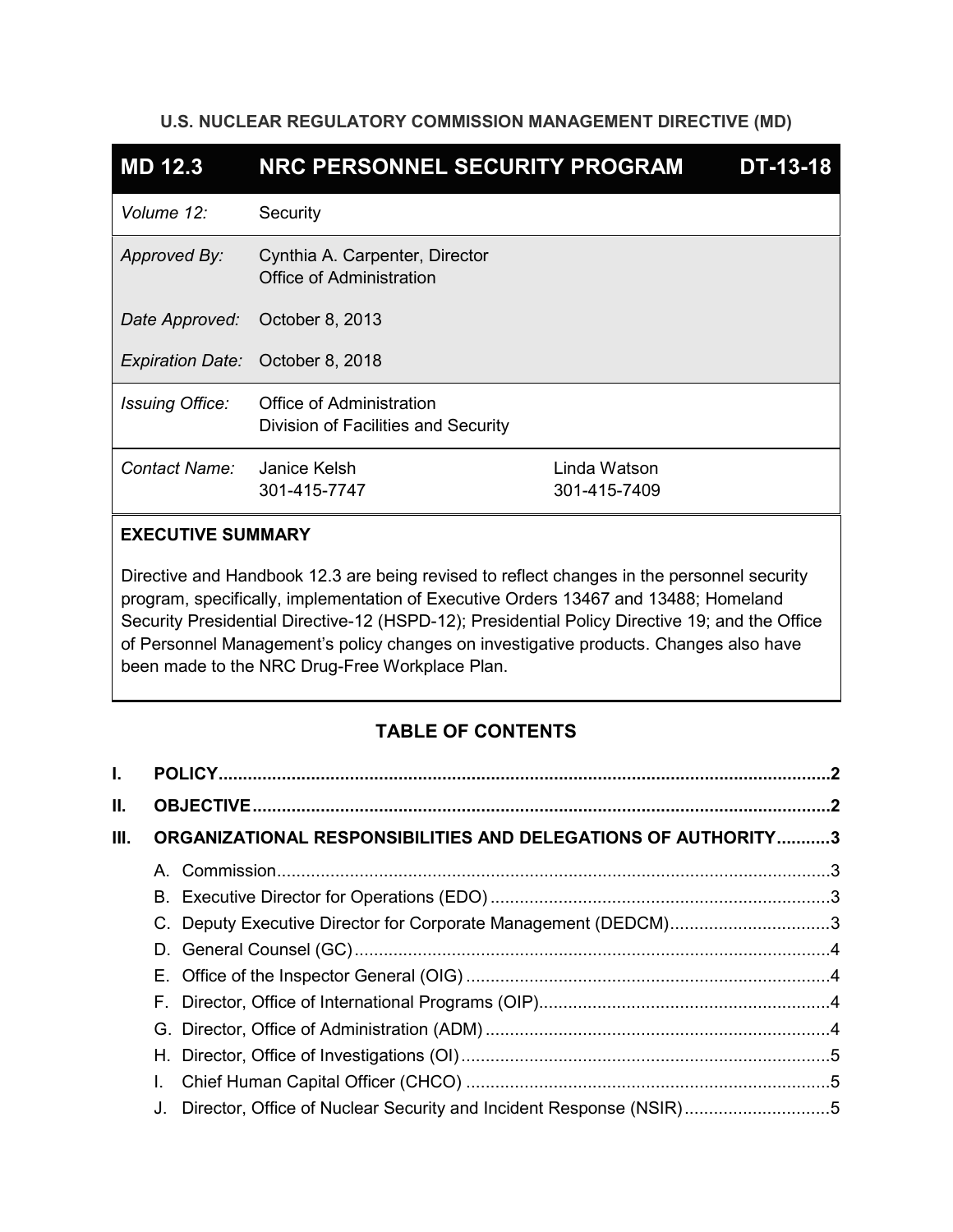**U.S. NUCLEAR REGULATORY COMMISSION MANAGEMENT DIRECTIVE (MD)**

| **MD 12.3** | **NRC PERSONNEL SECURITY PROGRAM** | **DT-13-18** |
|---|---|---|
| *Volume 12:* | Security | |
| *Approved By:* | Cynthia A. Carpenter, Director<br>Office of Administration | |
| *Date Approved:* | October 8, 2013 | |
| *Expiration Date:* | October 8, 2018 | |
| *Issuing Office:* | Office of Administration<br>Division of Facilities and Security | |
| *Contact Name:* | Janice Kelsh<br>301-415-7747 | Linda Watson<br>301-415-7409 |

**EXECUTIVE SUMMARY**

Directive and Handbook 12.3 are being revised to reflect changes in the personnel security program, specifically, implementation of Executive Orders 13467 and 13488; Homeland Security Presidential Directive-12 (HSPD-12); Presidential Policy Directive 19; and the Office of Personnel Management's policy changes on investigative products. Changes also have been made to the NRC Drug-Free Workplace Plan.

## TABLE OF CONTENTS

**I. POLICY** .......... **2**

**II. OBJECTIVE** .......... **2**

**III. ORGANIZATIONAL RESPONSIBILITIES AND DELEGATIONS OF AUTHORITY** .......... **3**

- A. Commission .......... 3
- B. Executive Director for Operations (EDO) .......... 3
- C. Deputy Executive Director for Corporate Management (DEDCM) .......... 3
- D. General Counsel (GC) .......... 4
- E. Office of the Inspector General (OIG) .......... 4
- F. Director, Office of International Programs (OIP) .......... 4
- G. Director, Office of Administration (ADM) .......... 4
- H. Director, Office of Investigations (OI) .......... 5
- I. Chief Human Capital Officer (CHCO) .......... 5
- J. Director, Office of Nuclear Security and Incident Response (NSIR) .......... 5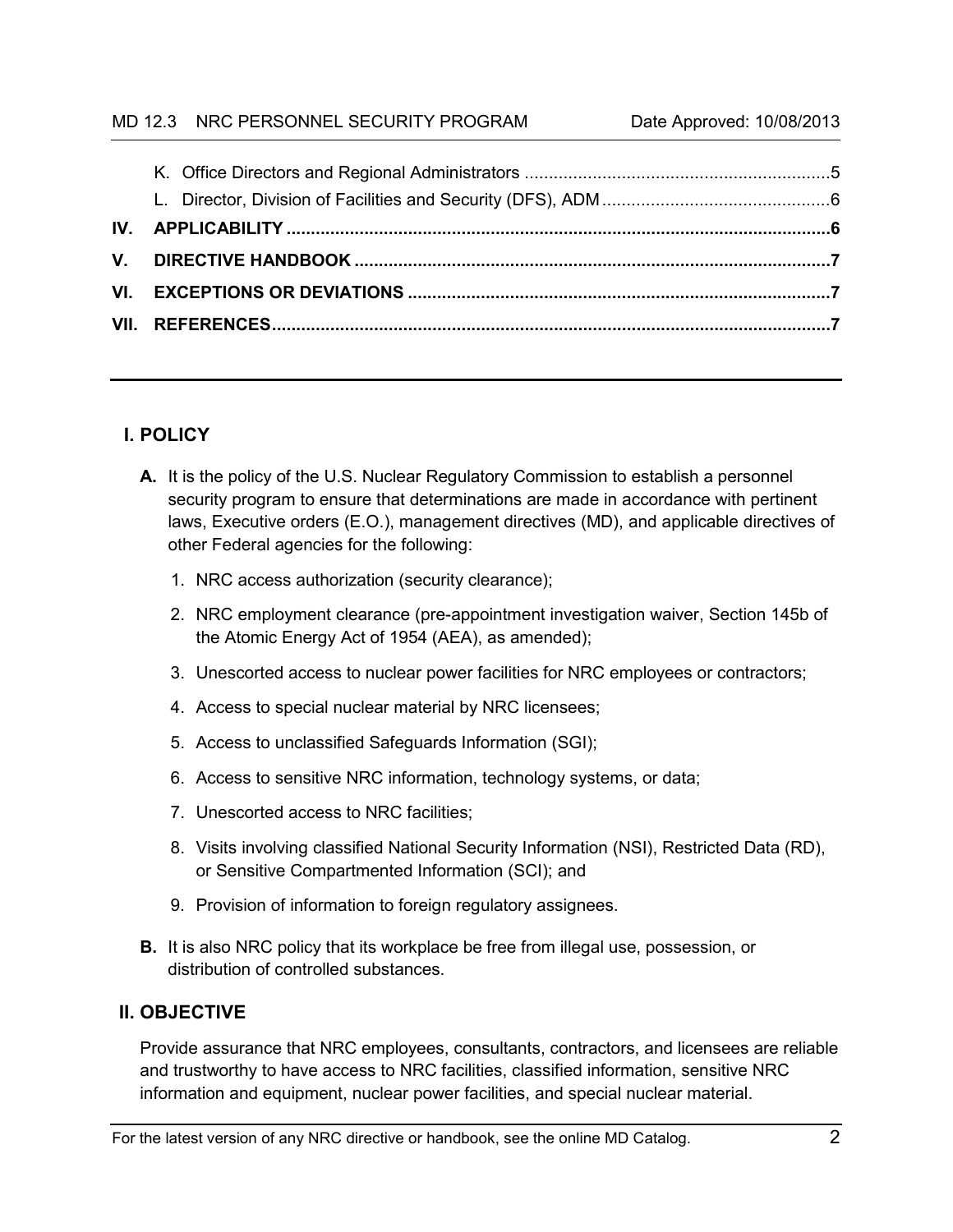K. Office Directors and Regional Administrators ............................................................... 5

L. Director, Division of Facilities and Security (DFS), ADM .............................................. 6

**IV. APPLICABILITY** ............................................................................................................... 6

**V. DIRECTIVE HANDBOOK** .................................................................................................. 7

**VI. EXCEPTIONS OR DEVIATIONS** ....................................................................................... 7

**VII. REFERENCES** .................................................................................................................. 7

---

## I. POLICY

**A.** It is the policy of the U.S. Nuclear Regulatory Commission to establish a personnel security program to ensure that determinations are made in accordance with pertinent laws, Executive orders (E.O.), management directives (MD), and applicable directives of other Federal agencies for the following:

1. NRC access authorization (security clearance);
2. NRC employment clearance (pre-appointment investigation waiver, Section 145b of the Atomic Energy Act of 1954 (AEA), as amended);
3. Unescorted access to nuclear power facilities for NRC employees or contractors;
4. Access to special nuclear material by NRC licensees;
5. Access to unclassified Safeguards Information (SGI);
6. Access to sensitive NRC information, technology systems, or data;
7. Unescorted access to NRC facilities;
8. Visits involving classified National Security Information (NSI), Restricted Data (RD), or Sensitive Compartmented Information (SCI); and
9. Provision of information to foreign regulatory assignees.

**B.** It is also NRC policy that its workplace be free from illegal use, possession, or distribution of controlled substances.

## II. OBJECTIVE

Provide assurance that NRC employees, consultants, contractors, and licensees are reliable and trustworthy to have access to NRC facilities, classified information, sensitive NRC information and equipment, nuclear power facilities, and special nuclear material.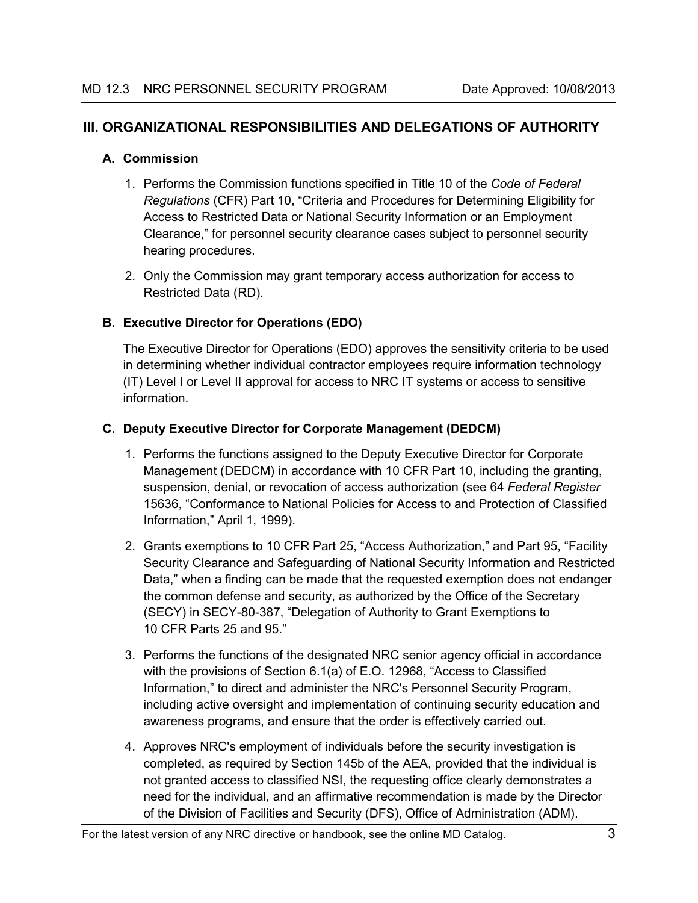## III. ORGANIZATIONAL RESPONSIBILITIES AND DELEGATIONS OF AUTHORITY

### A. Commission

1. Performs the Commission functions specified in Title 10 of the *Code of Federal Regulations* (CFR) Part 10, "Criteria and Procedures for Determining Eligibility for Access to Restricted Data or National Security Information or an Employment Clearance," for personnel security clearance cases subject to personnel security hearing procedures.

2. Only the Commission may grant temporary access authorization for access to Restricted Data (RD).

### B. Executive Director for Operations (EDO)

The Executive Director for Operations (EDO) approves the sensitivity criteria to be used in determining whether individual contractor employees require information technology (IT) Level I or Level II approval for access to NRC IT systems or access to sensitive information.

### C. Deputy Executive Director for Corporate Management (DEDCM)

1. Performs the functions assigned to the Deputy Executive Director for Corporate Management (DEDCM) in accordance with 10 CFR Part 10, including the granting, suspension, denial, or revocation of access authorization (see 64 *Federal Register* 15636, "Conformance to National Policies for Access to and Protection of Classified Information," April 1, 1999).

2. Grants exemptions to 10 CFR Part 25, "Access Authorization," and Part 95, "Facility Security Clearance and Safeguarding of National Security Information and Restricted Data," when a finding can be made that the requested exemption does not endanger the common defense and security, as authorized by the Office of the Secretary (SECY) in SECY-80-387, "Delegation of Authority to Grant Exemptions to 10 CFR Parts 25 and 95."

3. Performs the functions of the designated NRC senior agency official in accordance with the provisions of Section 6.1(a) of E.O. 12968, "Access to Classified Information," to direct and administer the NRC's Personnel Security Program, including active oversight and implementation of continuing security education and awareness programs, and ensure that the order is effectively carried out.

4. Approves NRC's employment of individuals before the security investigation is completed, as required by Section 145b of the AEA, provided that the individual is not granted access to classified NSI, the requesting office clearly demonstrates a need for the individual, and an affirmative recommendation is made by the Director of the Division of Facilities and Security (DFS), Office of Administration (ADM).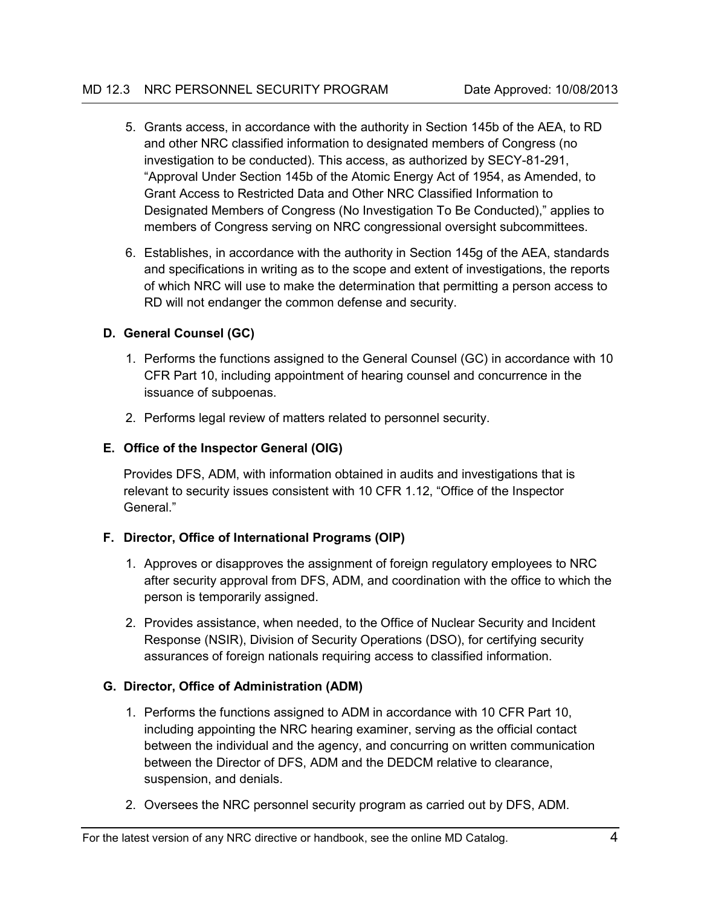5. Grants access, in accordance with the authority in Section 145b of the AEA, to RD and other NRC classified information to designated members of Congress (no investigation to be conducted). This access, as authorized by SECY-81-291, “Approval Under Section 145b of the Atomic Energy Act of 1954, as Amended, to Grant Access to Restricted Data and Other NRC Classified Information to Designated Members of Congress (No Investigation To Be Conducted),” applies to members of Congress serving on NRC congressional oversight subcommittees.

6. Establishes, in accordance with the authority in Section 145g of the AEA, standards and specifications in writing as to the scope and extent of investigations, the reports of which NRC will use to make the determination that permitting a person access to RD will not endanger the common defense and security.

### D. General Counsel (GC)

1. Performs the functions assigned to the General Counsel (GC) in accordance with 10 CFR Part 10, including appointment of hearing counsel and concurrence in the issuance of subpoenas.

2. Performs legal review of matters related to personnel security.

### E. Office of the Inspector General (OIG)

Provides DFS, ADM, with information obtained in audits and investigations that is relevant to security issues consistent with 10 CFR 1.12, “Office of the Inspector General.”

### F. Director, Office of International Programs (OIP)

1. Approves or disapproves the assignment of foreign regulatory employees to NRC after security approval from DFS, ADM, and coordination with the office to which the person is temporarily assigned.

2. Provides assistance, when needed, to the Office of Nuclear Security and Incident Response (NSIR), Division of Security Operations (DSO), for certifying security assurances of foreign nationals requiring access to classified information.

### G. Director, Office of Administration (ADM)

1. Performs the functions assigned to ADM in accordance with 10 CFR Part 10, including appointing the NRC hearing examiner, serving as the official contact between the individual and the agency, and concurring on written communication between the Director of DFS, ADM and the DEDCM relative to clearance, suspension, and denials.

2. Oversees the NRC personnel security program as carried out by DFS, ADM.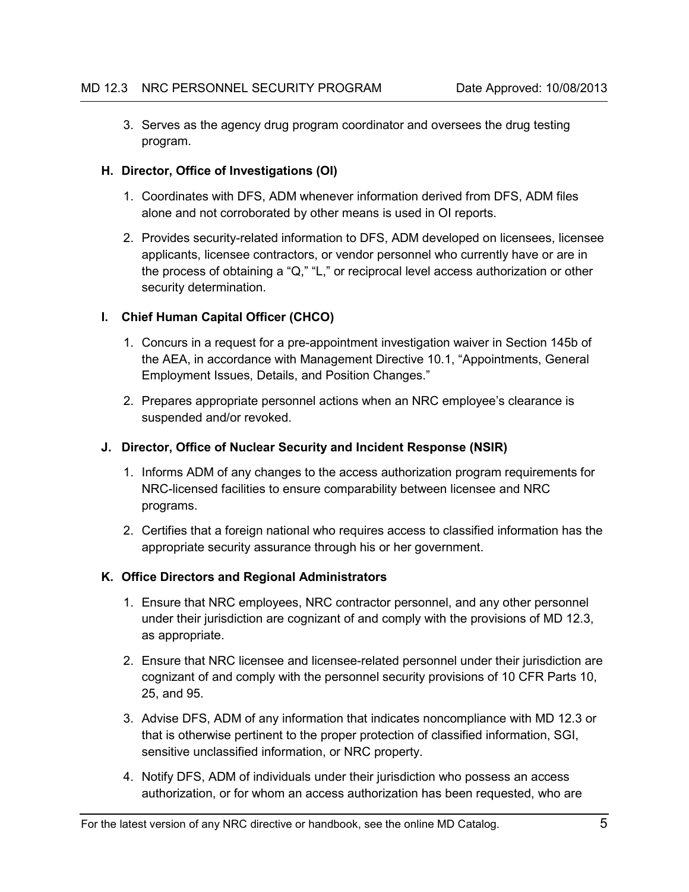3. Serves as the agency drug program coordinator and oversees the drug testing program.

### H. Director, Office of Investigations (OI)

1. Coordinates with DFS, ADM whenever information derived from DFS, ADM files alone and not corroborated by other means is used in OI reports.

2. Provides security-related information to DFS, ADM developed on licensees, licensee applicants, licensee contractors, or vendor personnel who currently have or are in the process of obtaining a “Q,” “L,” or reciprocal level access authorization or other security determination.

### I. Chief Human Capital Officer (CHCO)

1. Concurs in a request for a pre-appointment investigation waiver in Section 145b of the AEA, in accordance with Management Directive 10.1, “Appointments, General Employment Issues, Details, and Position Changes.”

2. Prepares appropriate personnel actions when an NRC employee’s clearance is suspended and/or revoked.

### J. Director, Office of Nuclear Security and Incident Response (NSIR)

1. Informs ADM of any changes to the access authorization program requirements for NRC-licensed facilities to ensure comparability between licensee and NRC programs.

2. Certifies that a foreign national who requires access to classified information has the appropriate security assurance through his or her government.

### K. Office Directors and Regional Administrators

1. Ensure that NRC employees, NRC contractor personnel, and any other personnel under their jurisdiction are cognizant of and comply with the provisions of MD 12.3, as appropriate.

2. Ensure that NRC licensee and licensee-related personnel under their jurisdiction are cognizant of and comply with the personnel security provisions of 10 CFR Parts 10, 25, and 95.

3. Advise DFS, ADM of any information that indicates noncompliance with MD 12.3 or that is otherwise pertinent to the proper protection of classified information, SGI, sensitive unclassified information, or NRC property.

4. Notify DFS, ADM of individuals under their jurisdiction who possess an access authorization, or for whom an access authorization has been requested, who are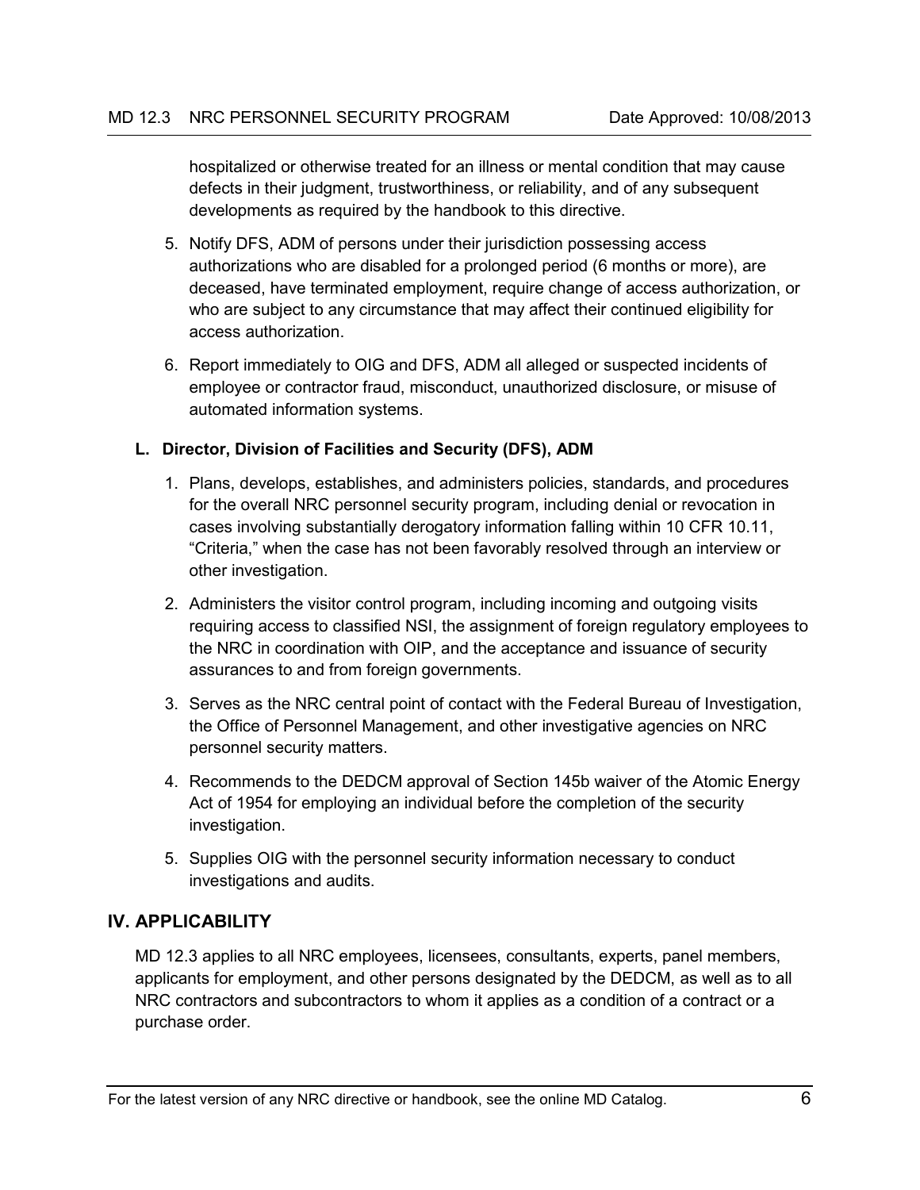hospitalized or otherwise treated for an illness or mental condition that may cause defects in their judgment, trustworthiness, or reliability, and of any subsequent developments as required by the handbook to this directive.

5. Notify DFS, ADM of persons under their jurisdiction possessing access authorizations who are disabled for a prolonged period (6 months or more), are deceased, have terminated employment, require change of access authorization, or who are subject to any circumstance that may affect their continued eligibility for access authorization.

6. Report immediately to OIG and DFS, ADM all alleged or suspected incidents of employee or contractor fraud, misconduct, unauthorized disclosure, or misuse of automated information systems.

### L. Director, Division of Facilities and Security (DFS), ADM

1. Plans, develops, establishes, and administers policies, standards, and procedures for the overall NRC personnel security program, including denial or revocation in cases involving substantially derogatory information falling within 10 CFR 10.11, "Criteria," when the case has not been favorably resolved through an interview or other investigation.

2. Administers the visitor control program, including incoming and outgoing visits requiring access to classified NSI, the assignment of foreign regulatory employees to the NRC in coordination with OIP, and the acceptance and issuance of security assurances to and from foreign governments.

3. Serves as the NRC central point of contact with the Federal Bureau of Investigation, the Office of Personnel Management, and other investigative agencies on NRC personnel security matters.

4. Recommends to the DEDCM approval of Section 145b waiver of the Atomic Energy Act of 1954 for employing an individual before the completion of the security investigation.

5. Supplies OIG with the personnel security information necessary to conduct investigations and audits.

## IV. APPLICABILITY

MD 12.3 applies to all NRC employees, licensees, consultants, experts, panel members, applicants for employment, and other persons designated by the DEDCM, as well as to all NRC contractors and subcontractors to whom it applies as a condition of a contract or a purchase order.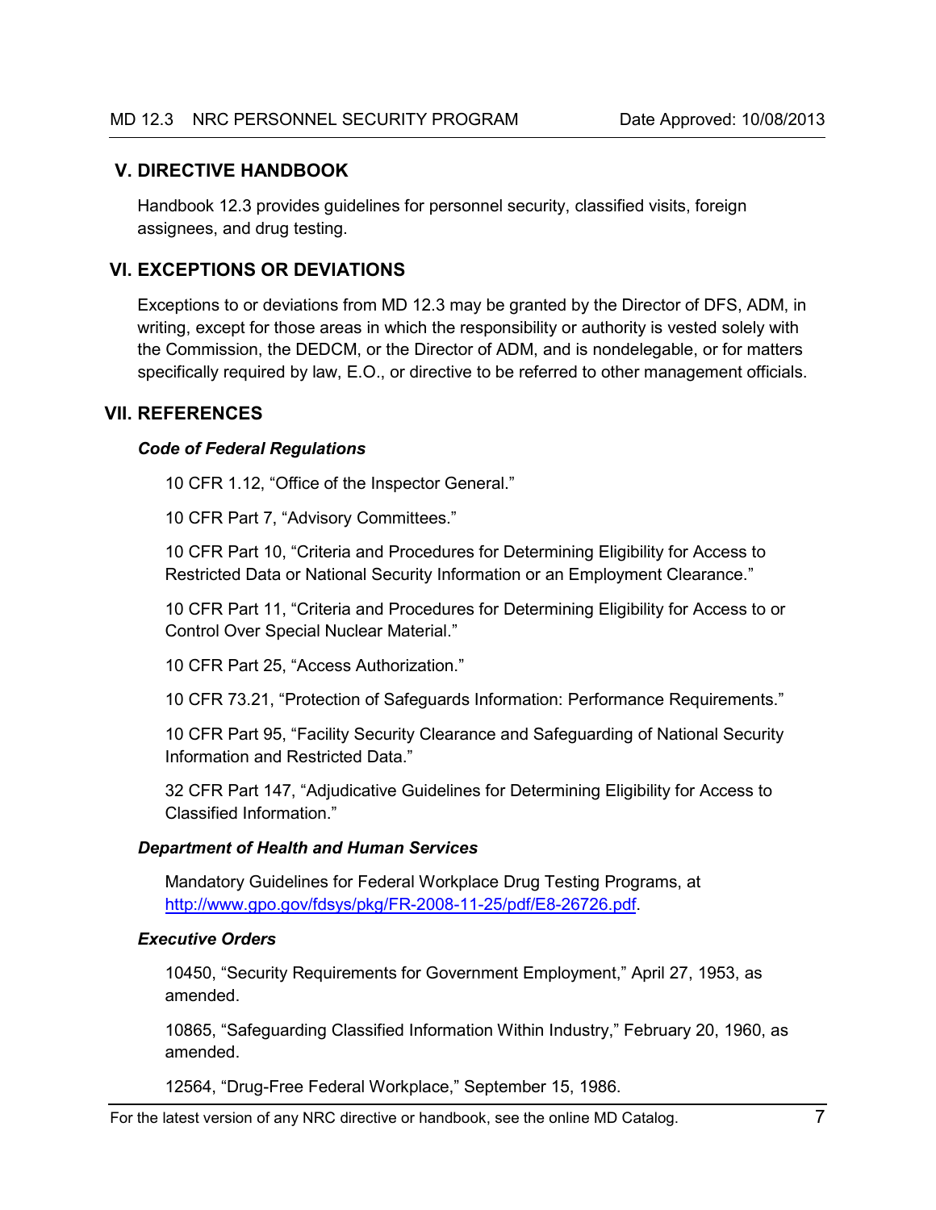## V. DIRECTIVE HANDBOOK

Handbook 12.3 provides guidelines for personnel security, classified visits, foreign assignees, and drug testing.

## VI. EXCEPTIONS OR DEVIATIONS

Exceptions to or deviations from MD 12.3 may be granted by the Director of DFS, ADM, in writing, except for those areas in which the responsibility or authority is vested solely with the Commission, the DEDCM, or the Director of ADM, and is nondelegable, or for matters specifically required by law, E.O., or directive to be referred to other management officials.

## VII. REFERENCES

***Code of Federal Regulations***

10 CFR 1.12, "Office of the Inspector General."

10 CFR Part 7, "Advisory Committees."

10 CFR Part 10, "Criteria and Procedures for Determining Eligibility for Access to Restricted Data or National Security Information or an Employment Clearance."

10 CFR Part 11, "Criteria and Procedures for Determining Eligibility for Access to or Control Over Special Nuclear Material."

10 CFR Part 25, "Access Authorization."

10 CFR 73.21, "Protection of Safeguards Information: Performance Requirements."

10 CFR Part 95, "Facility Security Clearance and Safeguarding of National Security Information and Restricted Data."

32 CFR Part 147, "Adjudicative Guidelines for Determining Eligibility for Access to Classified Information."

***Department of Health and Human Services***

Mandatory Guidelines for Federal Workplace Drug Testing Programs, at http://www.gpo.gov/fdsys/pkg/FR-2008-11-25/pdf/E8-26726.pdf.

***Executive Orders***

10450, "Security Requirements for Government Employment," April 27, 1953, as amended.

10865, "Safeguarding Classified Information Within Industry," February 20, 1960, as amended.

12564, "Drug-Free Federal Workplace," September 15, 1986.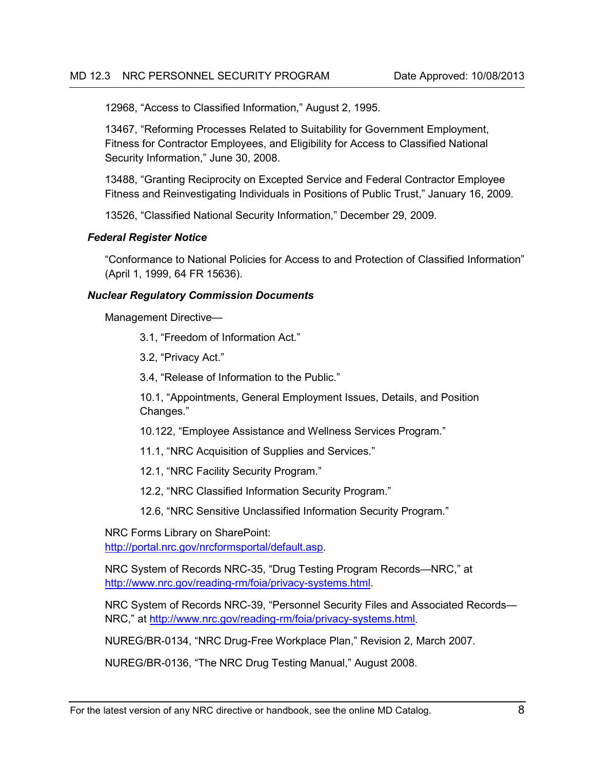12968, “Access to Classified Information,” August 2, 1995.

13467, “Reforming Processes Related to Suitability for Government Employment, Fitness for Contractor Employees, and Eligibility for Access to Classified National Security Information,” June 30, 2008.

13488, “Granting Reciprocity on Excepted Service and Federal Contractor Employee Fitness and Reinvestigating Individuals in Positions of Public Trust,” January 16, 2009.

13526, “Classified National Security Information,” December 29, 2009.

***Federal Register Notice***

“Conformance to National Policies for Access to and Protection of Classified Information” (April 1, 1999, 64 FR 15636).

***Nuclear Regulatory Commission Documents***

Management Directive—

3.1, “Freedom of Information Act.”

3.2, “Privacy Act.”

3.4, “Release of Information to the Public.”

10.1, “Appointments, General Employment Issues, Details, and Position Changes.”

10.122, “Employee Assistance and Wellness Services Program.”

11.1, “NRC Acquisition of Supplies and Services.”

12.1, “NRC Facility Security Program.”

12.2, “NRC Classified Information Security Program.”

12.6, “NRC Sensitive Unclassified Information Security Program.”

NRC Forms Library on SharePoint: [http://portal.nrc.gov/nrcformsportal/default.asp](http://portal.nrc.gov/nrcformsportal/default.asp).

NRC System of Records NRC-35, “Drug Testing Program Records—NRC,” at [http://www.nrc.gov/reading-rm/foia/privacy-systems.html](http://www.nrc.gov/reading-rm/foia/privacy-systems.html).

NRC System of Records NRC-39, “Personnel Security Files and Associated Records—NRC,” at [http://www.nrc.gov/reading-rm/foia/privacy-systems.html](http://www.nrc.gov/reading-rm/foia/privacy-systems.html).

NUREG/BR-0134, “NRC Drug-Free Workplace Plan,” Revision 2, March 2007.

NUREG/BR-0136, “The NRC Drug Testing Manual,” August 2008.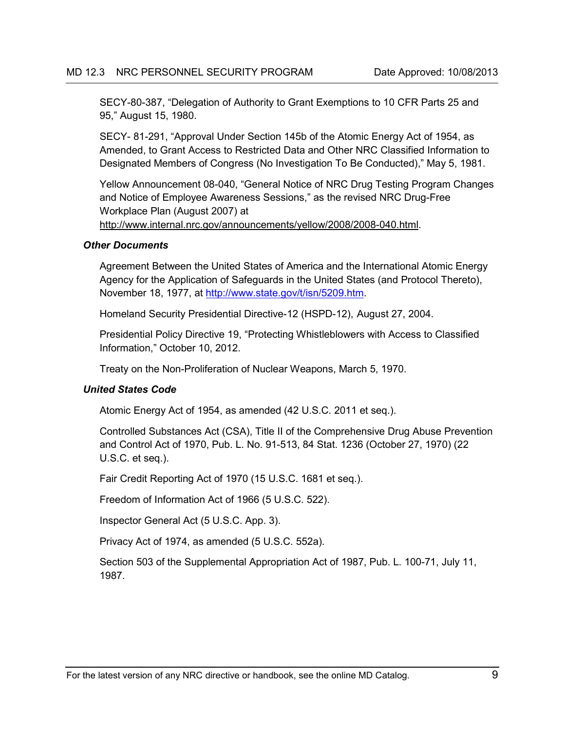SECY-80-387, “Delegation of Authority to Grant Exemptions to 10 CFR Parts 25 and 95,” August 15, 1980.

SECY- 81-291, “Approval Under Section 145b of the Atomic Energy Act of 1954, as Amended, to Grant Access to Restricted Data and Other NRC Classified Information to Designated Members of Congress (No Investigation To Be Conducted),” May 5, 1981.

Yellow Announcement 08-040, “General Notice of NRC Drug Testing Program Changes and Notice of Employee Awareness Sessions,” as the revised NRC Drug-Free Workplace Plan (August 2007) at http://www.internal.nrc.gov/announcements/yellow/2008/2008-040.html.

***Other Documents***

Agreement Between the United States of America and the International Atomic Energy Agency for the Application of Safeguards in the United States (and Protocol Thereto), November 18, 1977, at http://www.state.gov/t/isn/5209.htm.

Homeland Security Presidential Directive-12 (HSPD-12), August 27, 2004.

Presidential Policy Directive 19, “Protecting Whistleblowers with Access to Classified Information,” October 10, 2012.

Treaty on the Non-Proliferation of Nuclear Weapons, March 5, 1970.

***United States Code***

Atomic Energy Act of 1954, as amended (42 U.S.C. 2011 et seq.).

Controlled Substances Act (CSA), Title II of the Comprehensive Drug Abuse Prevention and Control Act of 1970, Pub. L. No. 91-513, 84 Stat. 1236 (October 27, 1970) (22 U.S.C. et seq.).

Fair Credit Reporting Act of 1970 (15 U.S.C. 1681 et seq.).

Freedom of Information Act of 1966 (5 U.S.C. 522).

Inspector General Act (5 U.S.C. App. 3).

Privacy Act of 1974, as amended (5 U.S.C. 552a).

Section 503 of the Supplemental Appropriation Act of 1987, Pub. L. 100-71, July 11, 1987.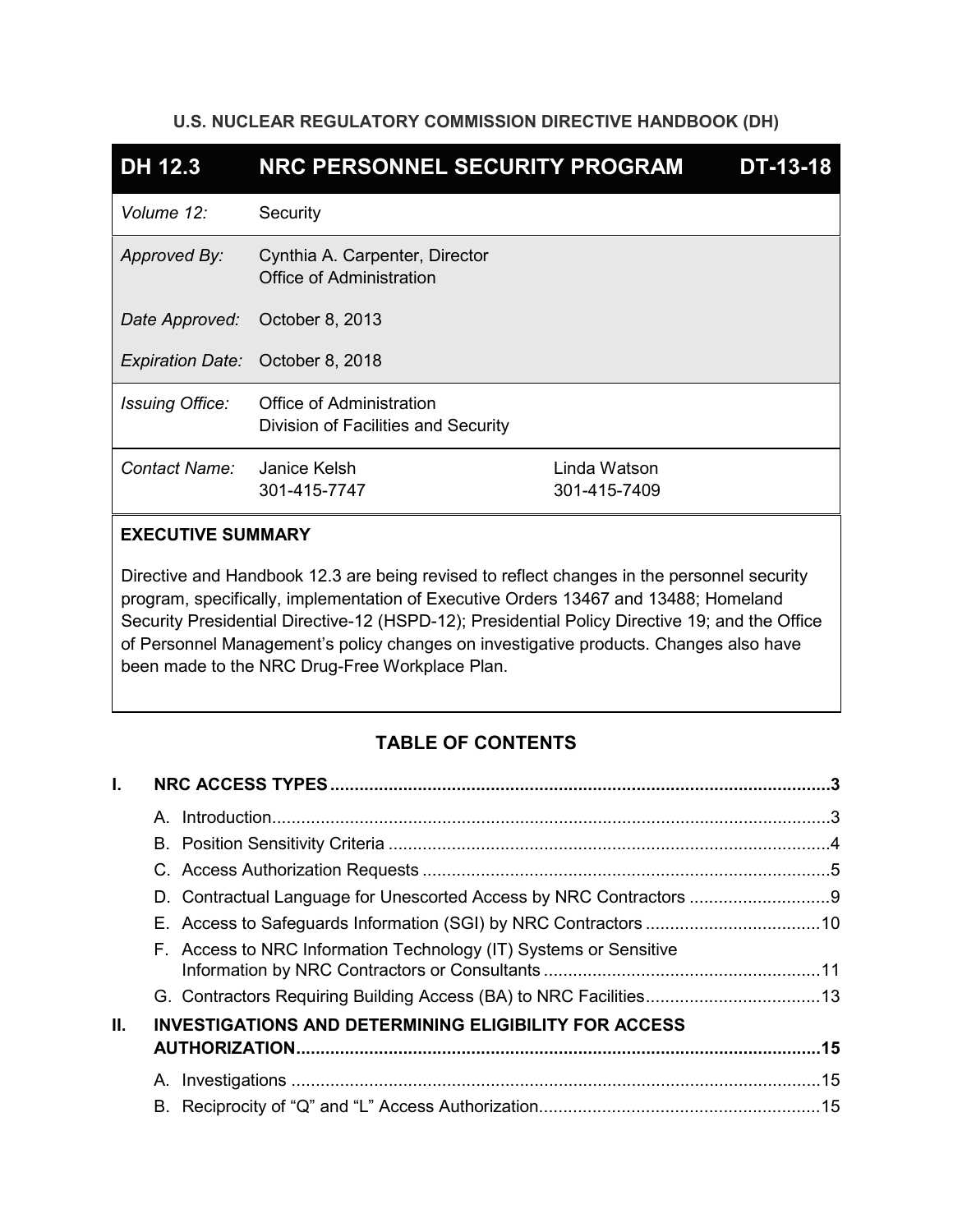**U.S. NUCLEAR REGULATORY COMMISSION DIRECTIVE HANDBOOK (DH)**

| **DH 12.3** | **NRC PERSONNEL SECURITY PROGRAM** | **DT-13-18** |
|---|---|---|
| *Volume 12:* | Security | |
| *Approved By:* | Cynthia A. Carpenter, Director<br>Office of Administration | |
| *Date Approved:* | October 8, 2013 | |
| *Expiration Date:* | October 8, 2018 | |
| *Issuing Office:* | Office of Administration<br>Division of Facilities and Security | |
| *Contact Name:* | Janice Kelsh<br>301-415-7747 | Linda Watson<br>301-415-7409 |

**EXECUTIVE SUMMARY**

Directive and Handbook 12.3 are being revised to reflect changes in the personnel security program, specifically, implementation of Executive Orders 13467 and 13488; Homeland Security Presidential Directive-12 (HSPD-12); Presidential Policy Directive 19; and the Office of Personnel Management's policy changes on investigative products. Changes also have been made to the NRC Drug-Free Workplace Plan.

## TABLE OF CONTENTS

**I. NRC ACCESS TYPES** ........................................ **3**

- A. Introduction ........................................ 3
- B. Position Sensitivity Criteria ........................................ 4
- C. Access Authorization Requests ........................................ 5
- D. Contractual Language for Unescorted Access by NRC Contractors ........................................ 9
- E. Access to Safeguards Information (SGI) by NRC Contractors ........................................ 10
- F. Access to NRC Information Technology (IT) Systems or Sensitive Information by NRC Contractors or Consultants ........................................ 11
- G. Contractors Requiring Building Access (BA) to NRC Facilities ........................................ 13

**II. INVESTIGATIONS AND DETERMINING ELIGIBILITY FOR ACCESS AUTHORIZATION** ........................................ **15**

- A. Investigations ........................................ 15
- B. Reciprocity of "Q" and "L" Access Authorization ........................................ 15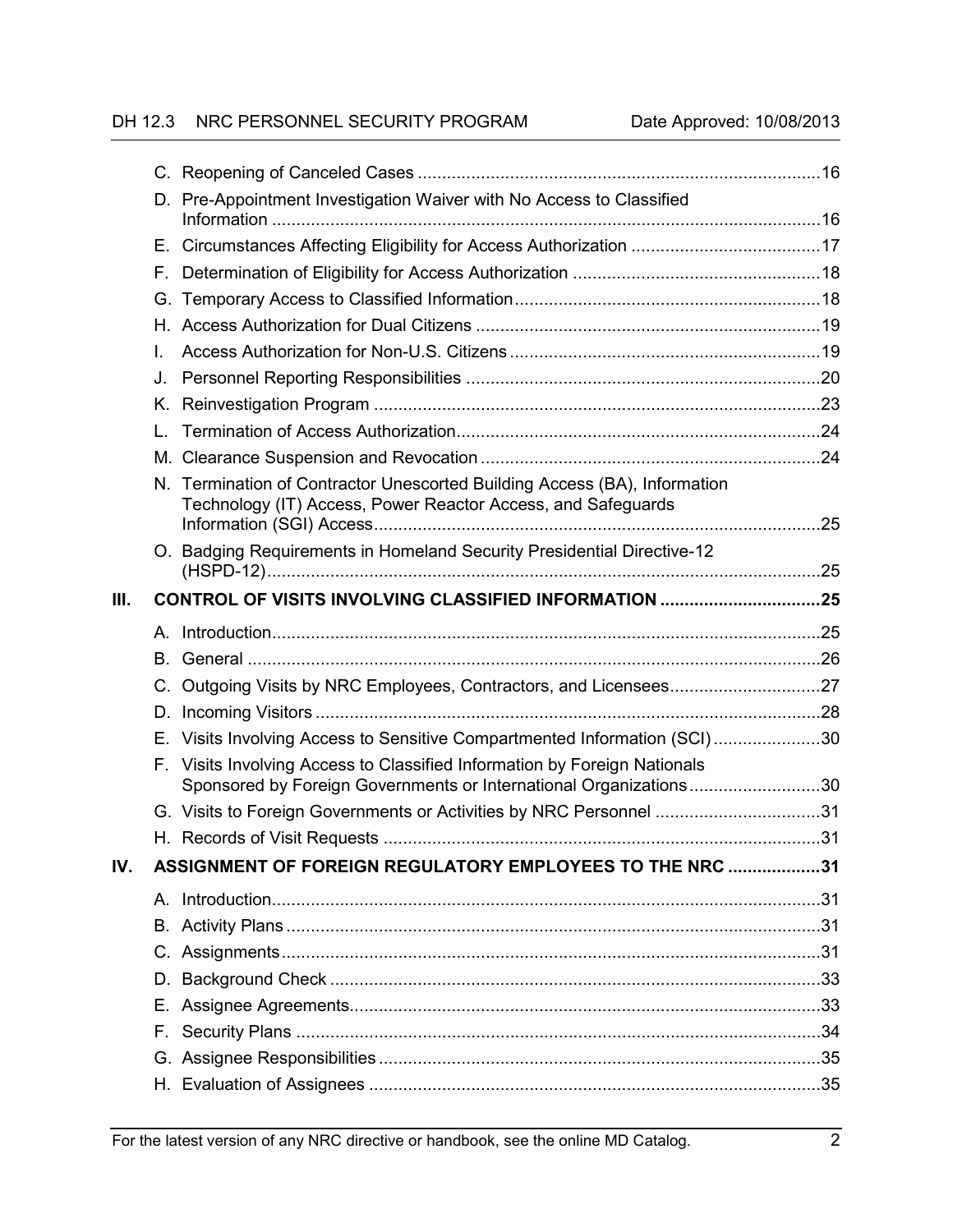C. Reopening of Canceled Cases ....................................................................................16

D. Pre-Appointment Investigation Waiver with No Access to Classified Information ..................................................................................................................16

E. Circumstances Affecting Eligibility for Access Authorization .......................................17

F. Determination of Eligibility for Access Authorization ..................................................18

G. Temporary Access to Classified Information..............................................................18

H. Access Authorization for Dual Citizens ......................................................................19

I. Access Authorization for Non-U.S. Citizens................................................................19

J. Personnel Reporting Responsibilities ........................................................................20

K. Reinvestigation Program ...........................................................................................23

L. Termination of Access Authorization..........................................................................24

M. Clearance Suspension and Revocation .....................................................................24

N. Termination of Contractor Unescorted Building Access (BA), Information Technology (IT) Access, Power Reactor Access, and Safeguards Information (SGI) Access............................................................................................25

O. Badging Requirements in Homeland Security Presidential Directive-12 (HSPD-12)..................................................................................................................25

**III. CONTROL OF VISITS INVOLVING CLASSIFIED INFORMATION .................................25**

A. Introduction................................................................................................................25

B. General .....................................................................................................................26

C. Outgoing Visits by NRC Employees, Contractors, and Licensees..............................27

D. Incoming Visitors .......................................................................................................28

E. Visits Involving Access to Sensitive Compartmented Information (SCI)......................30

F. Visits Involving Access to Classified Information by Foreign Nationals Sponsored by Foreign Governments or International Organizations...........................30

G. Visits to Foreign Governments or Activities by NRC Personnel ..................................31

H. Records of Visit Requests .........................................................................................31

**IV. ASSIGNMENT OF FOREIGN REGULATORY EMPLOYEES TO THE NRC ...................31**

A. Introduction................................................................................................................31

B. Activity Plans .............................................................................................................31

C. Assignments..............................................................................................................31

D. Background Check ....................................................................................................33

E. Assignee Agreements................................................................................................33

F. Security Plans ...........................................................................................................34

G. Assignee Responsibilities ..........................................................................................35

H. Evaluation of Assignees ............................................................................................35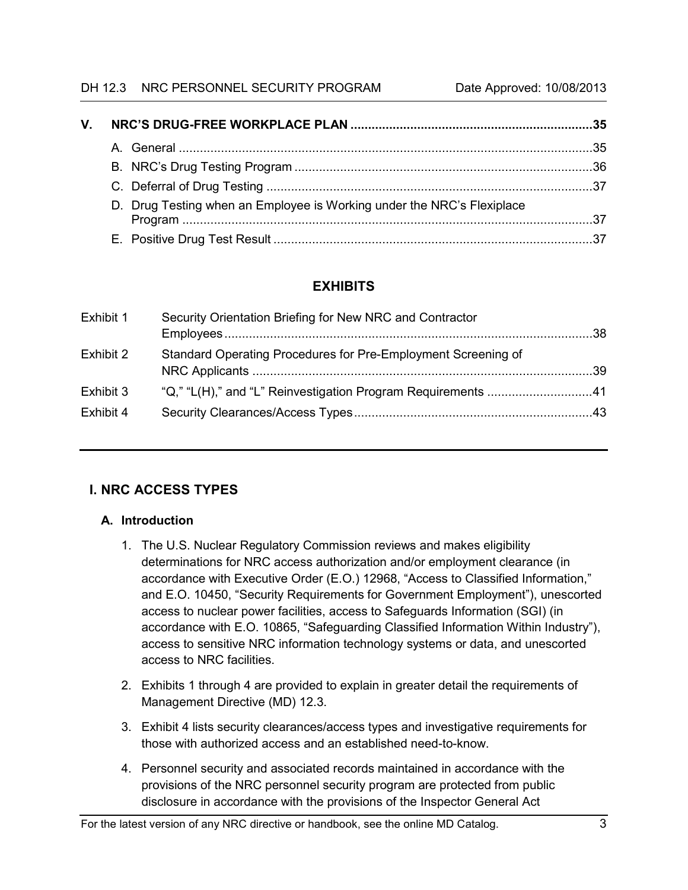| | | |
|---|---|---|
| **V.** | **NRC'S DRUG-FREE WORKPLACE PLAN** | **35** |
| | A. General | 35 |
| | B. NRC's Drug Testing Program | 36 |
| | C. Deferral of Drug Testing | 37 |
| | D. Drug Testing when an Employee is Working under the NRC's Flexiplace Program | 37 |
| | E. Positive Drug Test Result | 37 |

## EXHIBITS

| | | |
|---|---|---|
| Exhibit 1 | Security Orientation Briefing for New NRC and Contractor Employees | 38 |
| Exhibit 2 | Standard Operating Procedures for Pre-Employment Screening of NRC Applicants | 39 |
| Exhibit 3 | "Q," "L(H)," and "L" Reinvestigation Program Requirements | 41 |
| Exhibit 4 | Security Clearances/Access Types | 43 |

---

## I. NRC ACCESS TYPES

### A. Introduction

1. The U.S. Nuclear Regulatory Commission reviews and makes eligibility determinations for NRC access authorization and/or employment clearance (in accordance with Executive Order (E.O.) 12968, "Access to Classified Information," and E.O. 10450, "Security Requirements for Government Employment"), unescorted access to nuclear power facilities, access to Safeguards Information (SGI) (in accordance with E.O. 10865, "Safeguarding Classified Information Within Industry"), access to sensitive NRC information technology systems or data, and unescorted access to NRC facilities.

2. Exhibits 1 through 4 are provided to explain in greater detail the requirements of Management Directive (MD) 12.3.

3. Exhibit 4 lists security clearances/access types and investigative requirements for those with authorized access and an established need-to-know.

4. Personnel security and associated records maintained in accordance with the provisions of the NRC personnel security program are protected from public disclosure in accordance with the provisions of the Inspector General Act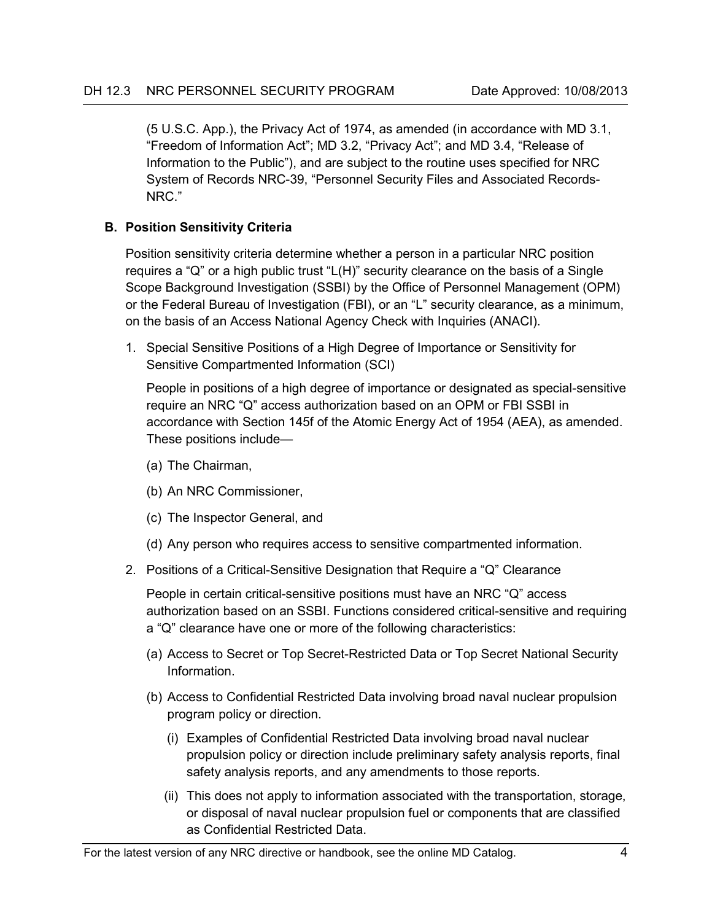(5 U.S.C. App.), the Privacy Act of 1974, as amended (in accordance with MD 3.1, “Freedom of Information Act”; MD 3.2, “Privacy Act”; and MD 3.4, “Release of Information to the Public”), and are subject to the routine uses specified for NRC System of Records NRC-39, “Personnel Security Files and Associated Records-NRC.”

### B. Position Sensitivity Criteria

Position sensitivity criteria determine whether a person in a particular NRC position requires a “Q” or a high public trust “L(H)” security clearance on the basis of a Single Scope Background Investigation (SSBI) by the Office of Personnel Management (OPM) or the Federal Bureau of Investigation (FBI), or an “L” security clearance, as a minimum, on the basis of an Access National Agency Check with Inquiries (ANACI).

1. Special Sensitive Positions of a High Degree of Importance or Sensitivity for Sensitive Compartmented Information (SCI)

   People in positions of a high degree of importance or designated as special-sensitive require an NRC “Q” access authorization based on an OPM or FBI SSBI in accordance with Section 145f of the Atomic Energy Act of 1954 (AEA), as amended. These positions include—

   (a) The Chairman,

   (b) An NRC Commissioner,

   (c) The Inspector General, and

   (d) Any person who requires access to sensitive compartmented information.

2. Positions of a Critical-Sensitive Designation that Require a “Q” Clearance

   People in certain critical-sensitive positions must have an NRC “Q” access authorization based on an SSBI. Functions considered critical-sensitive and requiring a “Q” clearance have one or more of the following characteristics:

   (a) Access to Secret or Top Secret-Restricted Data or Top Secret National Security Information.

   (b) Access to Confidential Restricted Data involving broad naval nuclear propulsion program policy or direction.

      (i) Examples of Confidential Restricted Data involving broad naval nuclear propulsion policy or direction include preliminary safety analysis reports, final safety analysis reports, and any amendments to those reports.

      (ii) This does not apply to information associated with the transportation, storage, or disposal of naval nuclear propulsion fuel or components that are classified as Confidential Restricted Data.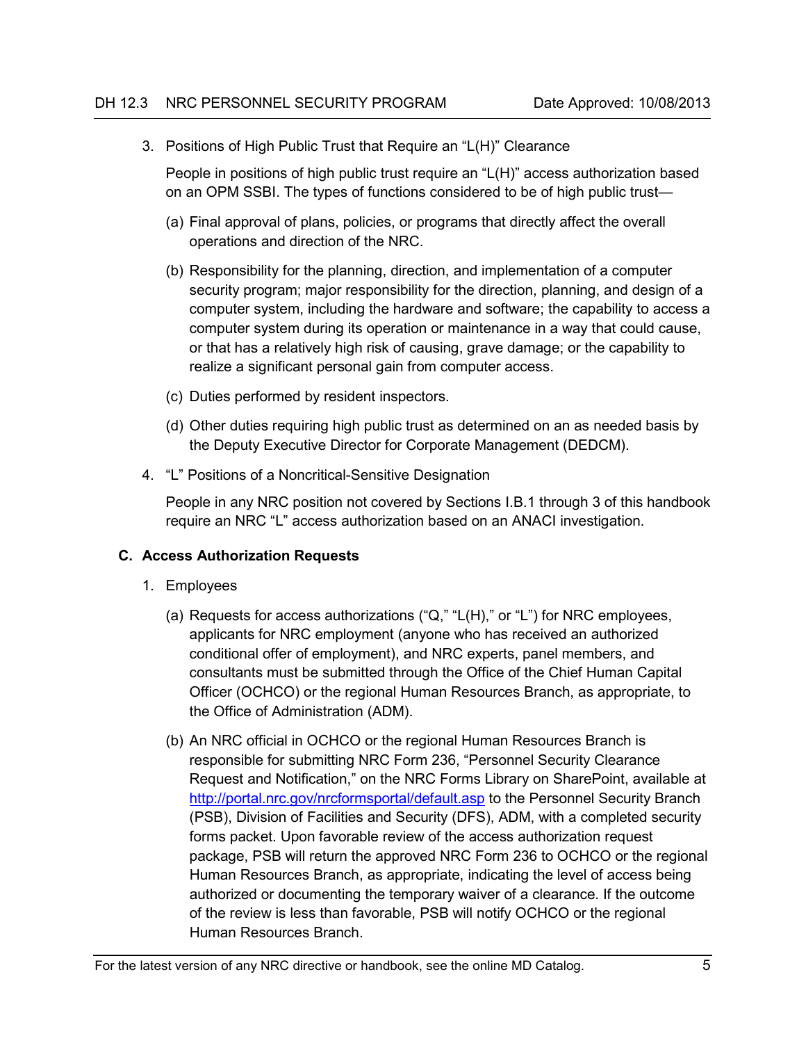3. Positions of High Public Trust that Require an "L(H)" Clearance

   People in positions of high public trust require an "L(H)" access authorization based on an OPM SSBI. The types of functions considered to be of high public trust—

   (a) Final approval of plans, policies, or programs that directly affect the overall operations and direction of the NRC.

   (b) Responsibility for the planning, direction, and implementation of a computer security program; major responsibility for the direction, planning, and design of a computer system, including the hardware and software; the capability to access a computer system during its operation or maintenance in a way that could cause, or that has a relatively high risk of causing, grave damage; or the capability to realize a significant personal gain from computer access.

   (c) Duties performed by resident inspectors.

   (d) Other duties requiring high public trust as determined on an as needed basis by the Deputy Executive Director for Corporate Management (DEDCM).

4. "L" Positions of a Noncritical-Sensitive Designation

   People in any NRC position not covered by Sections I.B.1 through 3 of this handbook require an NRC "L" access authorization based on an ANACI investigation.

### C. Access Authorization Requests

1. Employees

   (a) Requests for access authorizations ("Q," "L(H)," or "L") for NRC employees, applicants for NRC employment (anyone who has received an authorized conditional offer of employment), and NRC experts, panel members, and consultants must be submitted through the Office of the Chief Human Capital Officer (OCHCO) or the regional Human Resources Branch, as appropriate, to the Office of Administration (ADM).

   (b) An NRC official in OCHCO or the regional Human Resources Branch is responsible for submitting NRC Form 236, "Personnel Security Clearance Request and Notification," on the NRC Forms Library on SharePoint, available at http://portal.nrc.gov/nrcformsportal/default.asp to the Personnel Security Branch (PSB), Division of Facilities and Security (DFS), ADM, with a completed security forms packet. Upon favorable review of the access authorization request package, PSB will return the approved NRC Form 236 to OCHCO or the regional Human Resources Branch, as appropriate, indicating the level of access being authorized or documenting the temporary waiver of a clearance. If the outcome of the review is less than favorable, PSB will notify OCHCO or the regional Human Resources Branch.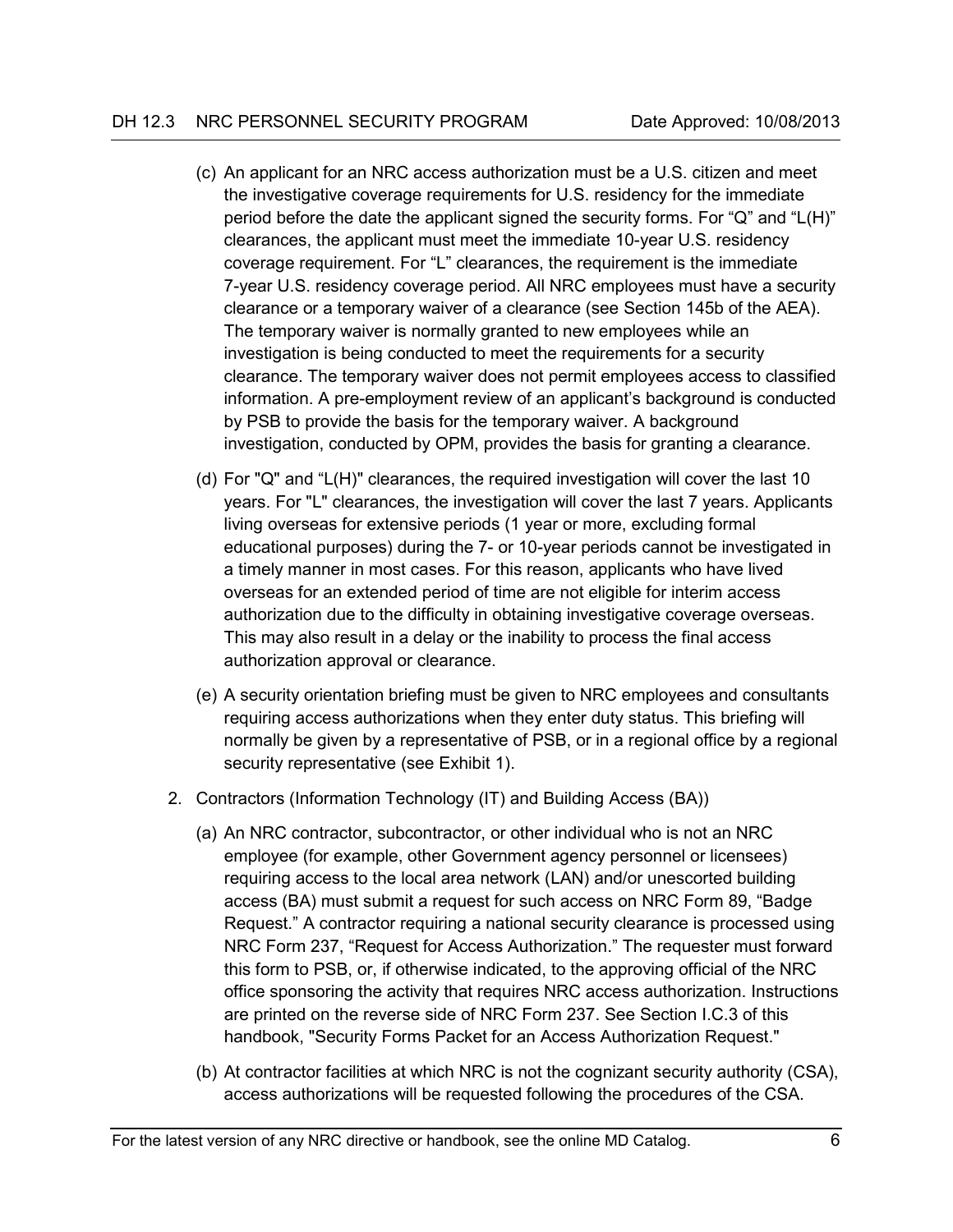(c) An applicant for an NRC access authorization must be a U.S. citizen and meet the investigative coverage requirements for U.S. residency for the immediate period before the date the applicant signed the security forms. For "Q" and "L(H)" clearances, the applicant must meet the immediate 10-year U.S. residency coverage requirement. For "L" clearances, the requirement is the immediate 7-year U.S. residency coverage period. All NRC employees must have a security clearance or a temporary waiver of a clearance (see Section 145b of the AEA). The temporary waiver is normally granted to new employees while an investigation is being conducted to meet the requirements for a security clearance. The temporary waiver does not permit employees access to classified information. A pre-employment review of an applicant's background is conducted by PSB to provide the basis for the temporary waiver. A background investigation, conducted by OPM, provides the basis for granting a clearance.

(d) For "Q" and "L(H)" clearances, the required investigation will cover the last 10 years. For "L" clearances, the investigation will cover the last 7 years. Applicants living overseas for extensive periods (1 year or more, excluding formal educational purposes) during the 7- or 10-year periods cannot be investigated in a timely manner in most cases. For this reason, applicants who have lived overseas for an extended period of time are not eligible for interim access authorization due to the difficulty in obtaining investigative coverage overseas. This may also result in a delay or the inability to process the final access authorization approval or clearance.

(e) A security orientation briefing must be given to NRC employees and consultants requiring access authorizations when they enter duty status. This briefing will normally be given by a representative of PSB, or in a regional office by a regional security representative (see Exhibit 1).

2. Contractors (Information Technology (IT) and Building Access (BA))

   (a) An NRC contractor, subcontractor, or other individual who is not an NRC employee (for example, other Government agency personnel or licensees) requiring access to the local area network (LAN) and/or unescorted building access (BA) must submit a request for such access on NRC Form 89, "Badge Request." A contractor requiring a national security clearance is processed using NRC Form 237, "Request for Access Authorization." The requester must forward this form to PSB, or, if otherwise indicated, to the approving official of the NRC office sponsoring the activity that requires NRC access authorization. Instructions are printed on the reverse side of NRC Form 237. See Section I.C.3 of this handbook, "Security Forms Packet for an Access Authorization Request."

   (b) At contractor facilities at which NRC is not the cognizant security authority (CSA), access authorizations will be requested following the procedures of the CSA.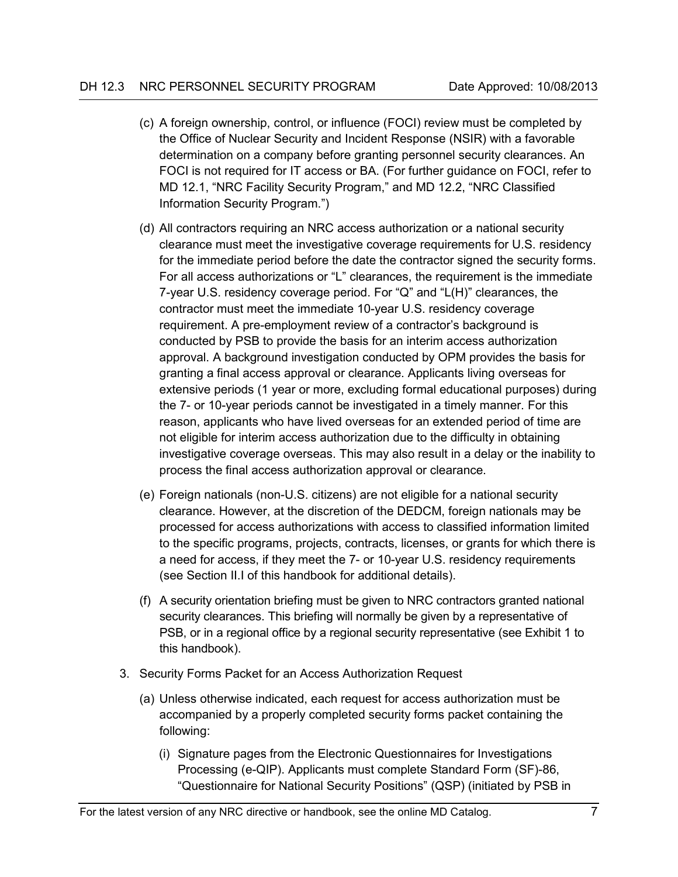(c) A foreign ownership, control, or influence (FOCI) review must be completed by the Office of Nuclear Security and Incident Response (NSIR) with a favorable determination on a company before granting personnel security clearances. An FOCI is not required for IT access or BA. (For further guidance on FOCI, refer to MD 12.1, "NRC Facility Security Program," and MD 12.2, "NRC Classified Information Security Program.")

(d) All contractors requiring an NRC access authorization or a national security clearance must meet the investigative coverage requirements for U.S. residency for the immediate period before the date the contractor signed the security forms. For all access authorizations or "L" clearances, the requirement is the immediate 7-year U.S. residency coverage period. For "Q" and "L(H)" clearances, the contractor must meet the immediate 10-year U.S. residency coverage requirement. A pre-employment review of a contractor's background is conducted by PSB to provide the basis for an interim access authorization approval. A background investigation conducted by OPM provides the basis for granting a final access approval or clearance. Applicants living overseas for extensive periods (1 year or more, excluding formal educational purposes) during the 7- or 10-year periods cannot be investigated in a timely manner. For this reason, applicants who have lived overseas for an extended period of time are not eligible for interim access authorization due to the difficulty in obtaining investigative coverage overseas. This may also result in a delay or the inability to process the final access authorization approval or clearance.

(e) Foreign nationals (non-U.S. citizens) are not eligible for a national security clearance. However, at the discretion of the DEDCM, foreign nationals may be processed for access authorizations with access to classified information limited to the specific programs, projects, contracts, licenses, or grants for which there is a need for access, if they meet the 7- or 10-year U.S. residency requirements (see Section II.I of this handbook for additional details).

(f) A security orientation briefing must be given to NRC contractors granted national security clearances. This briefing will normally be given by a representative of PSB, or in a regional office by a regional security representative (see Exhibit 1 to this handbook).

3. Security Forms Packet for an Access Authorization Request

   (a) Unless otherwise indicated, each request for access authorization must be accompanied by a properly completed security forms packet containing the following:

      (i) Signature pages from the Electronic Questionnaires for Investigations Processing (e-QIP). Applicants must complete Standard Form (SF)-86, "Questionnaire for National Security Positions" (QSP) (initiated by PSB in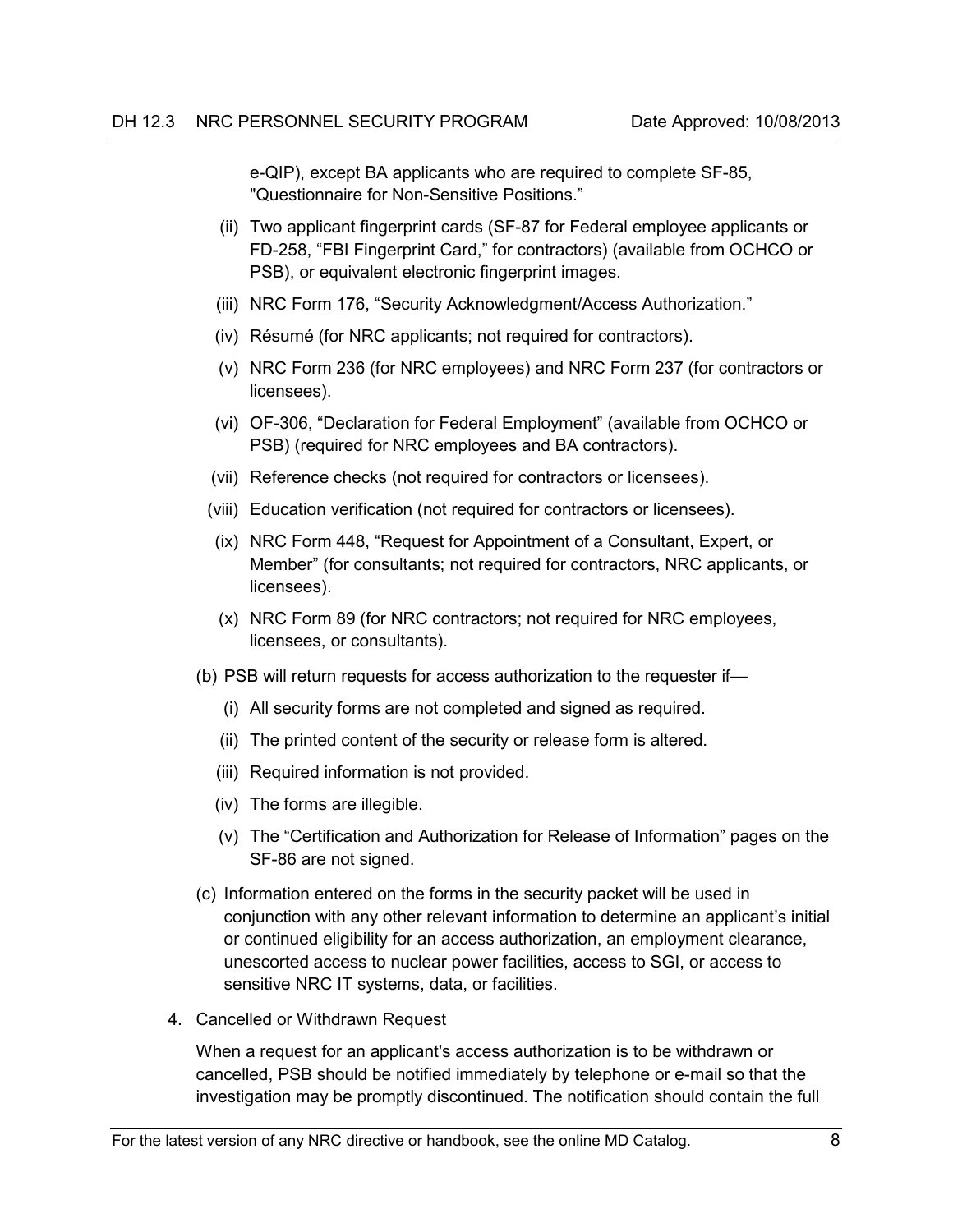e-QIP), except BA applicants who are required to complete SF-85, "Questionnaire for Non-Sensitive Positions."

(ii) Two applicant fingerprint cards (SF-87 for Federal employee applicants or FD-258, "FBI Fingerprint Card," for contractors) (available from OCHCO or PSB), or equivalent electronic fingerprint images.

(iii) NRC Form 176, "Security Acknowledgment/Access Authorization."

(iv) Résumé (for NRC applicants; not required for contractors).

(v) NRC Form 236 (for NRC employees) and NRC Form 237 (for contractors or licensees).

(vi) OF-306, "Declaration for Federal Employment" (available from OCHCO or PSB) (required for NRC employees and BA contractors).

(vii) Reference checks (not required for contractors or licensees).

(viii) Education verification (not required for contractors or licensees).

(ix) NRC Form 448, "Request for Appointment of a Consultant, Expert, or Member" (for consultants; not required for contractors, NRC applicants, or licensees).

(x) NRC Form 89 (for NRC contractors; not required for NRC employees, licensees, or consultants).

(b) PSB will return requests for access authorization to the requester if—

(i) All security forms are not completed and signed as required.

(ii) The printed content of the security or release form is altered.

(iii) Required information is not provided.

(iv) The forms are illegible.

(v) The "Certification and Authorization for Release of Information" pages on the SF-86 are not signed.

(c) Information entered on the forms in the security packet will be used in conjunction with any other relevant information to determine an applicant's initial or continued eligibility for an access authorization, an employment clearance, unescorted access to nuclear power facilities, access to SGI, or access to sensitive NRC IT systems, data, or facilities.

4. Cancelled or Withdrawn Request

When a request for an applicant's access authorization is to be withdrawn or cancelled, PSB should be notified immediately by telephone or e-mail so that the investigation may be promptly discontinued. The notification should contain the full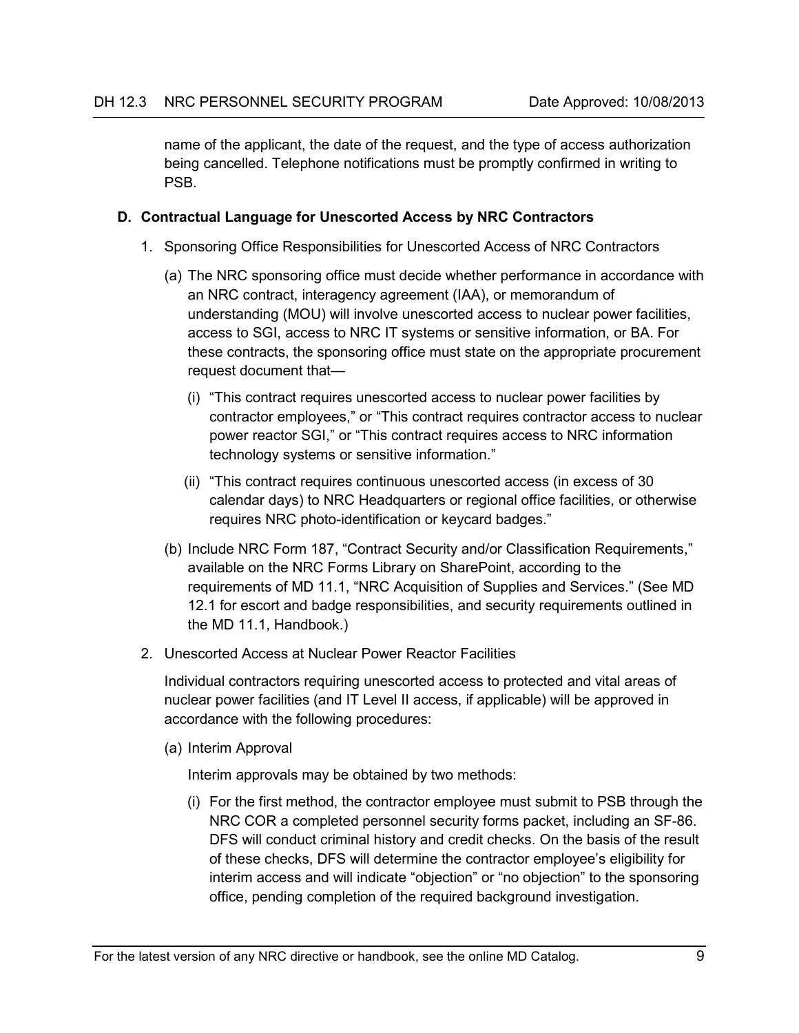name of the applicant, the date of the request, and the type of access authorization being cancelled. Telephone notifications must be promptly confirmed in writing to PSB.

**D. Contractual Language for Unescorted Access by NRC Contractors**

1. Sponsoring Office Responsibilities for Unescorted Access of NRC Contractors

   (a) The NRC sponsoring office must decide whether performance in accordance with an NRC contract, interagency agreement (IAA), or memorandum of understanding (MOU) will involve unescorted access to nuclear power facilities, access to SGI, access to NRC IT systems or sensitive information, or BA. For these contracts, the sponsoring office must state on the appropriate procurement request document that—

      (i) "This contract requires unescorted access to nuclear power facilities by contractor employees," or "This contract requires contractor access to nuclear power reactor SGI," or "This contract requires access to NRC information technology systems or sensitive information."

      (ii) "This contract requires continuous unescorted access (in excess of 30 calendar days) to NRC Headquarters or regional office facilities, or otherwise requires NRC photo-identification or keycard badges."

   (b) Include NRC Form 187, "Contract Security and/or Classification Requirements," available on the NRC Forms Library on SharePoint, according to the requirements of MD 11.1, "NRC Acquisition of Supplies and Services." (See MD 12.1 for escort and badge responsibilities, and security requirements outlined in the MD 11.1, Handbook.)

2. Unescorted Access at Nuclear Power Reactor Facilities

   Individual contractors requiring unescorted access to protected and vital areas of nuclear power facilities (and IT Level II access, if applicable) will be approved in accordance with the following procedures:

   (a) Interim Approval

   Interim approvals may be obtained by two methods:

      (i) For the first method, the contractor employee must submit to PSB through the NRC COR a completed personnel security forms packet, including an SF-86. DFS will conduct criminal history and credit checks. On the basis of the result of these checks, DFS will determine the contractor employee's eligibility for interim access and will indicate "objection" or "no objection" to the sponsoring office, pending completion of the required background investigation.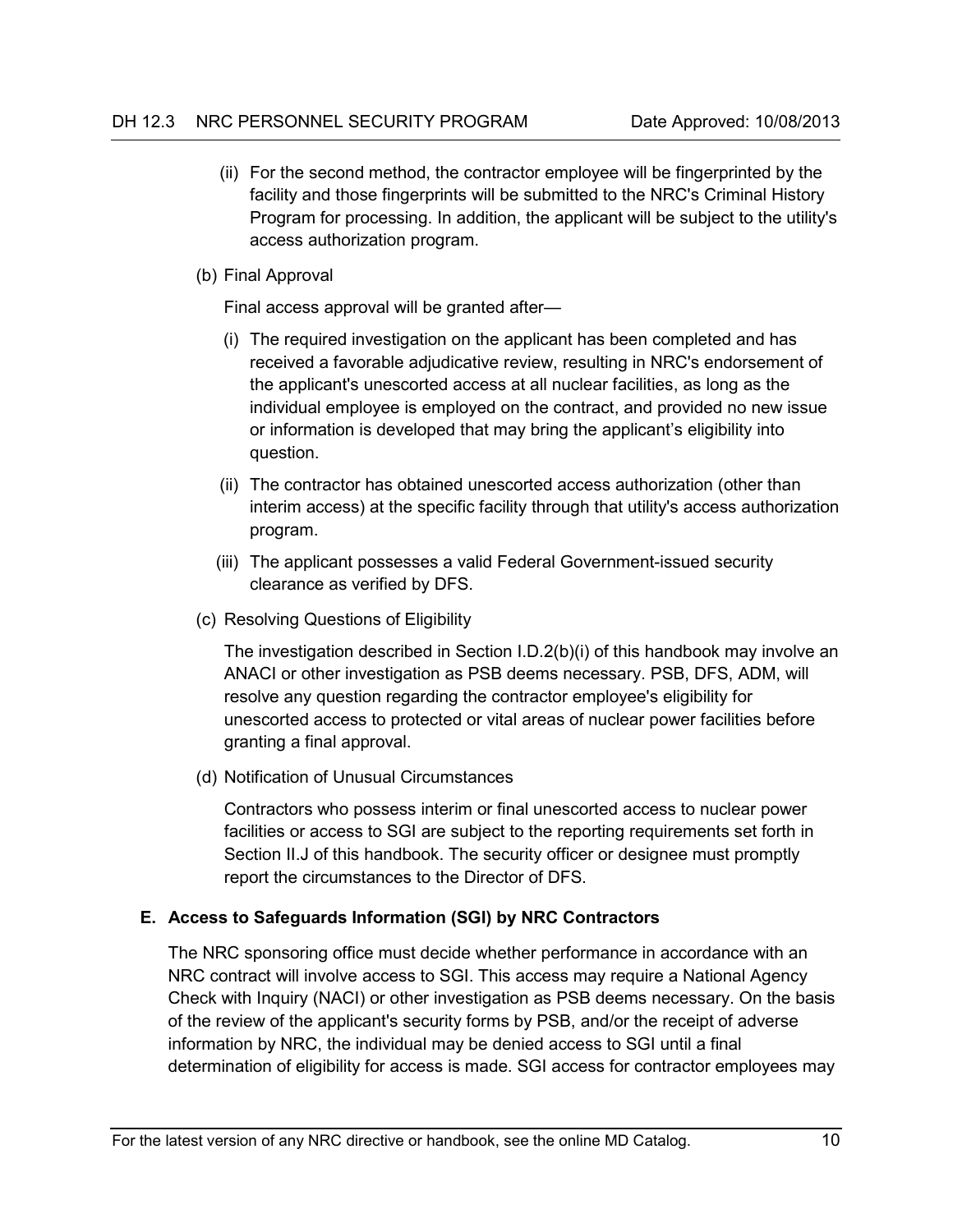(ii) For the second method, the contractor employee will be fingerprinted by the facility and those fingerprints will be submitted to the NRC's Criminal History Program for processing. In addition, the applicant will be subject to the utility's access authorization program.

(b) Final Approval

Final access approval will be granted after—

(i) The required investigation on the applicant has been completed and has received a favorable adjudicative review, resulting in NRC's endorsement of the applicant's unescorted access at all nuclear facilities, as long as the individual employee is employed on the contract, and provided no new issue or information is developed that may bring the applicant's eligibility into question.

(ii) The contractor has obtained unescorted access authorization (other than interim access) at the specific facility through that utility's access authorization program.

(iii) The applicant possesses a valid Federal Government-issued security clearance as verified by DFS.

(c) Resolving Questions of Eligibility

The investigation described in Section I.D.2(b)(i) of this handbook may involve an ANACI or other investigation as PSB deems necessary. PSB, DFS, ADM, will resolve any question regarding the contractor employee's eligibility for unescorted access to protected or vital areas of nuclear power facilities before granting a final approval.

(d) Notification of Unusual Circumstances

Contractors who possess interim or final unescorted access to nuclear power facilities or access to SGI are subject to the reporting requirements set forth in Section II.J of this handbook. The security officer or designee must promptly report the circumstances to the Director of DFS.

### E. Access to Safeguards Information (SGI) by NRC Contractors

The NRC sponsoring office must decide whether performance in accordance with an NRC contract will involve access to SGI. This access may require a National Agency Check with Inquiry (NACI) or other investigation as PSB deems necessary. On the basis of the review of the applicant's security forms by PSB, and/or the receipt of adverse information by NRC, the individual may be denied access to SGI until a final determination of eligibility for access is made. SGI access for contractor employees may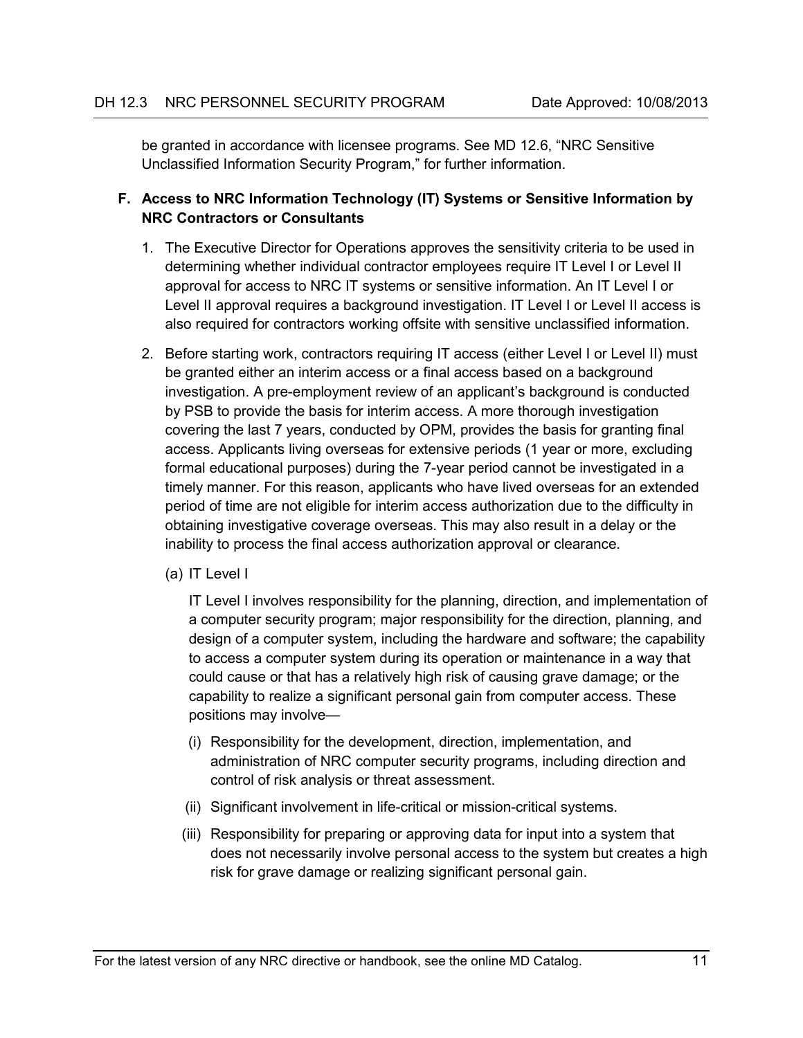be granted in accordance with licensee programs. See MD 12.6, “NRC Sensitive Unclassified Information Security Program,” for further information.

**F. Access to NRC Information Technology (IT) Systems or Sensitive Information by NRC Contractors or Consultants**

1. The Executive Director for Operations approves the sensitivity criteria to be used in determining whether individual contractor employees require IT Level I or Level II approval for access to NRC IT systems or sensitive information. An IT Level I or Level II approval requires a background investigation. IT Level I or Level II access is also required for contractors working offsite with sensitive unclassified information.

2. Before starting work, contractors requiring IT access (either Level I or Level II) must be granted either an interim access or a final access based on a background investigation. A pre-employment review of an applicant’s background is conducted by PSB to provide the basis for interim access. A more thorough investigation covering the last 7 years, conducted by OPM, provides the basis for granting final access. Applicants living overseas for extensive periods (1 year or more, excluding formal educational purposes) during the 7-year period cannot be investigated in a timely manner. For this reason, applicants who have lived overseas for an extended period of time are not eligible for interim access authorization due to the difficulty in obtaining investigative coverage overseas. This may also result in a delay or the inability to process the final access authorization approval or clearance.

   (a) IT Level I

   IT Level I involves responsibility for the planning, direction, and implementation of a computer security program; major responsibility for the direction, planning, and design of a computer system, including the hardware and software; the capability to access a computer system during its operation or maintenance in a way that could cause or that has a relatively high risk of causing grave damage; or the capability to realize a significant personal gain from computer access. These positions may involve—

   (i) Responsibility for the development, direction, implementation, and administration of NRC computer security programs, including direction and control of risk analysis or threat assessment.

   (ii) Significant involvement in life-critical or mission-critical systems.

   (iii) Responsibility for preparing or approving data for input into a system that does not necessarily involve personal access to the system but creates a high risk for grave damage or realizing significant personal gain.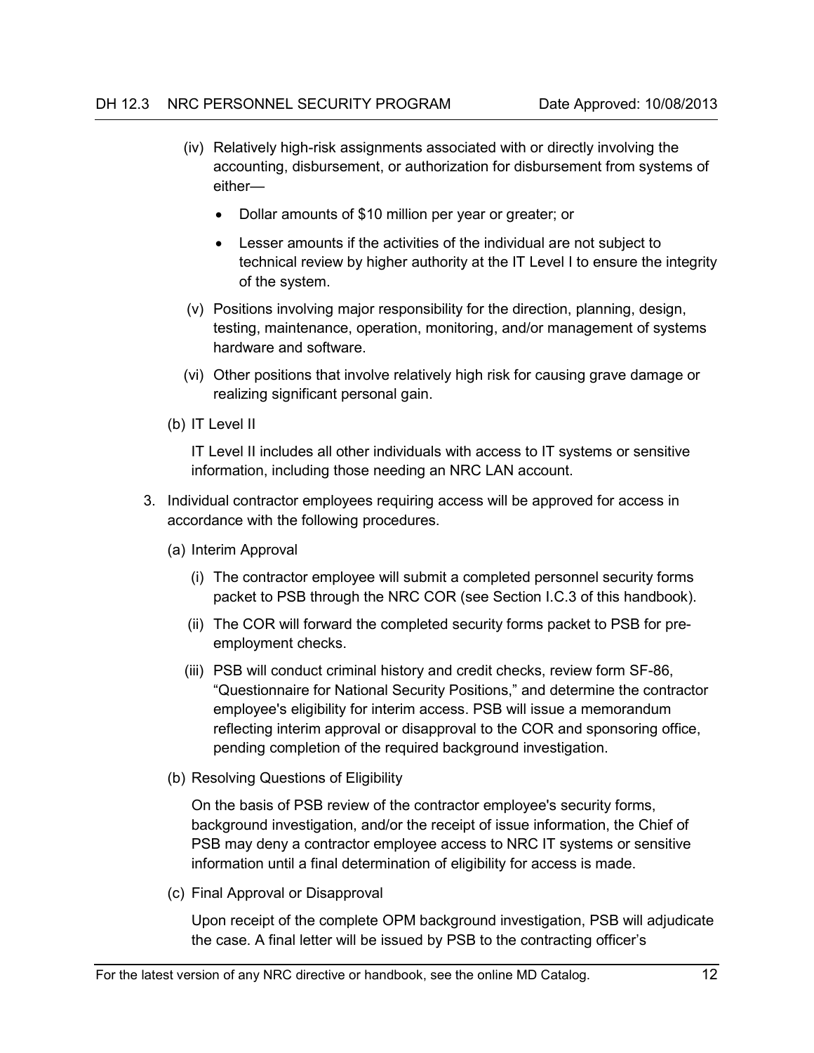(iv) Relatively high-risk assignments associated with or directly involving the accounting, disbursement, or authorization for disbursement from systems of either—

- Dollar amounts of $10 million per year or greater; or
- Lesser amounts if the activities of the individual are not subject to technical review by higher authority at the IT Level I to ensure the integrity of the system.

(v) Positions involving major responsibility for the direction, planning, design, testing, maintenance, operation, monitoring, and/or management of systems hardware and software.

(vi) Other positions that involve relatively high risk for causing grave damage or realizing significant personal gain.

(b) IT Level II

IT Level II includes all other individuals with access to IT systems or sensitive information, including those needing an NRC LAN account.

3. Individual contractor employees requiring access will be approved for access in accordance with the following procedures.

(a) Interim Approval

(i) The contractor employee will submit a completed personnel security forms packet to PSB through the NRC COR (see Section I.C.3 of this handbook).

(ii) The COR will forward the completed security forms packet to PSB for pre-employment checks.

(iii) PSB will conduct criminal history and credit checks, review form SF-86, "Questionnaire for National Security Positions," and determine the contractor employee's eligibility for interim access. PSB will issue a memorandum reflecting interim approval or disapproval to the COR and sponsoring office, pending completion of the required background investigation.

(b) Resolving Questions of Eligibility

On the basis of PSB review of the contractor employee's security forms, background investigation, and/or the receipt of issue information, the Chief of PSB may deny a contractor employee access to NRC IT systems or sensitive information until a final determination of eligibility for access is made.

(c) Final Approval or Disapproval

Upon receipt of the complete OPM background investigation, PSB will adjudicate the case. A final letter will be issued by PSB to the contracting officer's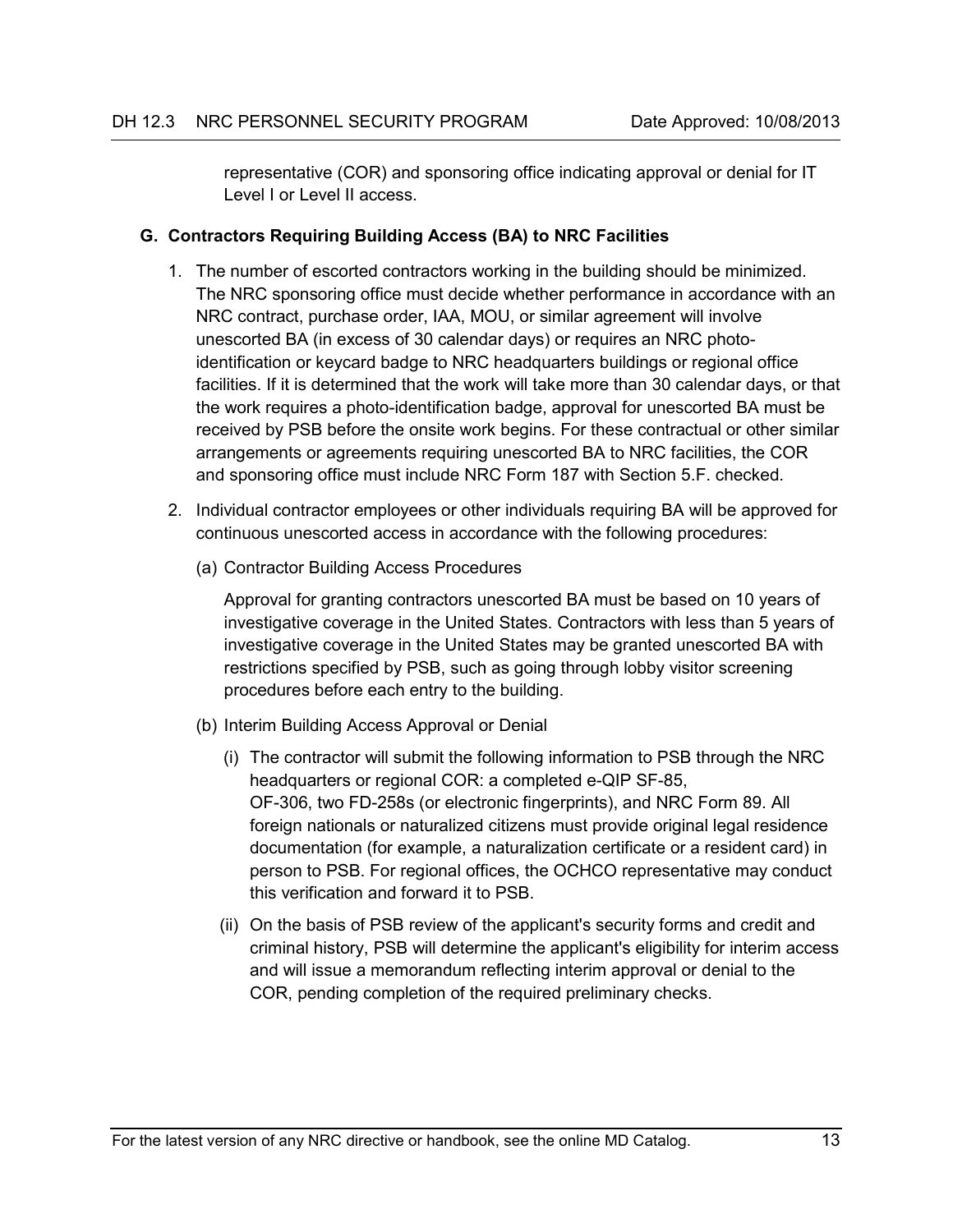representative (COR) and sponsoring office indicating approval or denial for IT Level I or Level II access.

### G. Contractors Requiring Building Access (BA) to NRC Facilities

1. The number of escorted contractors working in the building should be minimized. The NRC sponsoring office must decide whether performance in accordance with an NRC contract, purchase order, IAA, MOU, or similar agreement will involve unescorted BA (in excess of 30 calendar days) or requires an NRC photo-identification or keycard badge to NRC headquarters buildings or regional office facilities. If it is determined that the work will take more than 30 calendar days, or that the work requires a photo-identification badge, approval for unescorted BA must be received by PSB before the onsite work begins. For these contractual or other similar arrangements or agreements requiring unescorted BA to NRC facilities, the COR and sponsoring office must include NRC Form 187 with Section 5.F. checked.

2. Individual contractor employees or other individuals requiring BA will be approved for continuous unescorted access in accordance with the following procedures:

   (a) Contractor Building Access Procedures

   Approval for granting contractors unescorted BA must be based on 10 years of investigative coverage in the United States. Contractors with less than 5 years of investigative coverage in the United States may be granted unescorted BA with restrictions specified by PSB, such as going through lobby visitor screening procedures before each entry to the building.

   (b) Interim Building Access Approval or Denial

      (i) The contractor will submit the following information to PSB through the NRC headquarters or regional COR: a completed e-QIP SF-85, OF-306, two FD-258s (or electronic fingerprints), and NRC Form 89. All foreign nationals or naturalized citizens must provide original legal residence documentation (for example, a naturalization certificate or a resident card) in person to PSB. For regional offices, the OCHCO representative may conduct this verification and forward it to PSB.

      (ii) On the basis of PSB review of the applicant's security forms and credit and criminal history, PSB will determine the applicant's eligibility for interim access and will issue a memorandum reflecting interim approval or denial to the COR, pending completion of the required preliminary checks.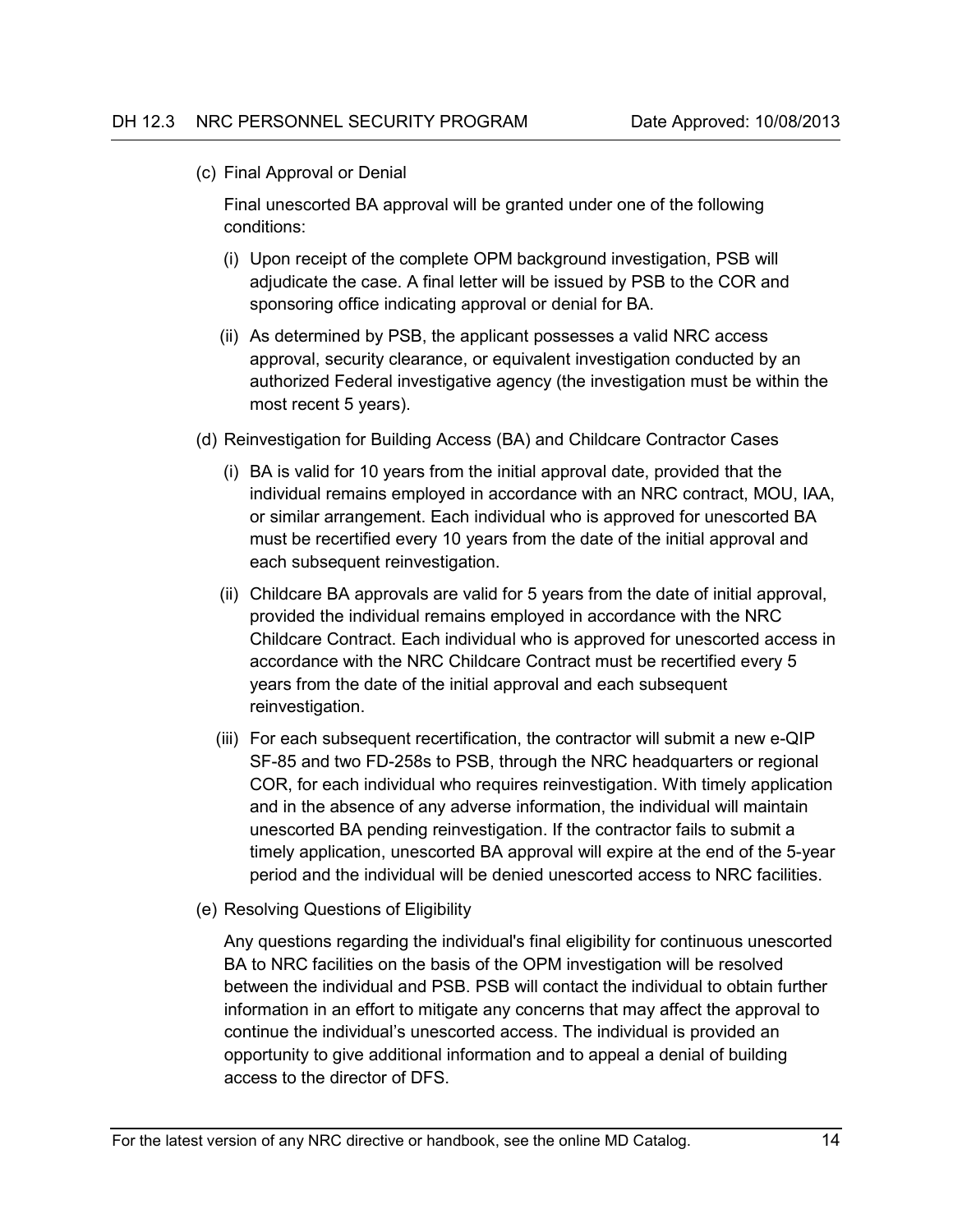(c) Final Approval or Denial

Final unescorted BA approval will be granted under one of the following conditions:

(i) Upon receipt of the complete OPM background investigation, PSB will adjudicate the case. A final letter will be issued by PSB to the COR and sponsoring office indicating approval or denial for BA.

(ii) As determined by PSB, the applicant possesses a valid NRC access approval, security clearance, or equivalent investigation conducted by an authorized Federal investigative agency (the investigation must be within the most recent 5 years).

(d) Reinvestigation for Building Access (BA) and Childcare Contractor Cases

(i) BA is valid for 10 years from the initial approval date, provided that the individual remains employed in accordance with an NRC contract, MOU, IAA, or similar arrangement. Each individual who is approved for unescorted BA must be recertified every 10 years from the date of the initial approval and each subsequent reinvestigation.

(ii) Childcare BA approvals are valid for 5 years from the date of initial approval, provided the individual remains employed in accordance with the NRC Childcare Contract. Each individual who is approved for unescorted access in accordance with the NRC Childcare Contract must be recertified every 5 years from the date of the initial approval and each subsequent reinvestigation.

(iii) For each subsequent recertification, the contractor will submit a new e-QIP SF-85 and two FD-258s to PSB, through the NRC headquarters or regional COR, for each individual who requires reinvestigation. With timely application and in the absence of any adverse information, the individual will maintain unescorted BA pending reinvestigation. If the contractor fails to submit a timely application, unescorted BA approval will expire at the end of the 5-year period and the individual will be denied unescorted access to NRC facilities.

(e) Resolving Questions of Eligibility

Any questions regarding the individual's final eligibility for continuous unescorted BA to NRC facilities on the basis of the OPM investigation will be resolved between the individual and PSB. PSB will contact the individual to obtain further information in an effort to mitigate any concerns that may affect the approval to continue the individual's unescorted access. The individual is provided an opportunity to give additional information and to appeal a denial of building access to the director of DFS.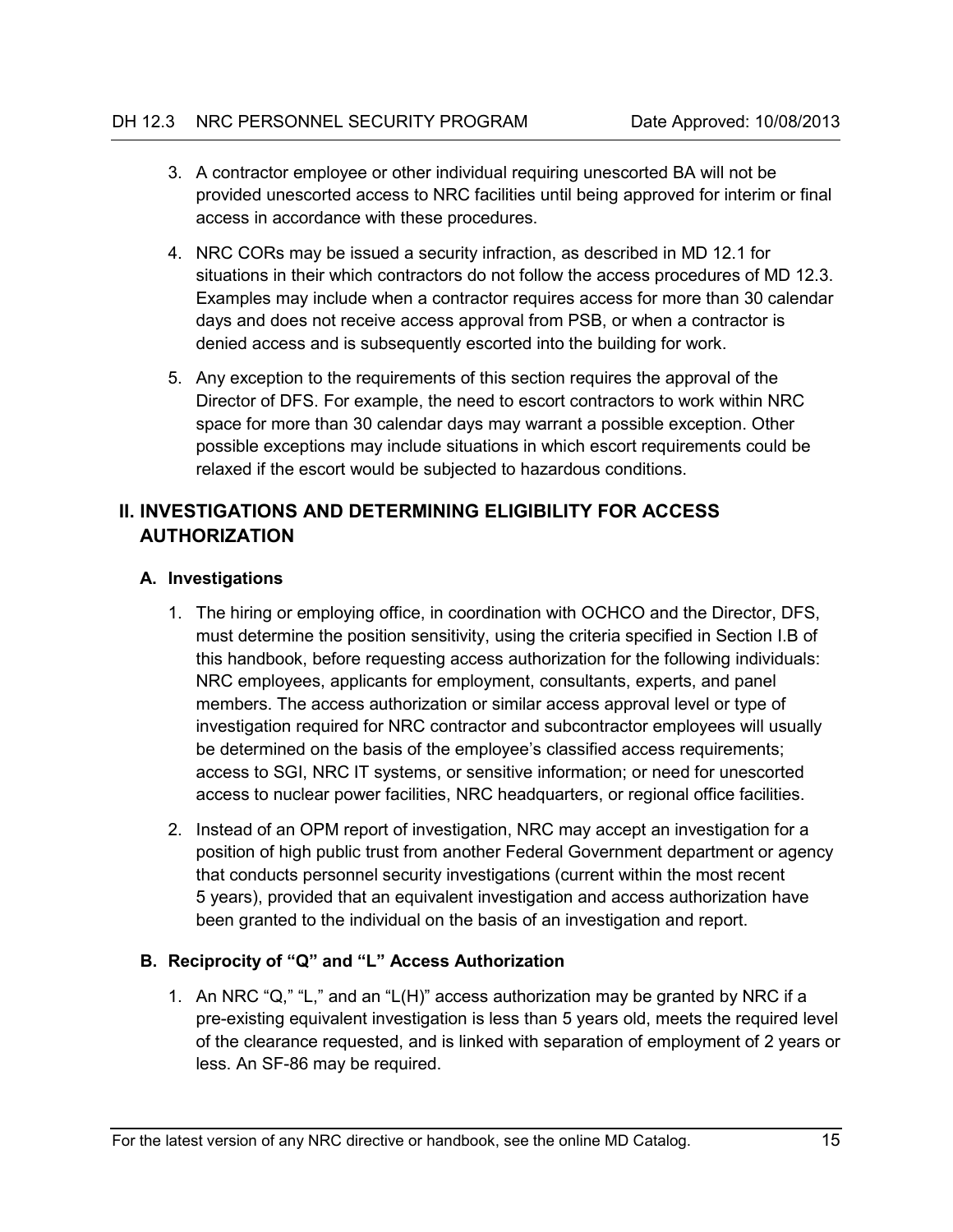3. A contractor employee or other individual requiring unescorted BA will not be provided unescorted access to NRC facilities until being approved for interim or final access in accordance with these procedures.

4. NRC CORs may be issued a security infraction, as described in MD 12.1 for situations in their which contractors do not follow the access procedures of MD 12.3. Examples may include when a contractor requires access for more than 30 calendar days and does not receive access approval from PSB, or when a contractor is denied access and is subsequently escorted into the building for work.

5. Any exception to the requirements of this section requires the approval of the Director of DFS. For example, the need to escort contractors to work within NRC space for more than 30 calendar days may warrant a possible exception. Other possible exceptions may include situations in which escort requirements could be relaxed if the escort would be subjected to hazardous conditions.

## II. INVESTIGATIONS AND DETERMINING ELIGIBILITY FOR ACCESS AUTHORIZATION

### A. Investigations

1. The hiring or employing office, in coordination with OCHCO and the Director, DFS, must determine the position sensitivity, using the criteria specified in Section I.B of this handbook, before requesting access authorization for the following individuals: NRC employees, applicants for employment, consultants, experts, and panel members. The access authorization or similar access approval level or type of investigation required for NRC contractor and subcontractor employees will usually be determined on the basis of the employee's classified access requirements; access to SGI, NRC IT systems, or sensitive information; or need for unescorted access to nuclear power facilities, NRC headquarters, or regional office facilities.

2. Instead of an OPM report of investigation, NRC may accept an investigation for a position of high public trust from another Federal Government department or agency that conducts personnel security investigations (current within the most recent 5 years), provided that an equivalent investigation and access authorization have been granted to the individual on the basis of an investigation and report.

### B. Reciprocity of "Q" and "L" Access Authorization

1. An NRC "Q," "L," and an "L(H)" access authorization may be granted by NRC if a pre-existing equivalent investigation is less than 5 years old, meets the required level of the clearance requested, and is linked with separation of employment of 2 years or less. An SF-86 may be required.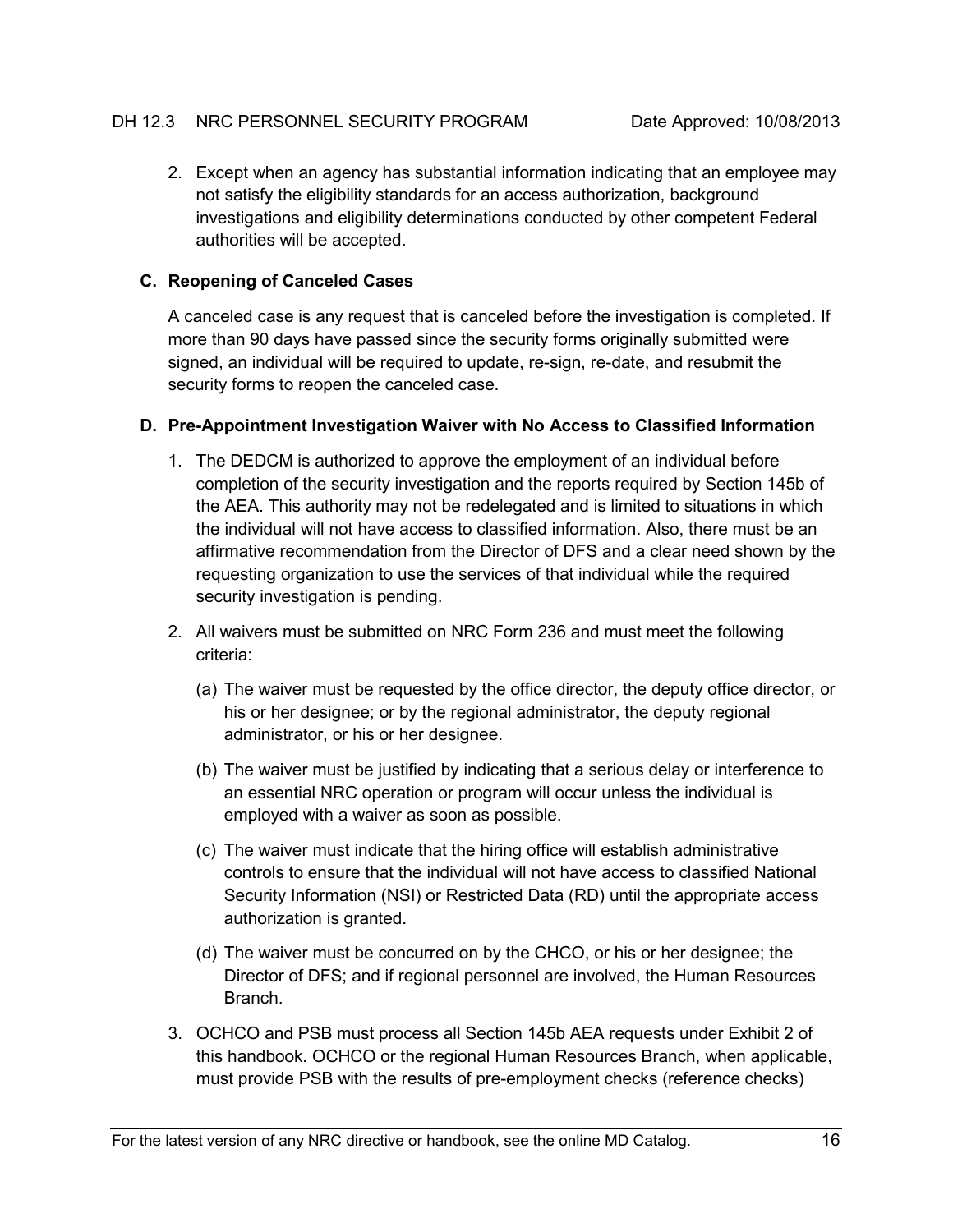2. Except when an agency has substantial information indicating that an employee may not satisfy the eligibility standards for an access authorization, background investigations and eligibility determinations conducted by other competent Federal authorities will be accepted.

**C. Reopening of Canceled Cases**

A canceled case is any request that is canceled before the investigation is completed. If more than 90 days have passed since the security forms originally submitted were signed, an individual will be required to update, re-sign, re-date, and resubmit the security forms to reopen the canceled case.

**D. Pre-Appointment Investigation Waiver with No Access to Classified Information**

1. The DEDCM is authorized to approve the employment of an individual before completion of the security investigation and the reports required by Section 145b of the AEA. This authority may not be redelegated and is limited to situations in which the individual will not have access to classified information. Also, there must be an affirmative recommendation from the Director of DFS and a clear need shown by the requesting organization to use the services of that individual while the required security investigation is pending.

2. All waivers must be submitted on NRC Form 236 and must meet the following criteria:

   (a) The waiver must be requested by the office director, the deputy office director, or his or her designee; or by the regional administrator, the deputy regional administrator, or his or her designee.

   (b) The waiver must be justified by indicating that a serious delay or interference to an essential NRC operation or program will occur unless the individual is employed with a waiver as soon as possible.

   (c) The waiver must indicate that the hiring office will establish administrative controls to ensure that the individual will not have access to classified National Security Information (NSI) or Restricted Data (RD) until the appropriate access authorization is granted.

   (d) The waiver must be concurred on by the CHCO, or his or her designee; the Director of DFS; and if regional personnel are involved, the Human Resources Branch.

3. OCHCO and PSB must process all Section 145b AEA requests under Exhibit 2 of this handbook. OCHCO or the regional Human Resources Branch, when applicable, must provide PSB with the results of pre-employment checks (reference checks)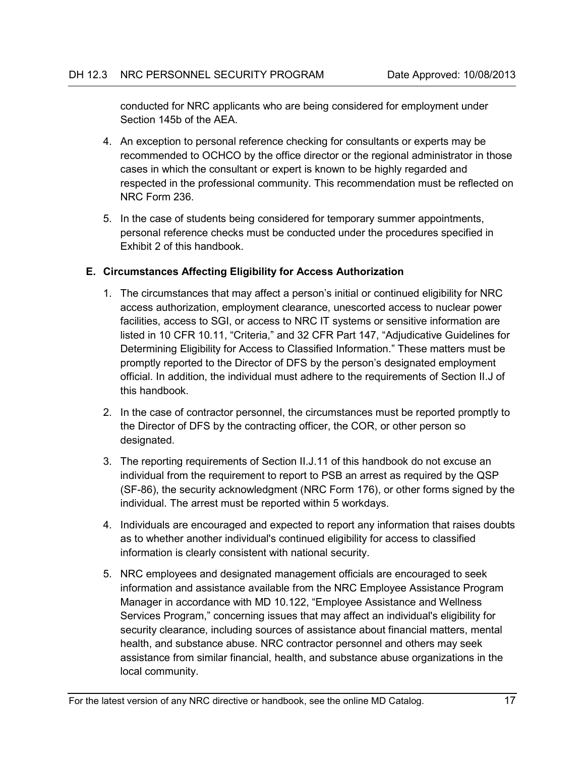conducted for NRC applicants who are being considered for employment under Section 145b of the AEA.

4. An exception to personal reference checking for consultants or experts may be recommended to OCHCO by the office director or the regional administrator in those cases in which the consultant or expert is known to be highly regarded and respected in the professional community. This recommendation must be reflected on NRC Form 236.

5. In the case of students being considered for temporary summer appointments, personal reference checks must be conducted under the procedures specified in Exhibit 2 of this handbook.

### E. Circumstances Affecting Eligibility for Access Authorization

1. The circumstances that may affect a person's initial or continued eligibility for NRC access authorization, employment clearance, unescorted access to nuclear power facilities, access to SGI, or access to NRC IT systems or sensitive information are listed in 10 CFR 10.11, "Criteria," and 32 CFR Part 147, "Adjudicative Guidelines for Determining Eligibility for Access to Classified Information." These matters must be promptly reported to the Director of DFS by the person's designated employment official. In addition, the individual must adhere to the requirements of Section II.J of this handbook.

2. In the case of contractor personnel, the circumstances must be reported promptly to the Director of DFS by the contracting officer, the COR, or other person so designated.

3. The reporting requirements of Section II.J.11 of this handbook do not excuse an individual from the requirement to report to PSB an arrest as required by the QSP (SF-86), the security acknowledgment (NRC Form 176), or other forms signed by the individual. The arrest must be reported within 5 workdays.

4. Individuals are encouraged and expected to report any information that raises doubts as to whether another individual's continued eligibility for access to classified information is clearly consistent with national security.

5. NRC employees and designated management officials are encouraged to seek information and assistance available from the NRC Employee Assistance Program Manager in accordance with MD 10.122, "Employee Assistance and Wellness Services Program," concerning issues that may affect an individual's eligibility for security clearance, including sources of assistance about financial matters, mental health, and substance abuse. NRC contractor personnel and others may seek assistance from similar financial, health, and substance abuse organizations in the local community.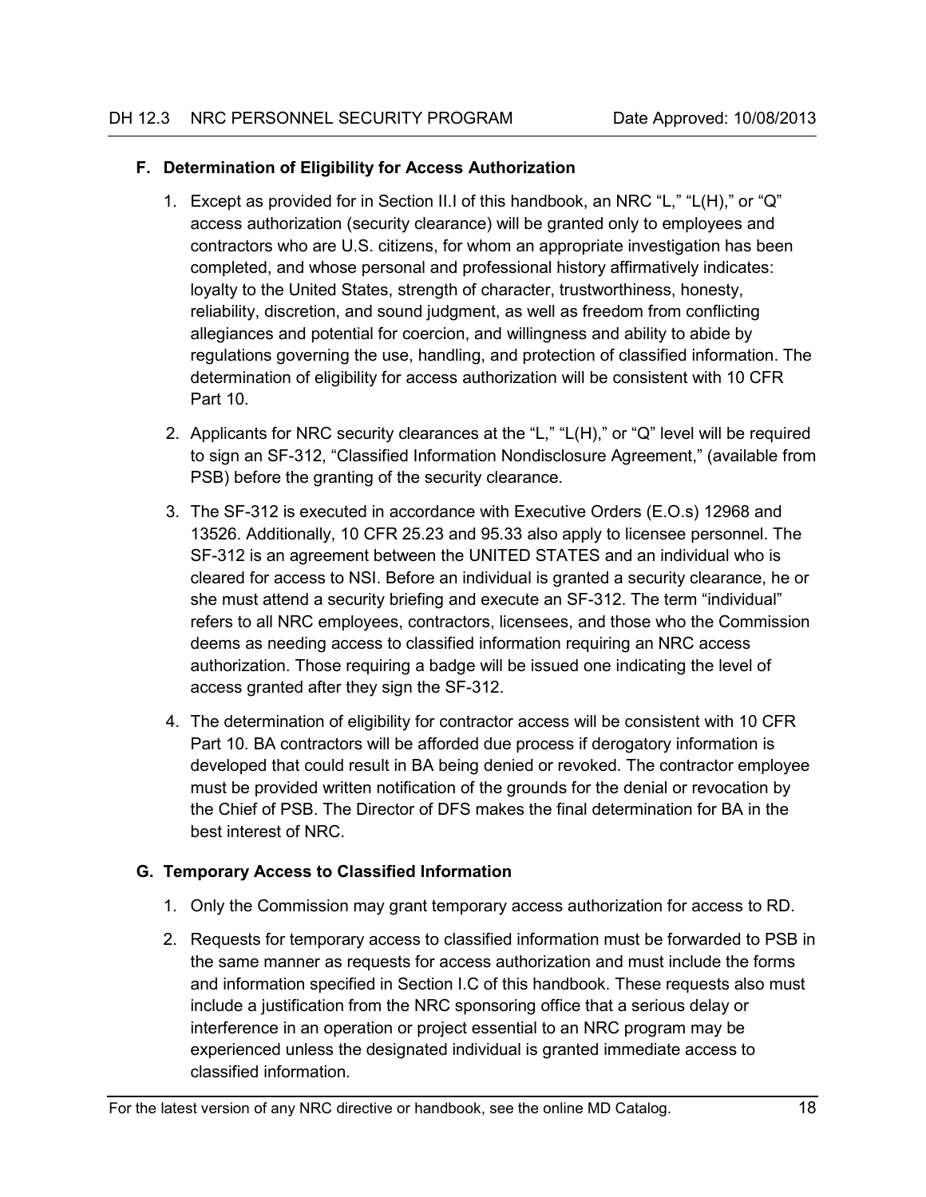### F. Determination of Eligibility for Access Authorization

1. Except as provided for in Section II.I of this handbook, an NRC "L," "L(H)," or "Q" access authorization (security clearance) will be granted only to employees and contractors who are U.S. citizens, for whom an appropriate investigation has been completed, and whose personal and professional history affirmatively indicates: loyalty to the United States, strength of character, trustworthiness, honesty, reliability, discretion, and sound judgment, as well as freedom from conflicting allegiances and potential for coercion, and willingness and ability to abide by regulations governing the use, handling, and protection of classified information. The determination of eligibility for access authorization will be consistent with 10 CFR Part 10.

2. Applicants for NRC security clearances at the "L," "L(H)," or "Q" level will be required to sign an SF-312, "Classified Information Nondisclosure Agreement," (available from PSB) before the granting of the security clearance.

3. The SF-312 is executed in accordance with Executive Orders (E.O.s) 12968 and 13526. Additionally, 10 CFR 25.23 and 95.33 also apply to licensee personnel. The SF-312 is an agreement between the UNITED STATES and an individual who is cleared for access to NSI. Before an individual is granted a security clearance, he or she must attend a security briefing and execute an SF-312. The term "individual" refers to all NRC employees, contractors, licensees, and those who the Commission deems as needing access to classified information requiring an NRC access authorization. Those requiring a badge will be issued one indicating the level of access granted after they sign the SF-312.

4. The determination of eligibility for contractor access will be consistent with 10 CFR Part 10. BA contractors will be afforded due process if derogatory information is developed that could result in BA being denied or revoked. The contractor employee must be provided written notification of the grounds for the denial or revocation by the Chief of PSB. The Director of DFS makes the final determination for BA in the best interest of NRC.

### G. Temporary Access to Classified Information

1. Only the Commission may grant temporary access authorization for access to RD.

2. Requests for temporary access to classified information must be forwarded to PSB in the same manner as requests for access authorization and must include the forms and information specified in Section I.C of this handbook. These requests also must include a justification from the NRC sponsoring office that a serious delay or interference in an operation or project essential to an NRC program may be experienced unless the designated individual is granted immediate access to classified information.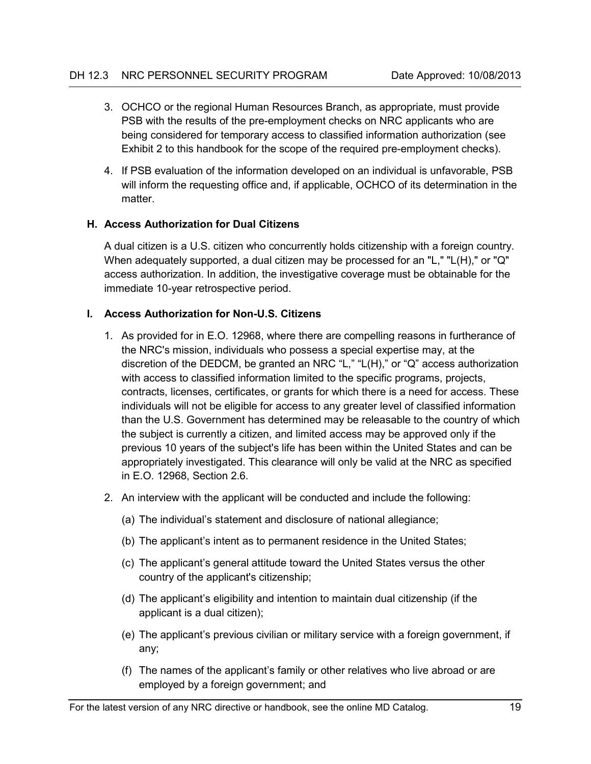3. OCHCO or the regional Human Resources Branch, as appropriate, must provide PSB with the results of the pre-employment checks on NRC applicants who are being considered for temporary access to classified information authorization (see Exhibit 2 to this handbook for the scope of the required pre-employment checks).

4. If PSB evaluation of the information developed on an individual is unfavorable, PSB will inform the requesting office and, if applicable, OCHCO of its determination in the matter.

### H. Access Authorization for Dual Citizens

A dual citizen is a U.S. citizen who concurrently holds citizenship with a foreign country. When adequately supported, a dual citizen may be processed for an "L," "L(H)," or "Q" access authorization. In addition, the investigative coverage must be obtainable for the immediate 10-year retrospective period.

### I. Access Authorization for Non-U.S. Citizens

1. As provided for in E.O. 12968, where there are compelling reasons in furtherance of the NRC's mission, individuals who possess a special expertise may, at the discretion of the DEDCM, be granted an NRC "L," "L(H)," or "Q" access authorization with access to classified information limited to the specific programs, projects, contracts, licenses, certificates, or grants for which there is a need for access. These individuals will not be eligible for access to any greater level of classified information than the U.S. Government has determined may be releasable to the country of which the subject is currently a citizen, and limited access may be approved only if the previous 10 years of the subject's life has been within the United States and can be appropriately investigated. This clearance will only be valid at the NRC as specified in E.O. 12968, Section 2.6.

2. An interview with the applicant will be conducted and include the following:

   (a) The individual's statement and disclosure of national allegiance;

   (b) The applicant's intent as to permanent residence in the United States;

   (c) The applicant's general attitude toward the United States versus the other country of the applicant's citizenship;

   (d) The applicant's eligibility and intention to maintain dual citizenship (if the applicant is a dual citizen);

   (e) The applicant's previous civilian or military service with a foreign government, if any;

   (f) The names of the applicant's family or other relatives who live abroad or are employed by a foreign government; and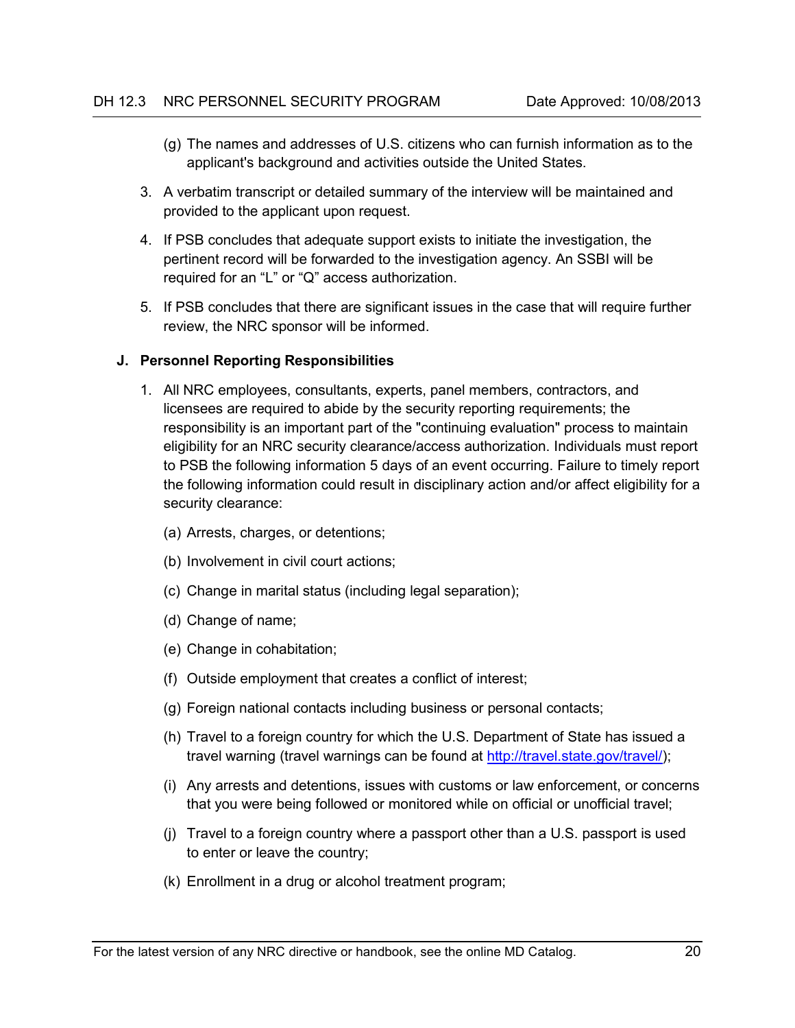(g) The names and addresses of U.S. citizens who can furnish information as to the applicant's background and activities outside the United States.

3. A verbatim transcript or detailed summary of the interview will be maintained and provided to the applicant upon request.

4. If PSB concludes that adequate support exists to initiate the investigation, the pertinent record will be forwarded to the investigation agency. An SSBI will be required for an "L" or "Q" access authorization.

5. If PSB concludes that there are significant issues in the case that will require further review, the NRC sponsor will be informed.

**J. Personnel Reporting Responsibilities**

1. All NRC employees, consultants, experts, panel members, contractors, and licensees are required to abide by the security reporting requirements; the responsibility is an important part of the "continuing evaluation" process to maintain eligibility for an NRC security clearance/access authorization. Individuals must report to PSB the following information 5 days of an event occurring. Failure to timely report the following information could result in disciplinary action and/or affect eligibility for a security clearance:

   (a) Arrests, charges, or detentions;

   (b) Involvement in civil court actions;

   (c) Change in marital status (including legal separation);

   (d) Change of name;

   (e) Change in cohabitation;

   (f) Outside employment that creates a conflict of interest;

   (g) Foreign national contacts including business or personal contacts;

   (h) Travel to a foreign country for which the U.S. Department of State has issued a travel warning (travel warnings can be found at http://travel.state.gov/travel/);

   (i) Any arrests and detentions, issues with customs or law enforcement, or concerns that you were being followed or monitored while on official or unofficial travel;

   (j) Travel to a foreign country where a passport other than a U.S. passport is used to enter or leave the country;

   (k) Enrollment in a drug or alcohol treatment program;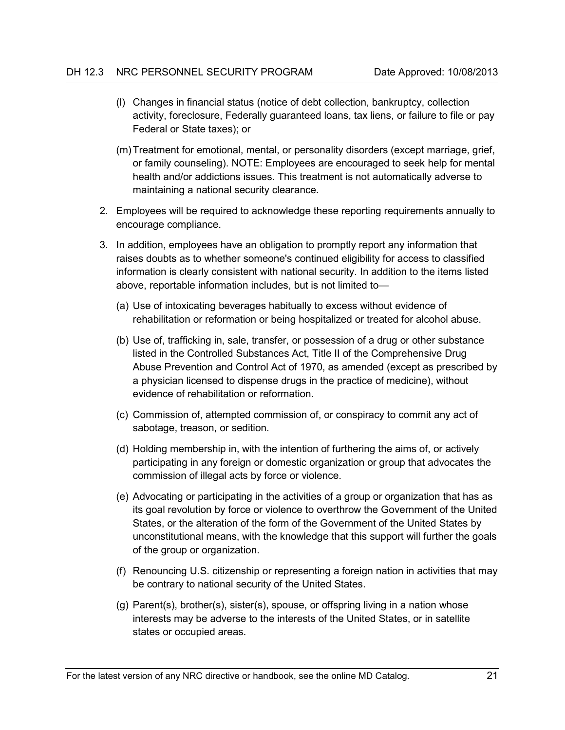(l) Changes in financial status (notice of debt collection, bankruptcy, collection activity, foreclosure, Federally guaranteed loans, tax liens, or failure to file or pay Federal or State taxes); or

(m) Treatment for emotional, mental, or personality disorders (except marriage, grief, or family counseling). NOTE: Employees are encouraged to seek help for mental health and/or addictions issues. This treatment is not automatically adverse to maintaining a national security clearance.

2. Employees will be required to acknowledge these reporting requirements annually to encourage compliance.

3. In addition, employees have an obligation to promptly report any information that raises doubts as to whether someone's continued eligibility for access to classified information is clearly consistent with national security. In addition to the items listed above, reportable information includes, but is not limited to—

   (a) Use of intoxicating beverages habitually to excess without evidence of rehabilitation or reformation or being hospitalized or treated for alcohol abuse.

   (b) Use of, trafficking in, sale, transfer, or possession of a drug or other substance listed in the Controlled Substances Act, Title II of the Comprehensive Drug Abuse Prevention and Control Act of 1970, as amended (except as prescribed by a physician licensed to dispense drugs in the practice of medicine), without evidence of rehabilitation or reformation.

   (c) Commission of, attempted commission of, or conspiracy to commit any act of sabotage, treason, or sedition.

   (d) Holding membership in, with the intention of furthering the aims of, or actively participating in any foreign or domestic organization or group that advocates the commission of illegal acts by force or violence.

   (e) Advocating or participating in the activities of a group or organization that has as its goal revolution by force or violence to overthrow the Government of the United States, or the alteration of the form of the Government of the United States by unconstitutional means, with the knowledge that this support will further the goals of the group or organization.

   (f) Renouncing U.S. citizenship or representing a foreign nation in activities that may be contrary to national security of the United States.

   (g) Parent(s), brother(s), sister(s), spouse, or offspring living in a nation whose interests may be adverse to the interests of the United States, or in satellite states or occupied areas.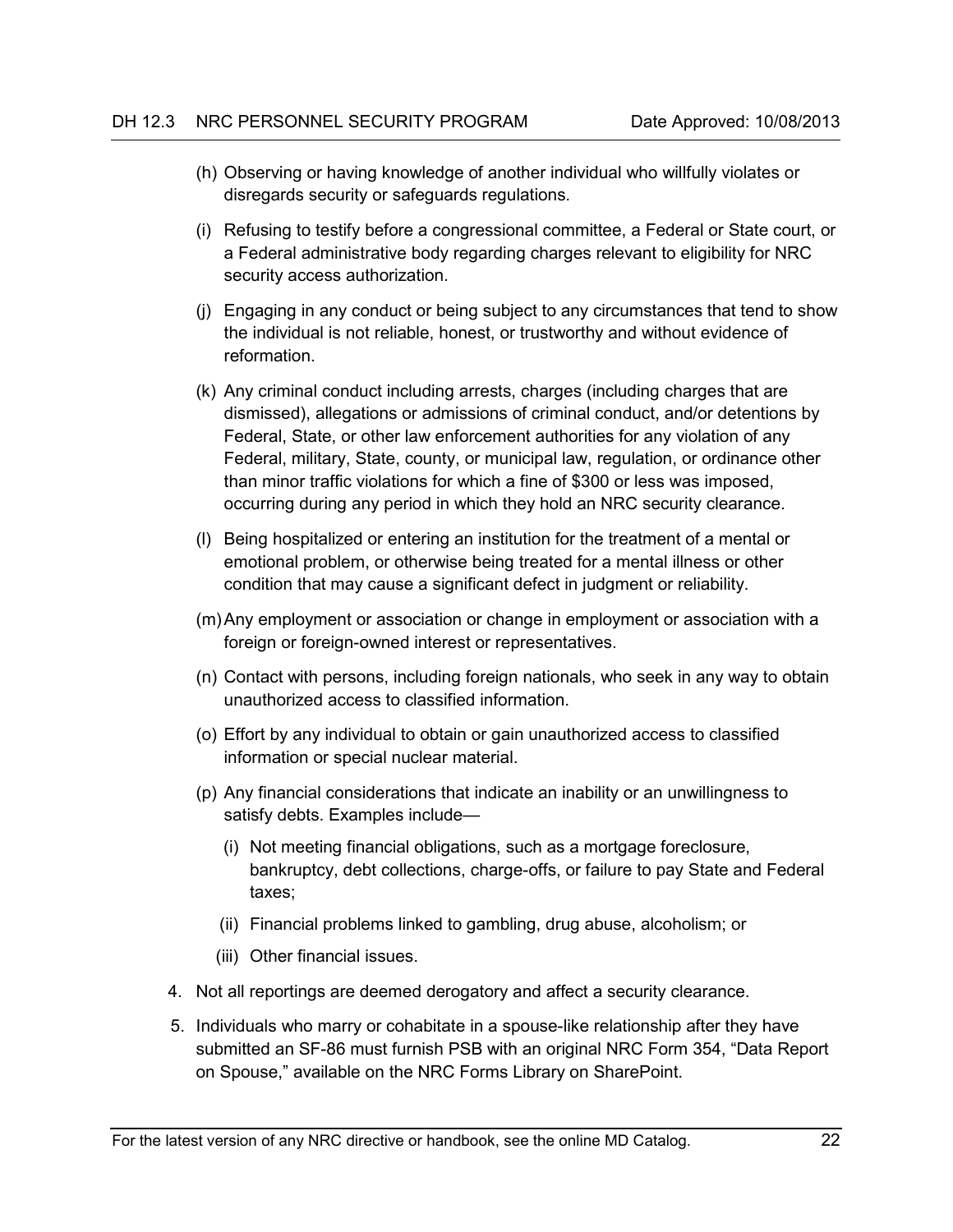(h) Observing or having knowledge of another individual who willfully violates or disregards security or safeguards regulations.

(i) Refusing to testify before a congressional committee, a Federal or State court, or a Federal administrative body regarding charges relevant to eligibility for NRC security access authorization.

(j) Engaging in any conduct or being subject to any circumstances that tend to show the individual is not reliable, honest, or trustworthy and without evidence of reformation.

(k) Any criminal conduct including arrests, charges (including charges that are dismissed), allegations or admissions of criminal conduct, and/or detentions by Federal, State, or other law enforcement authorities for any violation of any Federal, military, State, county, or municipal law, regulation, or ordinance other than minor traffic violations for which a fine of $300 or less was imposed, occurring during any period in which they hold an NRC security clearance.

(l) Being hospitalized or entering an institution for the treatment of a mental or emotional problem, or otherwise being treated for a mental illness or other condition that may cause a significant defect in judgment or reliability.

(m) Any employment or association or change in employment or association with a foreign or foreign-owned interest or representatives.

(n) Contact with persons, including foreign nationals, who seek in any way to obtain unauthorized access to classified information.

(o) Effort by any individual to obtain or gain unauthorized access to classified information or special nuclear material.

(p) Any financial considerations that indicate an inability or an unwillingness to satisfy debts. Examples include—

   (i) Not meeting financial obligations, such as a mortgage foreclosure, bankruptcy, debt collections, charge-offs, or failure to pay State and Federal taxes;

   (ii) Financial problems linked to gambling, drug abuse, alcoholism; or

   (iii) Other financial issues.

4. Not all reportings are deemed derogatory and affect a security clearance.

5. Individuals who marry or cohabitate in a spouse-like relationship after they have submitted an SF-86 must furnish PSB with an original NRC Form 354, "Data Report on Spouse," available on the NRC Forms Library on SharePoint.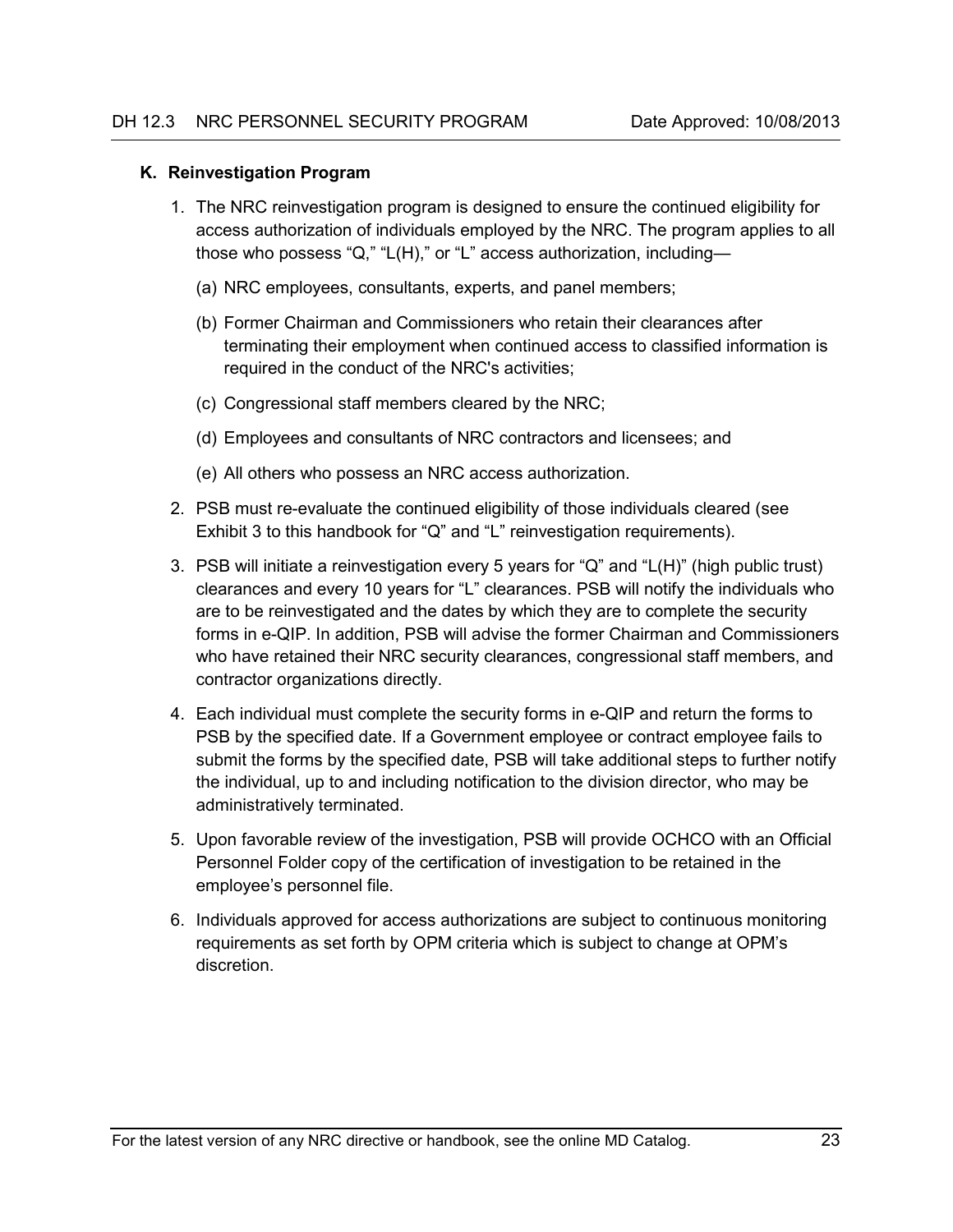## K. Reinvestigation Program

1. The NRC reinvestigation program is designed to ensure the continued eligibility for access authorization of individuals employed by the NRC. The program applies to all those who possess "Q," "L(H)," or "L" access authorization, including—

   (a) NRC employees, consultants, experts, and panel members;

   (b) Former Chairman and Commissioners who retain their clearances after terminating their employment when continued access to classified information is required in the conduct of the NRC's activities;

   (c) Congressional staff members cleared by the NRC;

   (d) Employees and consultants of NRC contractors and licensees; and

   (e) All others who possess an NRC access authorization.

2. PSB must re-evaluate the continued eligibility of those individuals cleared (see Exhibit 3 to this handbook for "Q" and "L" reinvestigation requirements).

3. PSB will initiate a reinvestigation every 5 years for "Q" and "L(H)" (high public trust) clearances and every 10 years for "L" clearances. PSB will notify the individuals who are to be reinvestigated and the dates by which they are to complete the security forms in e-QIP. In addition, PSB will advise the former Chairman and Commissioners who have retained their NRC security clearances, congressional staff members, and contractor organizations directly.

4. Each individual must complete the security forms in e-QIP and return the forms to PSB by the specified date. If a Government employee or contract employee fails to submit the forms by the specified date, PSB will take additional steps to further notify the individual, up to and including notification to the division director, who may be administratively terminated.

5. Upon favorable review of the investigation, PSB will provide OCHCO with an Official Personnel Folder copy of the certification of investigation to be retained in the employee's personnel file.

6. Individuals approved for access authorizations are subject to continuous monitoring requirements as set forth by OPM criteria which is subject to change at OPM's discretion.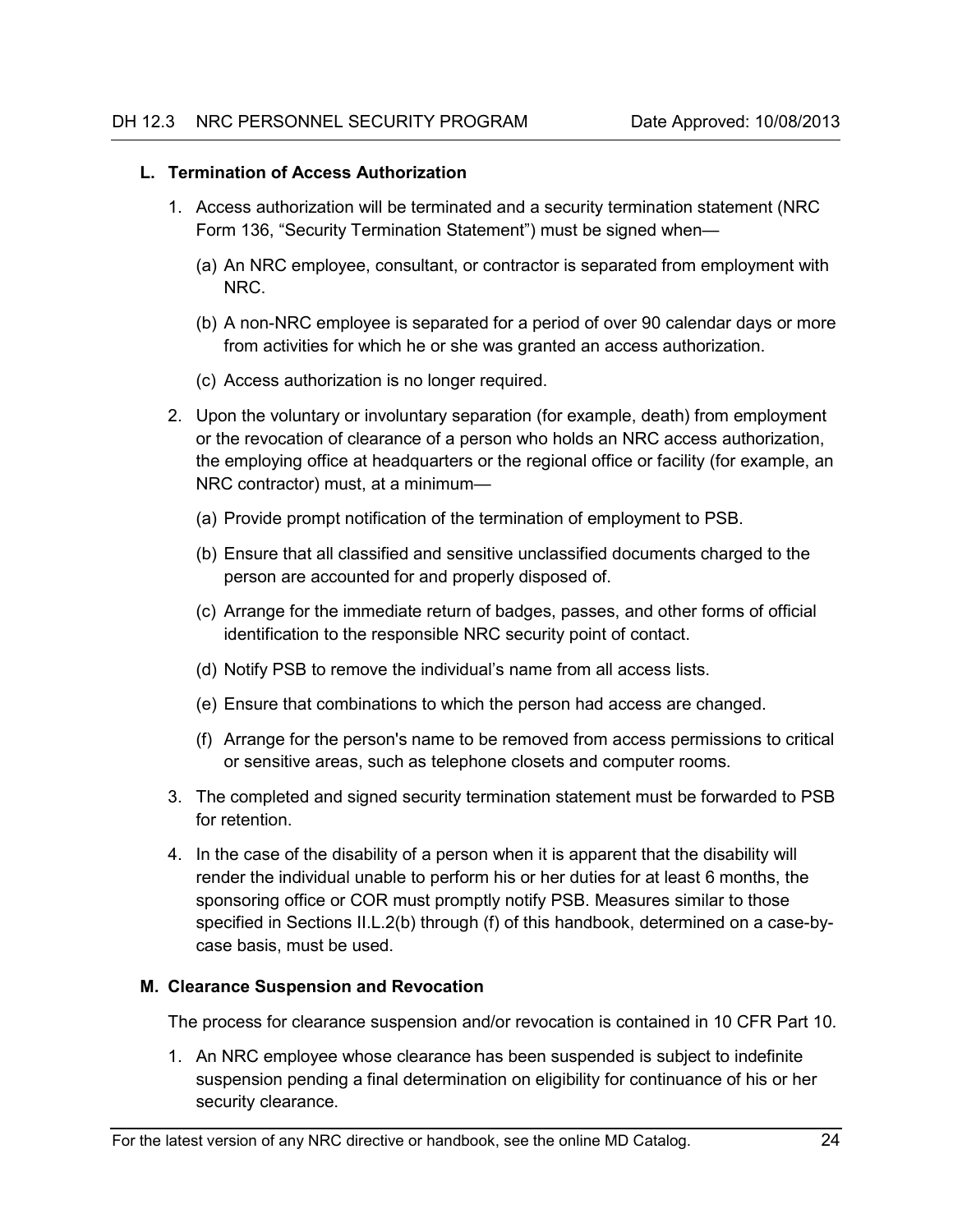### L. Termination of Access Authorization

1. Access authorization will be terminated and a security termination statement (NRC Form 136, "Security Termination Statement") must be signed when—
   - (a) An NRC employee, consultant, or contractor is separated from employment with NRC.
   - (b) A non-NRC employee is separated for a period of over 90 calendar days or more from activities for which he or she was granted an access authorization.
   - (c) Access authorization is no longer required.
2. Upon the voluntary or involuntary separation (for example, death) from employment or the revocation of clearance of a person who holds an NRC access authorization, the employing office at headquarters or the regional office or facility (for example, an NRC contractor) must, at a minimum—
   - (a) Provide prompt notification of the termination of employment to PSB.
   - (b) Ensure that all classified and sensitive unclassified documents charged to the person are accounted for and properly disposed of.
   - (c) Arrange for the immediate return of badges, passes, and other forms of official identification to the responsible NRC security point of contact.
   - (d) Notify PSB to remove the individual's name from all access lists.
   - (e) Ensure that combinations to which the person had access are changed.
   - (f) Arrange for the person's name to be removed from access permissions to critical or sensitive areas, such as telephone closets and computer rooms.
3. The completed and signed security termination statement must be forwarded to PSB for retention.
4. In the case of the disability of a person when it is apparent that the disability will render the individual unable to perform his or her duties for at least 6 months, the sponsoring office or COR must promptly notify PSB. Measures similar to those specified in Sections II.L.2(b) through (f) of this handbook, determined on a case-by-case basis, must be used.

### M. Clearance Suspension and Revocation

The process for clearance suspension and/or revocation is contained in 10 CFR Part 10.

1. An NRC employee whose clearance has been suspended is subject to indefinite suspension pending a final determination on eligibility for continuance of his or her security clearance.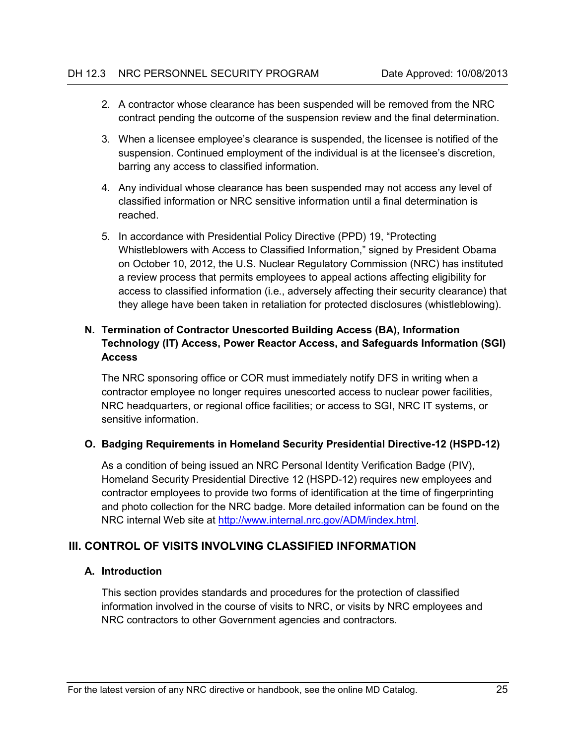2. A contractor whose clearance has been suspended will be removed from the NRC contract pending the outcome of the suspension review and the final determination.

3. When a licensee employee's clearance is suspended, the licensee is notified of the suspension. Continued employment of the individual is at the licensee's discretion, barring any access to classified information.

4. Any individual whose clearance has been suspended may not access any level of classified information or NRC sensitive information until a final determination is reached.

5. In accordance with Presidential Policy Directive (PPD) 19, "Protecting Whistleblowers with Access to Classified Information," signed by President Obama on October 10, 2012, the U.S. Nuclear Regulatory Commission (NRC) has instituted a review process that permits employees to appeal actions affecting eligibility for access to classified information (i.e., adversely affecting their security clearance) that they allege have been taken in retaliation for protected disclosures (whistleblowing).

### N. Termination of Contractor Unescorted Building Access (BA), Information Technology (IT) Access, Power Reactor Access, and Safeguards Information (SGI) Access

The NRC sponsoring office or COR must immediately notify DFS in writing when a contractor employee no longer requires unescorted access to nuclear power facilities, NRC headquarters, or regional office facilities; or access to SGI, NRC IT systems, or sensitive information.

### O. Badging Requirements in Homeland Security Presidential Directive-12 (HSPD-12)

As a condition of being issued an NRC Personal Identity Verification Badge (PIV), Homeland Security Presidential Directive 12 (HSPD-12) requires new employees and contractor employees to provide two forms of identification at the time of fingerprinting and photo collection for the NRC badge. More detailed information can be found on the NRC internal Web site at http://www.internal.nrc.gov/ADM/index.html.

## III. CONTROL OF VISITS INVOLVING CLASSIFIED INFORMATION

### A. Introduction

This section provides standards and procedures for the protection of classified information involved in the course of visits to NRC, or visits by NRC employees and NRC contractors to other Government agencies and contractors.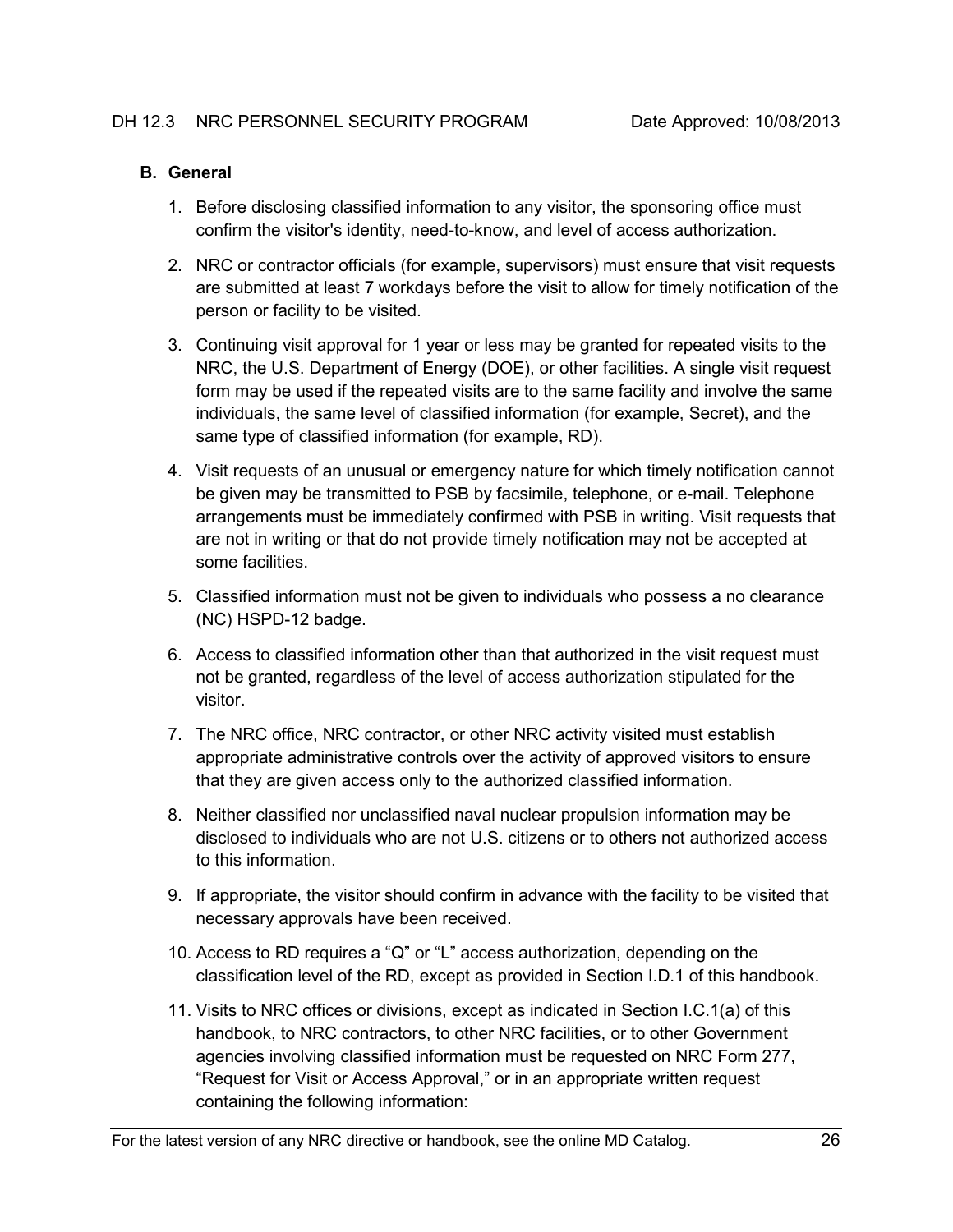### B. General

1. Before disclosing classified information to any visitor, the sponsoring office must confirm the visitor's identity, need-to-know, and level of access authorization.

2. NRC or contractor officials (for example, supervisors) must ensure that visit requests are submitted at least 7 workdays before the visit to allow for timely notification of the person or facility to be visited.

3. Continuing visit approval for 1 year or less may be granted for repeated visits to the NRC, the U.S. Department of Energy (DOE), or other facilities. A single visit request form may be used if the repeated visits are to the same facility and involve the same individuals, the same level of classified information (for example, Secret), and the same type of classified information (for example, RD).

4. Visit requests of an unusual or emergency nature for which timely notification cannot be given may be transmitted to PSB by facsimile, telephone, or e-mail. Telephone arrangements must be immediately confirmed with PSB in writing. Visit requests that are not in writing or that do not provide timely notification may not be accepted at some facilities.

5. Classified information must not be given to individuals who possess a no clearance (NC) HSPD-12 badge.

6. Access to classified information other than that authorized in the visit request must not be granted, regardless of the level of access authorization stipulated for the visitor.

7. The NRC office, NRC contractor, or other NRC activity visited must establish appropriate administrative controls over the activity of approved visitors to ensure that they are given access only to the authorized classified information.

8. Neither classified nor unclassified naval nuclear propulsion information may be disclosed to individuals who are not U.S. citizens or to others not authorized access to this information.

9. If appropriate, the visitor should confirm in advance with the facility to be visited that necessary approvals have been received.

10. Access to RD requires a "Q" or "L" access authorization, depending on the classification level of the RD, except as provided in Section I.D.1 of this handbook.

11. Visits to NRC offices or divisions, except as indicated in Section I.C.1(a) of this handbook, to NRC contractors, to other NRC facilities, or to other Government agencies involving classified information must be requested on NRC Form 277, "Request for Visit or Access Approval," or in an appropriate written request containing the following information: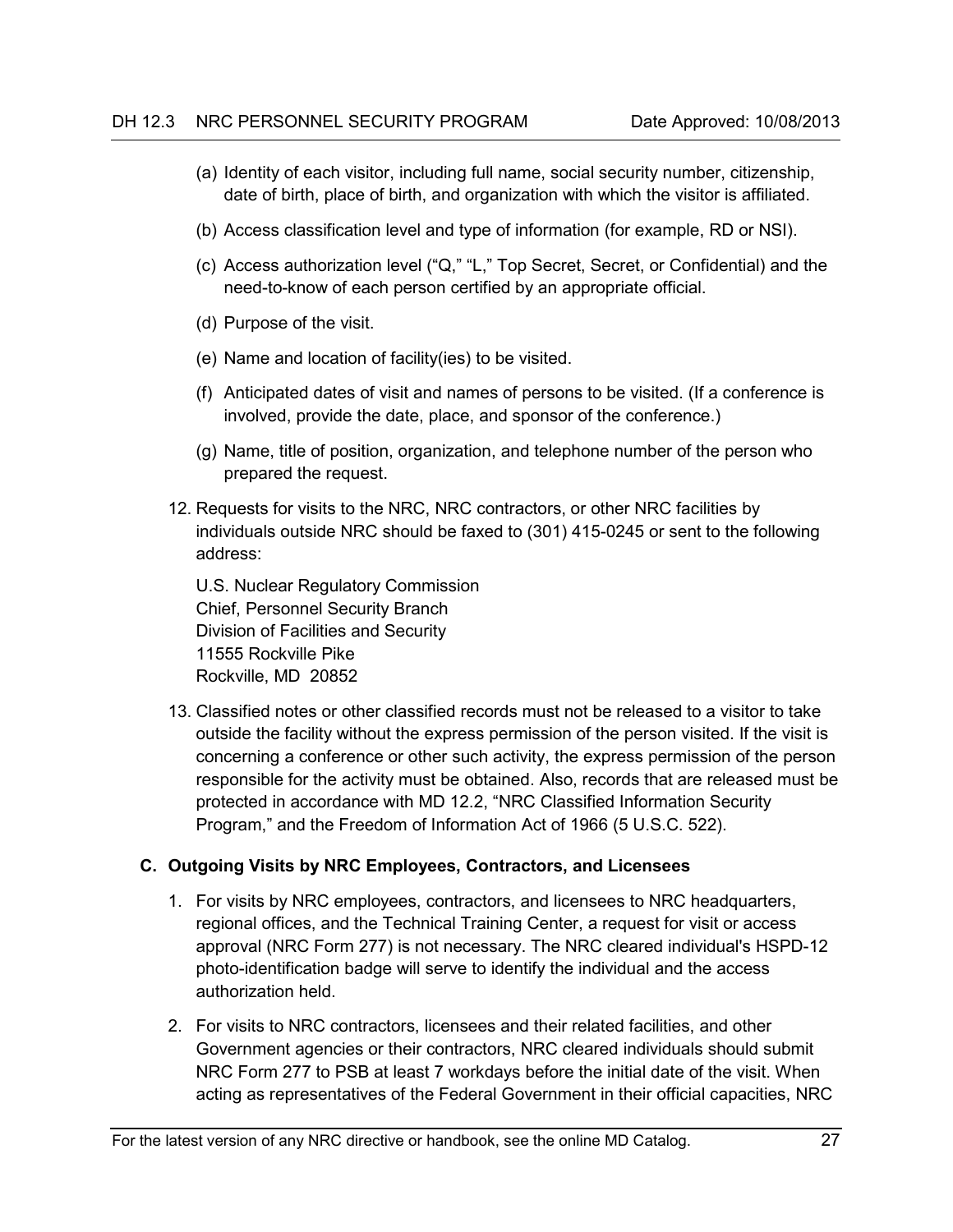(a) Identity of each visitor, including full name, social security number, citizenship, date of birth, place of birth, and organization with which the visitor is affiliated.

(b) Access classification level and type of information (for example, RD or NSI).

(c) Access authorization level ("Q," "L," Top Secret, Secret, or Confidential) and the need-to-know of each person certified by an appropriate official.

(d) Purpose of the visit.

(e) Name and location of facility(ies) to be visited.

(f) Anticipated dates of visit and names of persons to be visited. (If a conference is involved, provide the date, place, and sponsor of the conference.)

(g) Name, title of position, organization, and telephone number of the person who prepared the request.

12. Requests for visits to the NRC, NRC contractors, or other NRC facilities by individuals outside NRC should be faxed to (301) 415-0245 or sent to the following address:

    U.S. Nuclear Regulatory Commission
    Chief, Personnel Security Branch
    Division of Facilities and Security
    11555 Rockville Pike
    Rockville, MD 20852

13. Classified notes or other classified records must not be released to a visitor to take outside the facility without the express permission of the person visited. If the visit is concerning a conference or other such activity, the express permission of the person responsible for the activity must be obtained. Also, records that are released must be protected in accordance with MD 12.2, "NRC Classified Information Security Program," and the Freedom of Information Act of 1966 (5 U.S.C. 522).

### C. Outgoing Visits by NRC Employees, Contractors, and Licensees

1. For visits by NRC employees, contractors, and licensees to NRC headquarters, regional offices, and the Technical Training Center, a request for visit or access approval (NRC Form 277) is not necessary. The NRC cleared individual's HSPD-12 photo-identification badge will serve to identify the individual and the access authorization held.

2. For visits to NRC contractors, licensees and their related facilities, and other Government agencies or their contractors, NRC cleared individuals should submit NRC Form 277 to PSB at least 7 workdays before the initial date of the visit. When acting as representatives of the Federal Government in their official capacities, NRC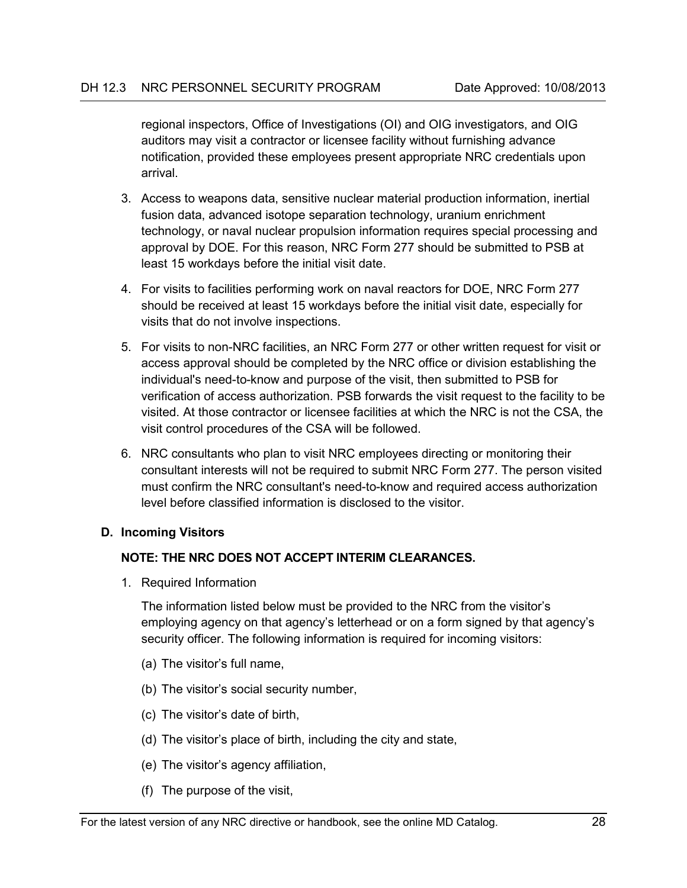regional inspectors, Office of Investigations (OI) and OIG investigators, and OIG auditors may visit a contractor or licensee facility without furnishing advance notification, provided these employees present appropriate NRC credentials upon arrival.

3. Access to weapons data, sensitive nuclear material production information, inertial fusion data, advanced isotope separation technology, uranium enrichment technology, or naval nuclear propulsion information requires special processing and approval by DOE. For this reason, NRC Form 277 should be submitted to PSB at least 15 workdays before the initial visit date.

4. For visits to facilities performing work on naval reactors for DOE, NRC Form 277 should be received at least 15 workdays before the initial visit date, especially for visits that do not involve inspections.

5. For visits to non-NRC facilities, an NRC Form 277 or other written request for visit or access approval should be completed by the NRC office or division establishing the individual's need-to-know and purpose of the visit, then submitted to PSB for verification of access authorization. PSB forwards the visit request to the facility to be visited. At those contractor or licensee facilities at which the NRC is not the CSA, the visit control procedures of the CSA will be followed.

6. NRC consultants who plan to visit NRC employees directing or monitoring their consultant interests will not be required to submit NRC Form 277. The person visited must confirm the NRC consultant's need-to-know and required access authorization level before classified information is disclosed to the visitor.

**D. Incoming Visitors**

**NOTE: THE NRC DOES NOT ACCEPT INTERIM CLEARANCES.**

1. Required Information

   The information listed below must be provided to the NRC from the visitor's employing agency on that agency's letterhead or on a form signed by that agency's security officer. The following information is required for incoming visitors:

   (a) The visitor's full name,

   (b) The visitor's social security number,

   (c) The visitor's date of birth,

   (d) The visitor's place of birth, including the city and state,

   (e) The visitor's agency affiliation,

   (f) The purpose of the visit,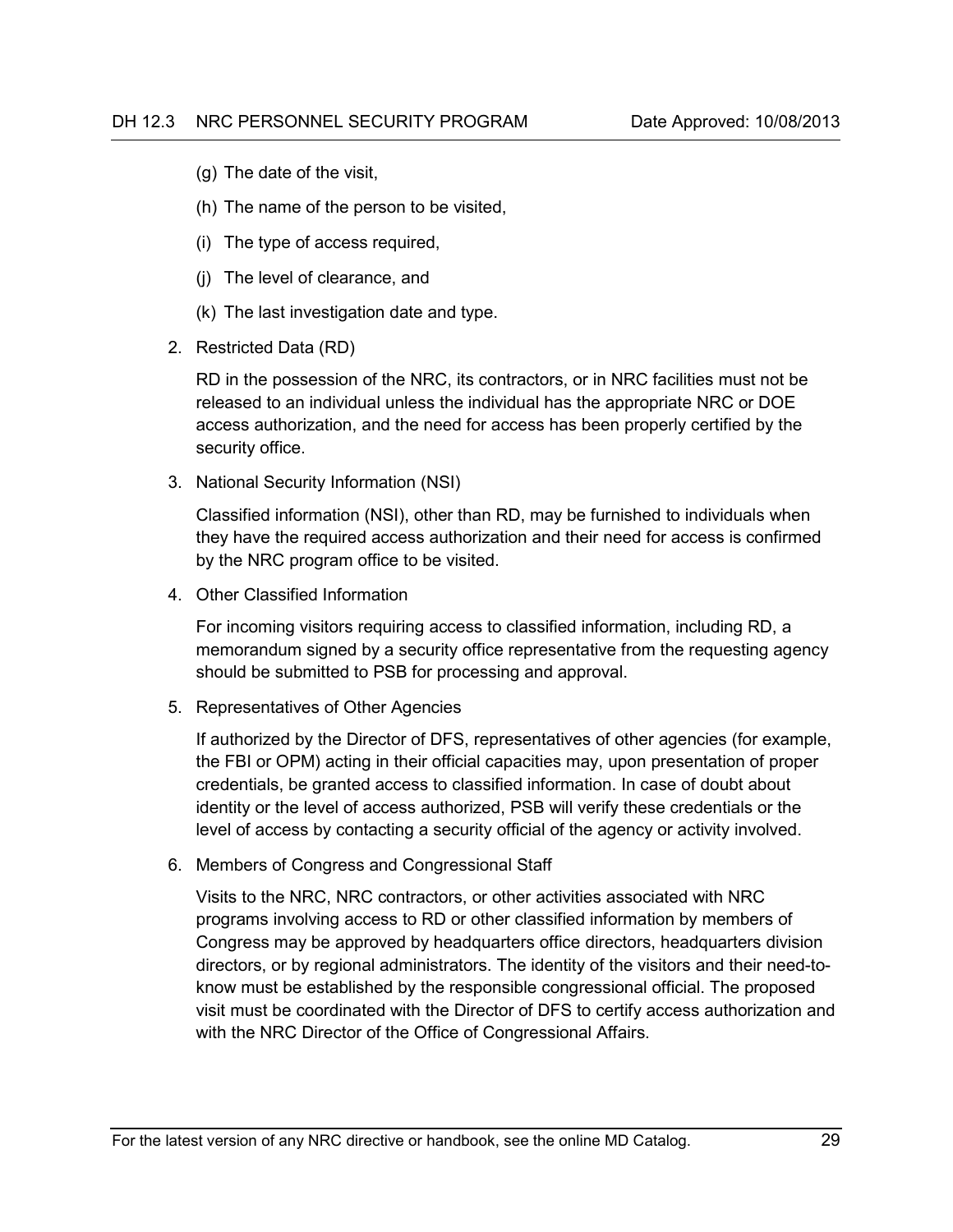(g) The date of the visit,

(h) The name of the person to be visited,

(i) The type of access required,

(j) The level of clearance, and

(k) The last investigation date and type.

2. Restricted Data (RD)

   RD in the possession of the NRC, its contractors, or in NRC facilities must not be released to an individual unless the individual has the appropriate NRC or DOE access authorization, and the need for access has been properly certified by the security office.

3. National Security Information (NSI)

   Classified information (NSI), other than RD, may be furnished to individuals when they have the required access authorization and their need for access is confirmed by the NRC program office to be visited.

4. Other Classified Information

   For incoming visitors requiring access to classified information, including RD, a memorandum signed by a security office representative from the requesting agency should be submitted to PSB for processing and approval.

5. Representatives of Other Agencies

   If authorized by the Director of DFS, representatives of other agencies (for example, the FBI or OPM) acting in their official capacities may, upon presentation of proper credentials, be granted access to classified information. In case of doubt about identity or the level of access authorized, PSB will verify these credentials or the level of access by contacting a security official of the agency or activity involved.

6. Members of Congress and Congressional Staff

   Visits to the NRC, NRC contractors, or other activities associated with NRC programs involving access to RD or other classified information by members of Congress may be approved by headquarters office directors, headquarters division directors, or by regional administrators. The identity of the visitors and their need-to-know must be established by the responsible congressional official. The proposed visit must be coordinated with the Director of DFS to certify access authorization and with the NRC Director of the Office of Congressional Affairs.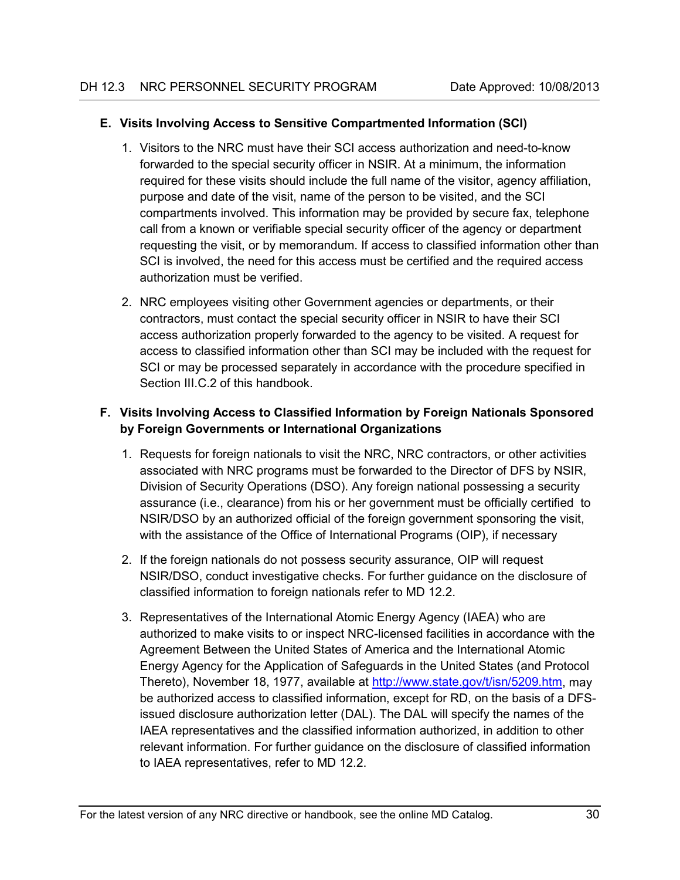## E. Visits Involving Access to Sensitive Compartmented Information (SCI)

1. Visitors to the NRC must have their SCI access authorization and need-to-know forwarded to the special security officer in NSIR. At a minimum, the information required for these visits should include the full name of the visitor, agency affiliation, purpose and date of the visit, name of the person to be visited, and the SCI compartments involved. This information may be provided by secure fax, telephone call from a known or verifiable special security officer of the agency or department requesting the visit, or by memorandum. If access to classified information other than SCI is involved, the need for this access must be certified and the required access authorization must be verified.

2. NRC employees visiting other Government agencies or departments, or their contractors, must contact the special security officer in NSIR to have their SCI access authorization properly forwarded to the agency to be visited. A request for access to classified information other than SCI may be included with the request for SCI or may be processed separately in accordance with the procedure specified in Section III.C.2 of this handbook.

## F. Visits Involving Access to Classified Information by Foreign Nationals Sponsored by Foreign Governments or International Organizations

1. Requests for foreign nationals to visit the NRC, NRC contractors, or other activities associated with NRC programs must be forwarded to the Director of DFS by NSIR, Division of Security Operations (DSO). Any foreign national possessing a security assurance (i.e., clearance) from his or her government must be officially certified to NSIR/DSO by an authorized official of the foreign government sponsoring the visit, with the assistance of the Office of International Programs (OIP), if necessary

2. If the foreign nationals do not possess security assurance, OIP will request NSIR/DSO, conduct investigative checks. For further guidance on the disclosure of classified information to foreign nationals refer to MD 12.2.

3. Representatives of the International Atomic Energy Agency (IAEA) who are authorized to make visits to or inspect NRC-licensed facilities in accordance with the Agreement Between the United States of America and the International Atomic Energy Agency for the Application of Safeguards in the United States (and Protocol Thereto), November 18, 1977, available at http://www.state.gov/t/isn/5209.htm, may be authorized access to classified information, except for RD, on the basis of a DFS-issued disclosure authorization letter (DAL). The DAL will specify the names of the IAEA representatives and the classified information authorized, in addition to other relevant information. For further guidance on the disclosure of classified information to IAEA representatives, refer to MD 12.2.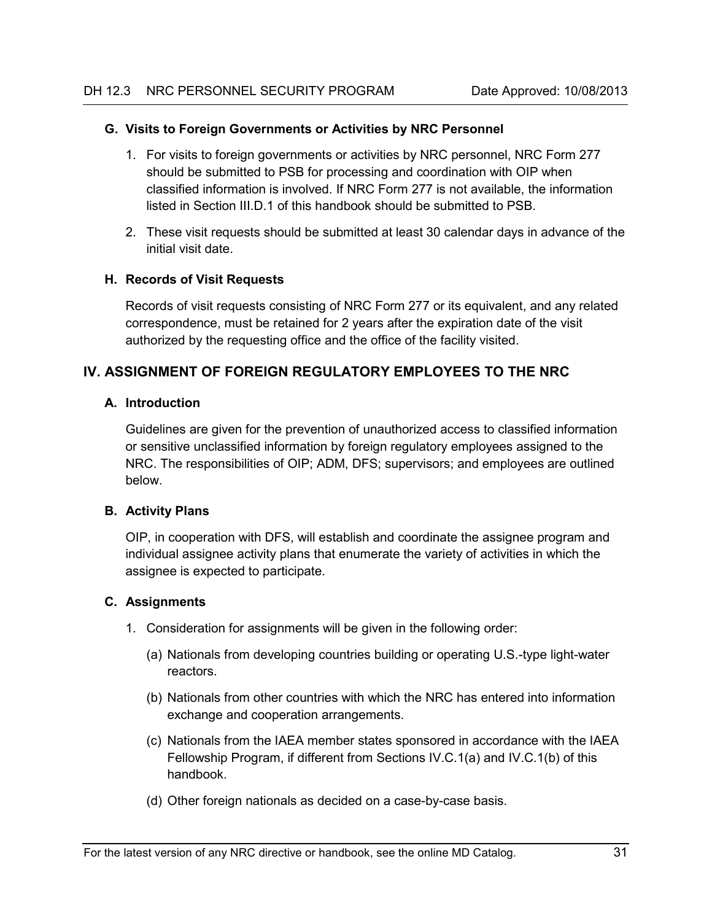### G. Visits to Foreign Governments or Activities by NRC Personnel

1. For visits to foreign governments or activities by NRC personnel, NRC Form 277 should be submitted to PSB for processing and coordination with OIP when classified information is involved. If NRC Form 277 is not available, the information listed in Section III.D.1 of this handbook should be submitted to PSB.
2. These visit requests should be submitted at least 30 calendar days in advance of the initial visit date.

### H. Records of Visit Requests

Records of visit requests consisting of NRC Form 277 or its equivalent, and any related correspondence, must be retained for 2 years after the expiration date of the visit authorized by the requesting office and the office of the facility visited.

## IV. ASSIGNMENT OF FOREIGN REGULATORY EMPLOYEES TO THE NRC

### A. Introduction

Guidelines are given for the prevention of unauthorized access to classified information or sensitive unclassified information by foreign regulatory employees assigned to the NRC. The responsibilities of OIP; ADM, DFS; supervisors; and employees are outlined below.

### B. Activity Plans

OIP, in cooperation with DFS, will establish and coordinate the assignee program and individual assignee activity plans that enumerate the variety of activities in which the assignee is expected to participate.

### C. Assignments

1. Consideration for assignments will be given in the following order:
   - (a) Nationals from developing countries building or operating U.S.-type light-water reactors.
   - (b) Nationals from other countries with which the NRC has entered into information exchange and cooperation arrangements.
   - (c) Nationals from the IAEA member states sponsored in accordance with the IAEA Fellowship Program, if different from Sections IV.C.1(a) and IV.C.1(b) of this handbook.
   - (d) Other foreign nationals as decided on a case-by-case basis.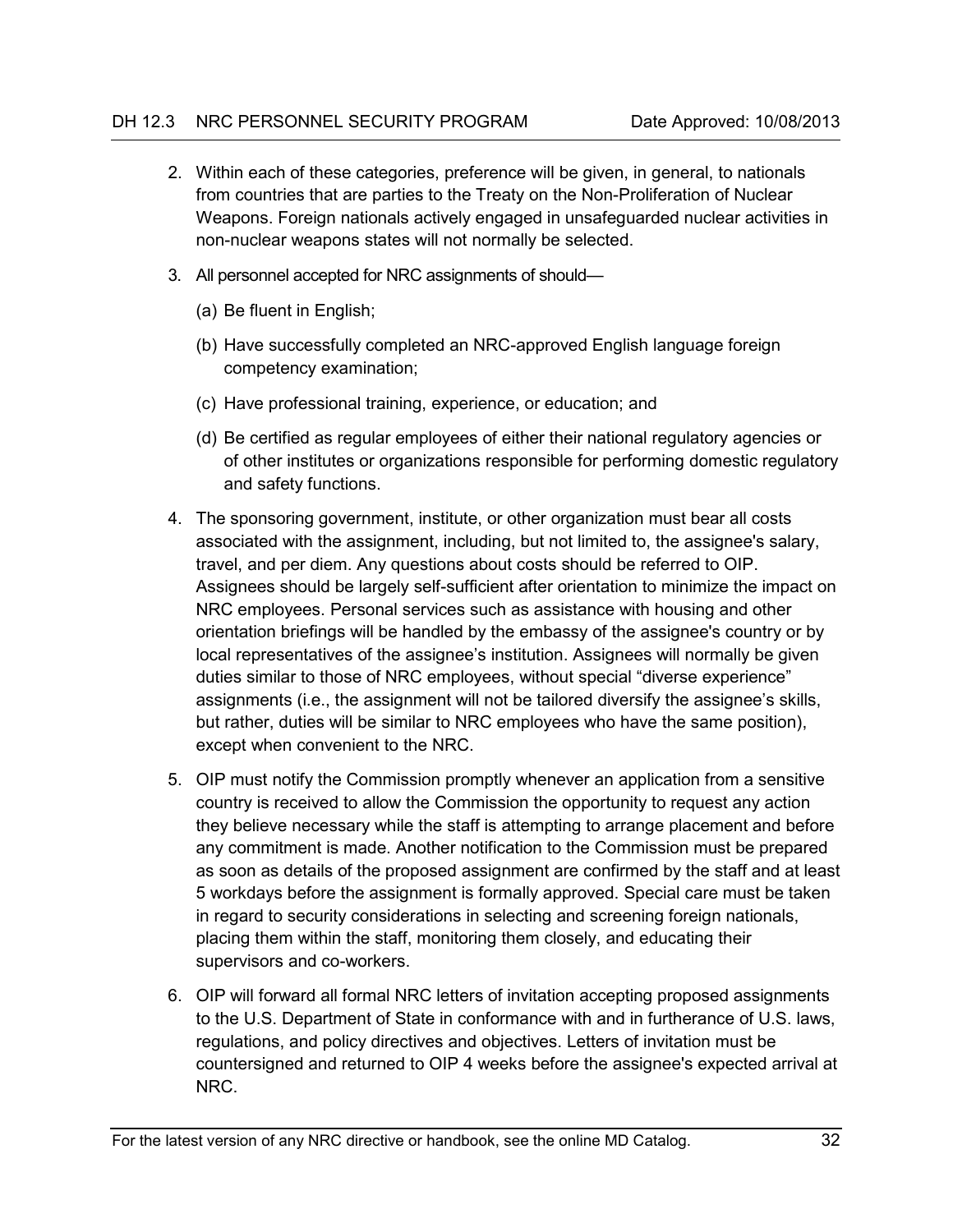2. Within each of these categories, preference will be given, in general, to nationals from countries that are parties to the Treaty on the Non-Proliferation of Nuclear Weapons. Foreign nationals actively engaged in unsafeguarded nuclear activities in non-nuclear weapons states will not normally be selected.

3. All personnel accepted for NRC assignments of should—

   (a) Be fluent in English;

   (b) Have successfully completed an NRC-approved English language foreign competency examination;

   (c) Have professional training, experience, or education; and

   (d) Be certified as regular employees of either their national regulatory agencies or of other institutes or organizations responsible for performing domestic regulatory and safety functions.

4. The sponsoring government, institute, or other organization must bear all costs associated with the assignment, including, but not limited to, the assignee's salary, travel, and per diem. Any questions about costs should be referred to OIP. Assignees should be largely self-sufficient after orientation to minimize the impact on NRC employees. Personal services such as assistance with housing and other orientation briefings will be handled by the embassy of the assignee's country or by local representatives of the assignee's institution. Assignees will normally be given duties similar to those of NRC employees, without special "diverse experience" assignments (i.e., the assignment will not be tailored diversify the assignee's skills, but rather, duties will be similar to NRC employees who have the same position), except when convenient to the NRC.

5. OIP must notify the Commission promptly whenever an application from a sensitive country is received to allow the Commission the opportunity to request any action they believe necessary while the staff is attempting to arrange placement and before any commitment is made. Another notification to the Commission must be prepared as soon as details of the proposed assignment are confirmed by the staff and at least 5 workdays before the assignment is formally approved. Special care must be taken in regard to security considerations in selecting and screening foreign nationals, placing them within the staff, monitoring them closely, and educating their supervisors and co-workers.

6. OIP will forward all formal NRC letters of invitation accepting proposed assignments to the U.S. Department of State in conformance with and in furtherance of U.S. laws, regulations, and policy directives and objectives. Letters of invitation must be countersigned and returned to OIP 4 weeks before the assignee's expected arrival at NRC.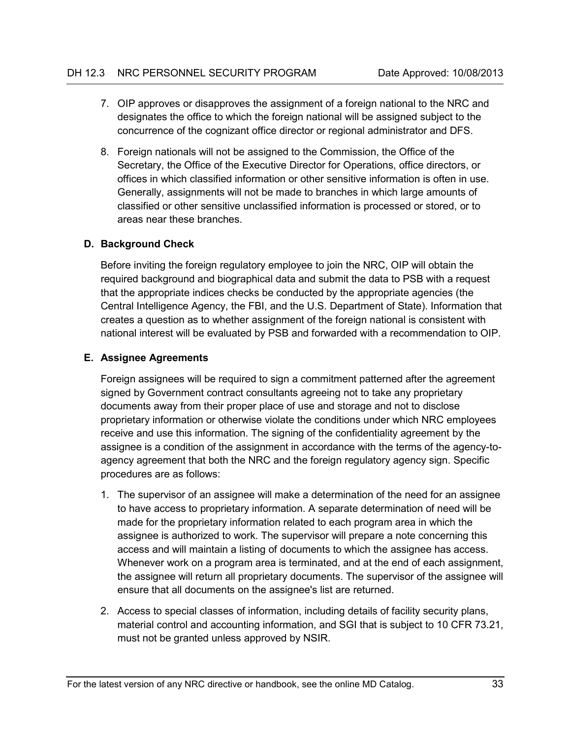7. OIP approves or disapproves the assignment of a foreign national to the NRC and designates the office to which the foreign national will be assigned subject to the concurrence of the cognizant office director or regional administrator and DFS.

8. Foreign nationals will not be assigned to the Commission, the Office of the Secretary, the Office of the Executive Director for Operations, office directors, or offices in which classified information or other sensitive information is often in use. Generally, assignments will not be made to branches in which large amounts of classified or other sensitive unclassified information is processed or stored, or to areas near these branches.

### D. Background Check

Before inviting the foreign regulatory employee to join the NRC, OIP will obtain the required background and biographical data and submit the data to PSB with a request that the appropriate indices checks be conducted by the appropriate agencies (the Central Intelligence Agency, the FBI, and the U.S. Department of State). Information that creates a question as to whether assignment of the foreign national is consistent with national interest will be evaluated by PSB and forwarded with a recommendation to OIP.

### E. Assignee Agreements

Foreign assignees will be required to sign a commitment patterned after the agreement signed by Government contract consultants agreeing not to take any proprietary documents away from their proper place of use and storage and not to disclose proprietary information or otherwise violate the conditions under which NRC employees receive and use this information. The signing of the confidentiality agreement by the assignee is a condition of the assignment in accordance with the terms of the agency-to-agency agreement that both the NRC and the foreign regulatory agency sign. Specific procedures are as follows:

1. The supervisor of an assignee will make a determination of the need for an assignee to have access to proprietary information. A separate determination of need will be made for the proprietary information related to each program area in which the assignee is authorized to work. The supervisor will prepare a note concerning this access and will maintain a listing of documents to which the assignee has access. Whenever work on a program area is terminated, and at the end of each assignment, the assignee will return all proprietary documents. The supervisor of the assignee will ensure that all documents on the assignee's list are returned.

2. Access to special classes of information, including details of facility security plans, material control and accounting information, and SGI that is subject to 10 CFR 73.21, must not be granted unless approved by NSIR.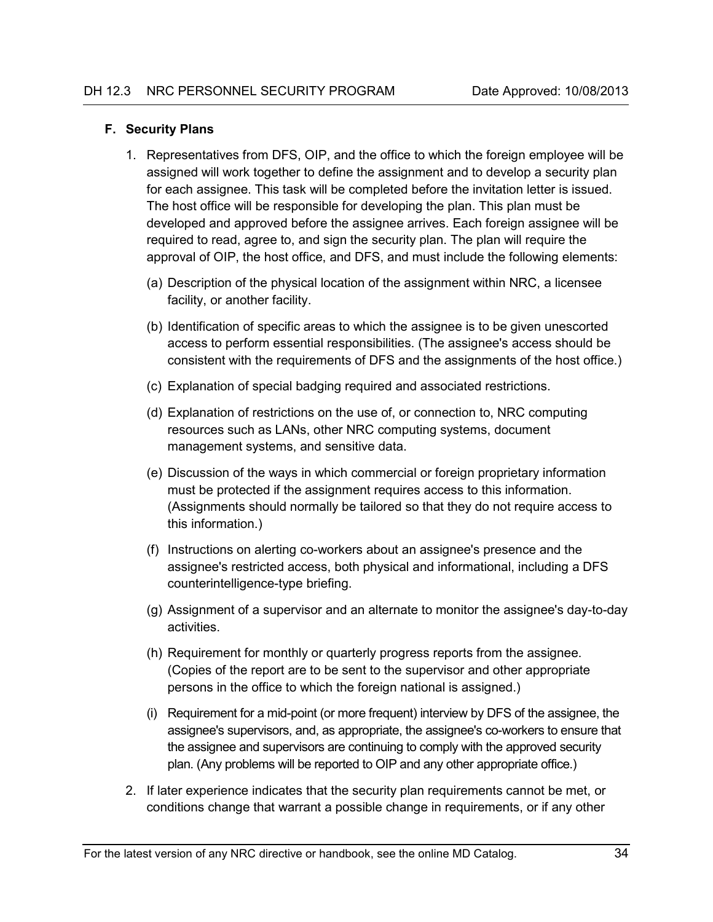### F. Security Plans

1. Representatives from DFS, OIP, and the office to which the foreign employee will be assigned will work together to define the assignment and to develop a security plan for each assignee. This task will be completed before the invitation letter is issued. The host office will be responsible for developing the plan. This plan must be developed and approved before the assignee arrives. Each foreign assignee will be required to read, agree to, and sign the security plan. The plan will require the approval of OIP, the host office, and DFS, and must include the following elements:

   (a) Description of the physical location of the assignment within NRC, a licensee facility, or another facility.

   (b) Identification of specific areas to which the assignee is to be given unescorted access to perform essential responsibilities. (The assignee's access should be consistent with the requirements of DFS and the assignments of the host office.)

   (c) Explanation of special badging required and associated restrictions.

   (d) Explanation of restrictions on the use of, or connection to, NRC computing resources such as LANs, other NRC computing systems, document management systems, and sensitive data.

   (e) Discussion of the ways in which commercial or foreign proprietary information must be protected if the assignment requires access to this information. (Assignments should normally be tailored so that they do not require access to this information.)

   (f) Instructions on alerting co-workers about an assignee's presence and the assignee's restricted access, both physical and informational, including a DFS counterintelligence-type briefing.

   (g) Assignment of a supervisor and an alternate to monitor the assignee's day-to-day activities.

   (h) Requirement for monthly or quarterly progress reports from the assignee. (Copies of the report are to be sent to the supervisor and other appropriate persons in the office to which the foreign national is assigned.)

   (i) Requirement for a mid-point (or more frequent) interview by DFS of the assignee, the assignee's supervisors, and, as appropriate, the assignee's co-workers to ensure that the assignee and supervisors are continuing to comply with the approved security plan. (Any problems will be reported to OIP and any other appropriate office.)

2. If later experience indicates that the security plan requirements cannot be met, or conditions change that warrant a possible change in requirements, or if any other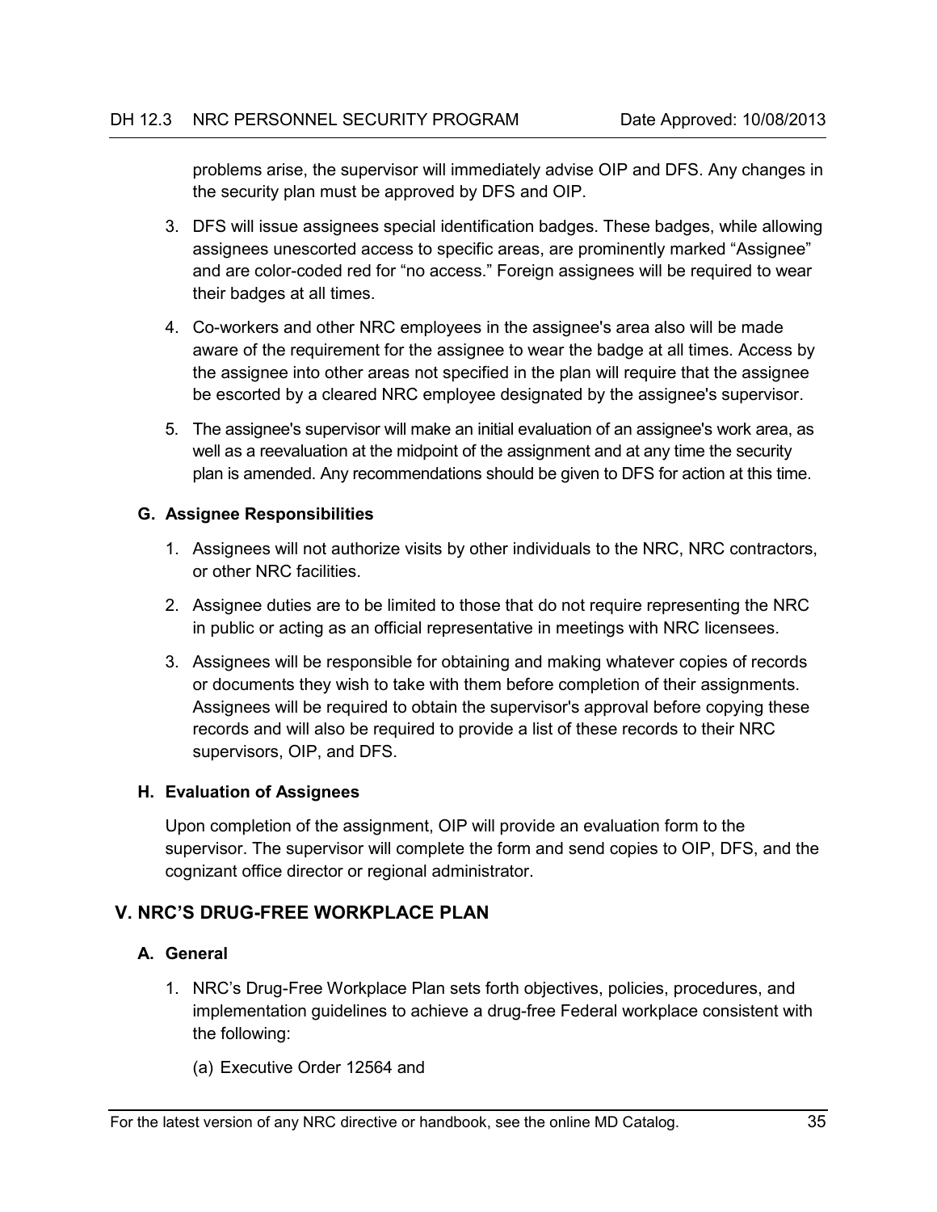problems arise, the supervisor will immediately advise OIP and DFS. Any changes in the security plan must be approved by DFS and OIP.

3. DFS will issue assignees special identification badges. These badges, while allowing assignees unescorted access to specific areas, are prominently marked “Assignee” and are color-coded red for “no access.” Foreign assignees will be required to wear their badges at all times.

4. Co-workers and other NRC employees in the assignee's area also will be made aware of the requirement for the assignee to wear the badge at all times. Access by the assignee into other areas not specified in the plan will require that the assignee be escorted by a cleared NRC employee designated by the assignee's supervisor.

5. The assignee's supervisor will make an initial evaluation of an assignee's work area, as well as a reevaluation at the midpoint of the assignment and at any time the security plan is amended. Any recommendations should be given to DFS for action at this time.

### G. Assignee Responsibilities

1. Assignees will not authorize visits by other individuals to the NRC, NRC contractors, or other NRC facilities.

2. Assignee duties are to be limited to those that do not require representing the NRC in public or acting as an official representative in meetings with NRC licensees.

3. Assignees will be responsible for obtaining and making whatever copies of records or documents they wish to take with them before completion of their assignments. Assignees will be required to obtain the supervisor's approval before copying these records and will also be required to provide a list of these records to their NRC supervisors, OIP, and DFS.

### H. Evaluation of Assignees

Upon completion of the assignment, OIP will provide an evaluation form to the supervisor. The supervisor will complete the form and send copies to OIP, DFS, and the cognizant office director or regional administrator.

## V. NRC’S DRUG-FREE WORKPLACE PLAN

### A. General

1. NRC’s Drug-Free Workplace Plan sets forth objectives, policies, procedures, and implementation guidelines to achieve a drug-free Federal workplace consistent with the following:

   (a) Executive Order 12564 and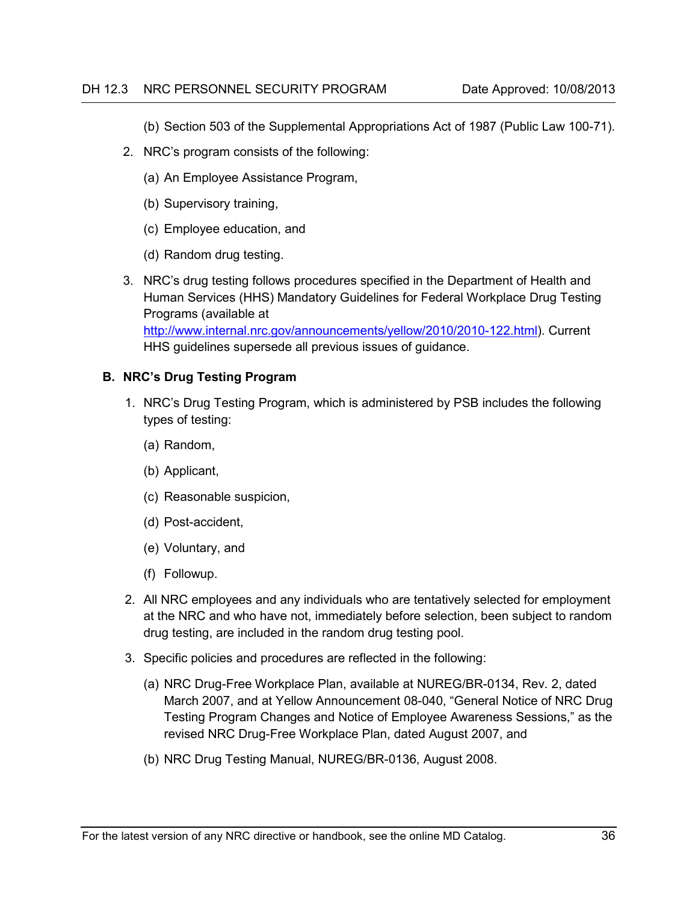(b) Section 503 of the Supplemental Appropriations Act of 1987 (Public Law 100-71).

2. NRC's program consists of the following:

   (a) An Employee Assistance Program,

   (b) Supervisory training,

   (c) Employee education, and

   (d) Random drug testing.

3. NRC's drug testing follows procedures specified in the Department of Health and Human Services (HHS) Mandatory Guidelines for Federal Workplace Drug Testing Programs (available at [http://www.internal.nrc.gov/announcements/yellow/2010/2010-122.html](http://www.internal.nrc.gov/announcements/yellow/2010/2010-122.html)). Current HHS guidelines supersede all previous issues of guidance.

**B. NRC's Drug Testing Program**

1. NRC's Drug Testing Program, which is administered by PSB includes the following types of testing:

   (a) Random,

   (b) Applicant,

   (c) Reasonable suspicion,

   (d) Post-accident,

   (e) Voluntary, and

   (f) Followup.

2. All NRC employees and any individuals who are tentatively selected for employment at the NRC and who have not, immediately before selection, been subject to random drug testing, are included in the random drug testing pool.

3. Specific policies and procedures are reflected in the following:

   (a) NRC Drug-Free Workplace Plan, available at NUREG/BR-0134, Rev. 2, dated March 2007, and at Yellow Announcement 08-040, "General Notice of NRC Drug Testing Program Changes and Notice of Employee Awareness Sessions," as the revised NRC Drug-Free Workplace Plan, dated August 2007, and

   (b) NRC Drug Testing Manual, NUREG/BR-0136, August 2008.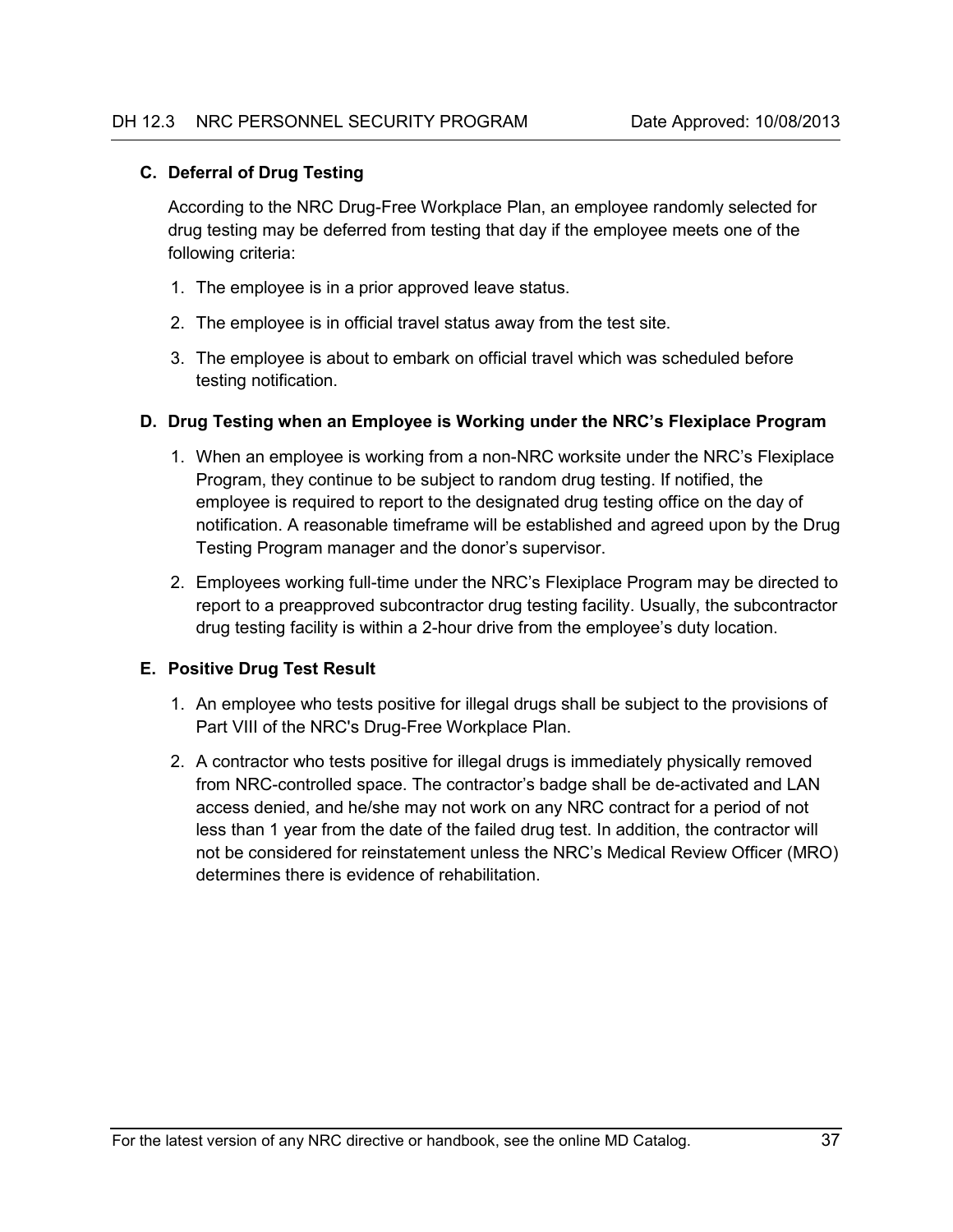### C. Deferral of Drug Testing

According to the NRC Drug-Free Workplace Plan, an employee randomly selected for drug testing may be deferred from testing that day if the employee meets one of the following criteria:

1. The employee is in a prior approved leave status.
2. The employee is in official travel status away from the test site.
3. The employee is about to embark on official travel which was scheduled before testing notification.

### D. Drug Testing when an Employee is Working under the NRC's Flexiplace Program

1. When an employee is working from a non-NRC worksite under the NRC's Flexiplace Program, they continue to be subject to random drug testing. If notified, the employee is required to report to the designated drug testing office on the day of notification. A reasonable timeframe will be established and agreed upon by the Drug Testing Program manager and the donor's supervisor.
2. Employees working full-time under the NRC's Flexiplace Program may be directed to report to a preapproved subcontractor drug testing facility. Usually, the subcontractor drug testing facility is within a 2-hour drive from the employee's duty location.

### E. Positive Drug Test Result

1. An employee who tests positive for illegal drugs shall be subject to the provisions of Part VIII of the NRC's Drug-Free Workplace Plan.
2. A contractor who tests positive for illegal drugs is immediately physically removed from NRC-controlled space. The contractor's badge shall be de-activated and LAN access denied, and he/she may not work on any NRC contract for a period of not less than 1 year from the date of the failed drug test. In addition, the contractor will not be considered for reinstatement unless the NRC's Medical Review Officer (MRO) determines there is evidence of rehabilitation.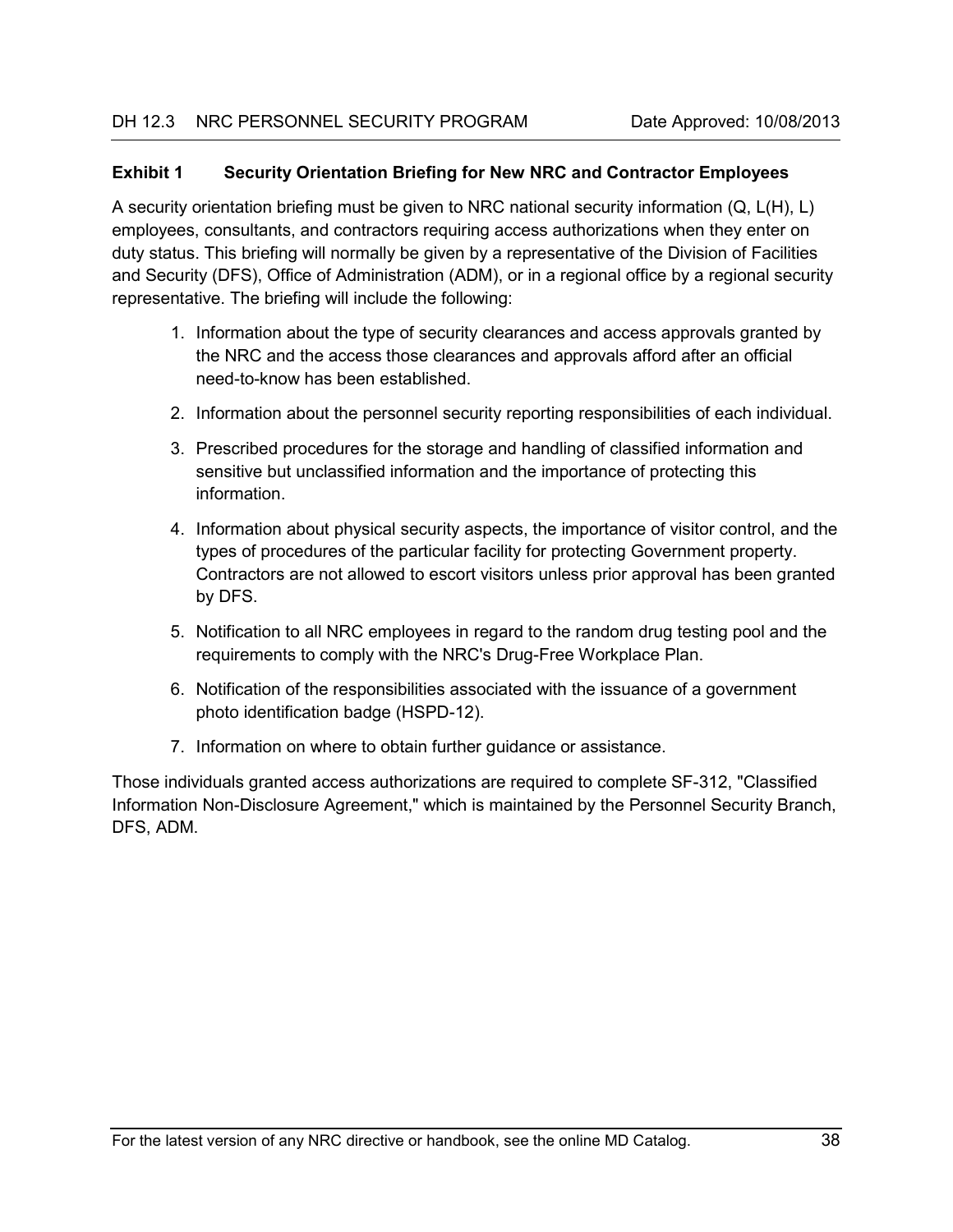## Exhibit 1 Security Orientation Briefing for New NRC and Contractor Employees

A security orientation briefing must be given to NRC national security information (Q, L(H), L) employees, consultants, and contractors requiring access authorizations when they enter on duty status. This briefing will normally be given by a representative of the Division of Facilities and Security (DFS), Office of Administration (ADM), or in a regional office by a regional security representative. The briefing will include the following:

1. Information about the type of security clearances and access approvals granted by the NRC and the access those clearances and approvals afford after an official need-to-know has been established.
2. Information about the personnel security reporting responsibilities of each individual.
3. Prescribed procedures for the storage and handling of classified information and sensitive but unclassified information and the importance of protecting this information.
4. Information about physical security aspects, the importance of visitor control, and the types of procedures of the particular facility for protecting Government property. Contractors are not allowed to escort visitors unless prior approval has been granted by DFS.
5. Notification to all NRC employees in regard to the random drug testing pool and the requirements to comply with the NRC's Drug-Free Workplace Plan.
6. Notification of the responsibilities associated with the issuance of a government photo identification badge (HSPD-12).
7. Information on where to obtain further guidance or assistance.

Those individuals granted access authorizations are required to complete SF-312, "Classified Information Non-Disclosure Agreement," which is maintained by the Personnel Security Branch, DFS, ADM.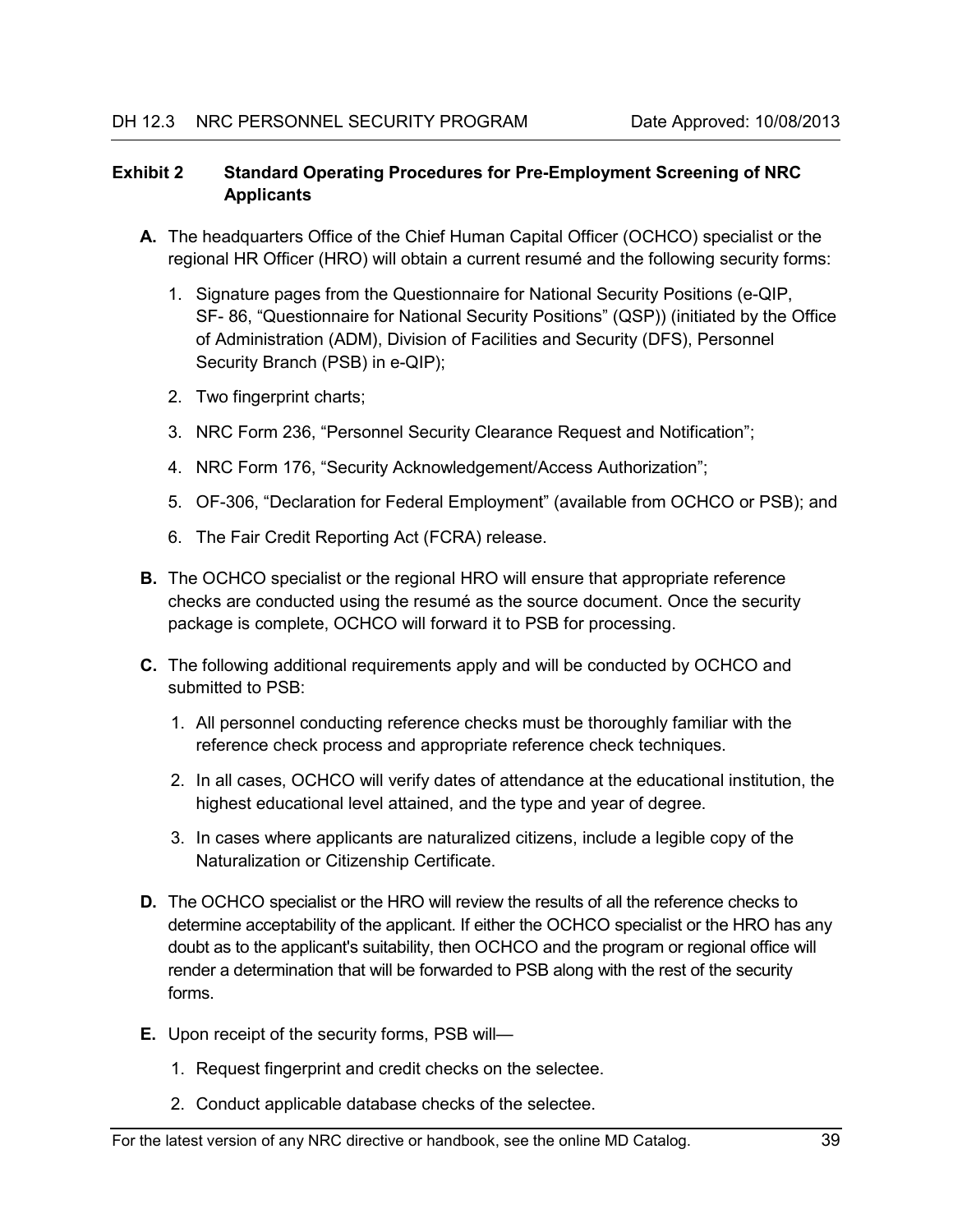## Exhibit 2 Standard Operating Procedures for Pre-Employment Screening of NRC Applicants

**A.** The headquarters Office of the Chief Human Capital Officer (OCHCO) specialist or the regional HR Officer (HRO) will obtain a current resumé and the following security forms:

1. Signature pages from the Questionnaire for National Security Positions (e-QIP, SF- 86, “Questionnaire for National Security Positions” (QSP)) (initiated by the Office of Administration (ADM), Division of Facilities and Security (DFS), Personnel Security Branch (PSB) in e-QIP);
2. Two fingerprint charts;
3. NRC Form 236, “Personnel Security Clearance Request and Notification”;
4. NRC Form 176, “Security Acknowledgement/Access Authorization”;
5. OF-306, “Declaration for Federal Employment” (available from OCHCO or PSB); and
6. The Fair Credit Reporting Act (FCRA) release.

**B.** The OCHCO specialist or the regional HRO will ensure that appropriate reference checks are conducted using the resumé as the source document. Once the security package is complete, OCHCO will forward it to PSB for processing.

**C.** The following additional requirements apply and will be conducted by OCHCO and submitted to PSB:

1. All personnel conducting reference checks must be thoroughly familiar with the reference check process and appropriate reference check techniques.
2. In all cases, OCHCO will verify dates of attendance at the educational institution, the highest educational level attained, and the type and year of degree.
3. In cases where applicants are naturalized citizens, include a legible copy of the Naturalization or Citizenship Certificate.

**D.** The OCHCO specialist or the HRO will review the results of all the reference checks to determine acceptability of the applicant. If either the OCHCO specialist or the HRO has any doubt as to the applicant's suitability, then OCHCO and the program or regional office will render a determination that will be forwarded to PSB along with the rest of the security forms.

**E.** Upon receipt of the security forms, PSB will—

1. Request fingerprint and credit checks on the selectee.
2. Conduct applicable database checks of the selectee.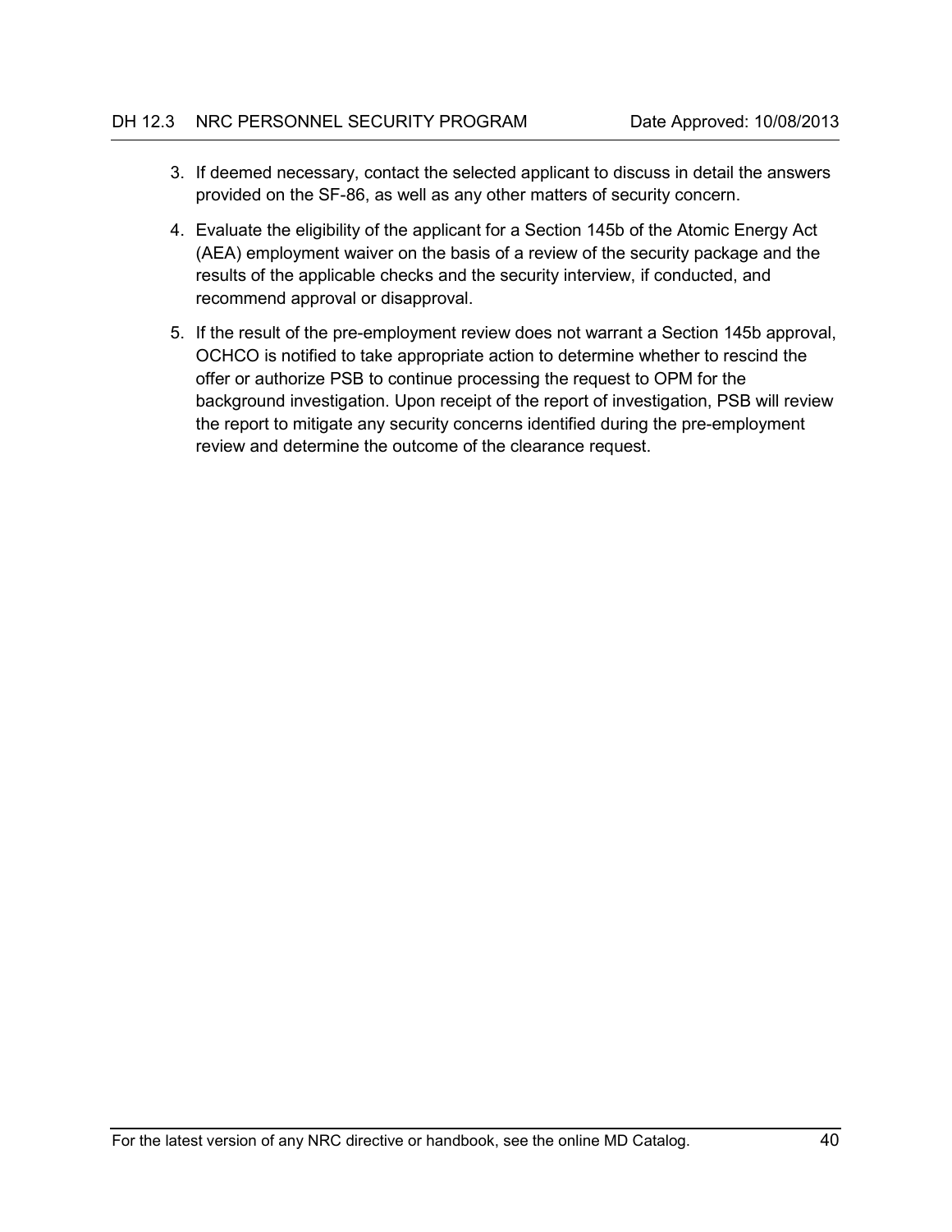3. If deemed necessary, contact the selected applicant to discuss in detail the answers provided on the SF-86, as well as any other matters of security concern.
4. Evaluate the eligibility of the applicant for a Section 145b of the Atomic Energy Act (AEA) employment waiver on the basis of a review of the security package and the results of the applicable checks and the security interview, if conducted, and recommend approval or disapproval.
5. If the result of the pre-employment review does not warrant a Section 145b approval, OCHCO is notified to take appropriate action to determine whether to rescind the offer or authorize PSB to continue processing the request to OPM for the background investigation. Upon receipt of the report of investigation, PSB will review the report to mitigate any security concerns identified during the pre-employment review and determine the outcome of the clearance request.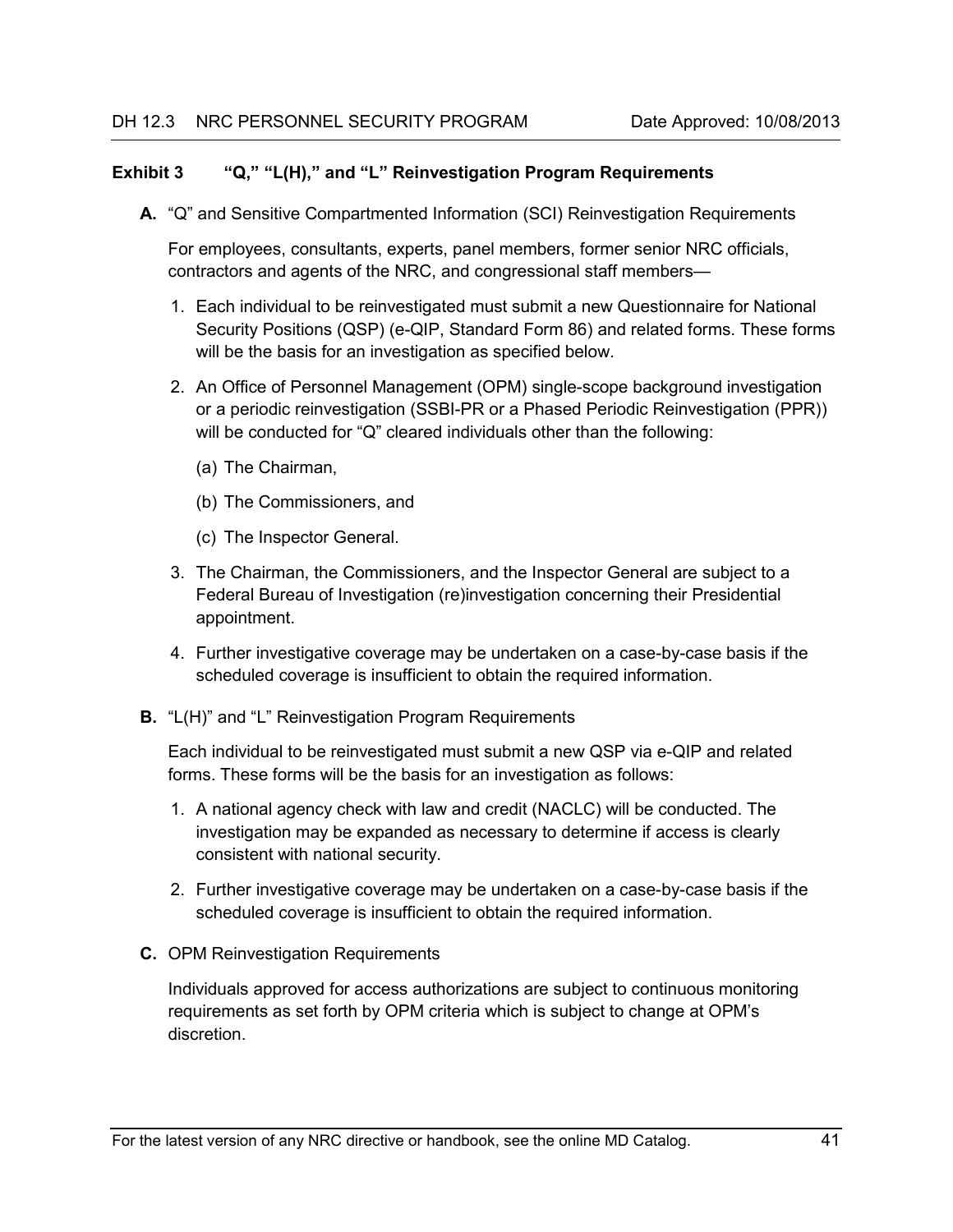## Exhibit 3 "Q," "L(H)," and "L" Reinvestigation Program Requirements

**A.** "Q" and Sensitive Compartmented Information (SCI) Reinvestigation Requirements

For employees, consultants, experts, panel members, former senior NRC officials, contractors and agents of the NRC, and congressional staff members—

1. Each individual to be reinvestigated must submit a new Questionnaire for National Security Positions (QSP) (e-QIP, Standard Form 86) and related forms. These forms will be the basis for an investigation as specified below.
2. An Office of Personnel Management (OPM) single-scope background investigation or a periodic reinvestigation (SSBI-PR or a Phased Periodic Reinvestigation (PPR)) will be conducted for "Q" cleared individuals other than the following:
   (a) The Chairman,
   (b) The Commissioners, and
   (c) The Inspector General.
3. The Chairman, the Commissioners, and the Inspector General are subject to a Federal Bureau of Investigation (re)investigation concerning their Presidential appointment.
4. Further investigative coverage may be undertaken on a case-by-case basis if the scheduled coverage is insufficient to obtain the required information.

**B.** "L(H)" and "L" Reinvestigation Program Requirements

Each individual to be reinvestigated must submit a new QSP via e-QIP and related forms. These forms will be the basis for an investigation as follows:

1. A national agency check with law and credit (NACLC) will be conducted. The investigation may be expanded as necessary to determine if access is clearly consistent with national security.
2. Further investigative coverage may be undertaken on a case-by-case basis if the scheduled coverage is insufficient to obtain the required information.

**C.** OPM Reinvestigation Requirements

Individuals approved for access authorizations are subject to continuous monitoring requirements as set forth by OPM criteria which is subject to change at OPM's discretion.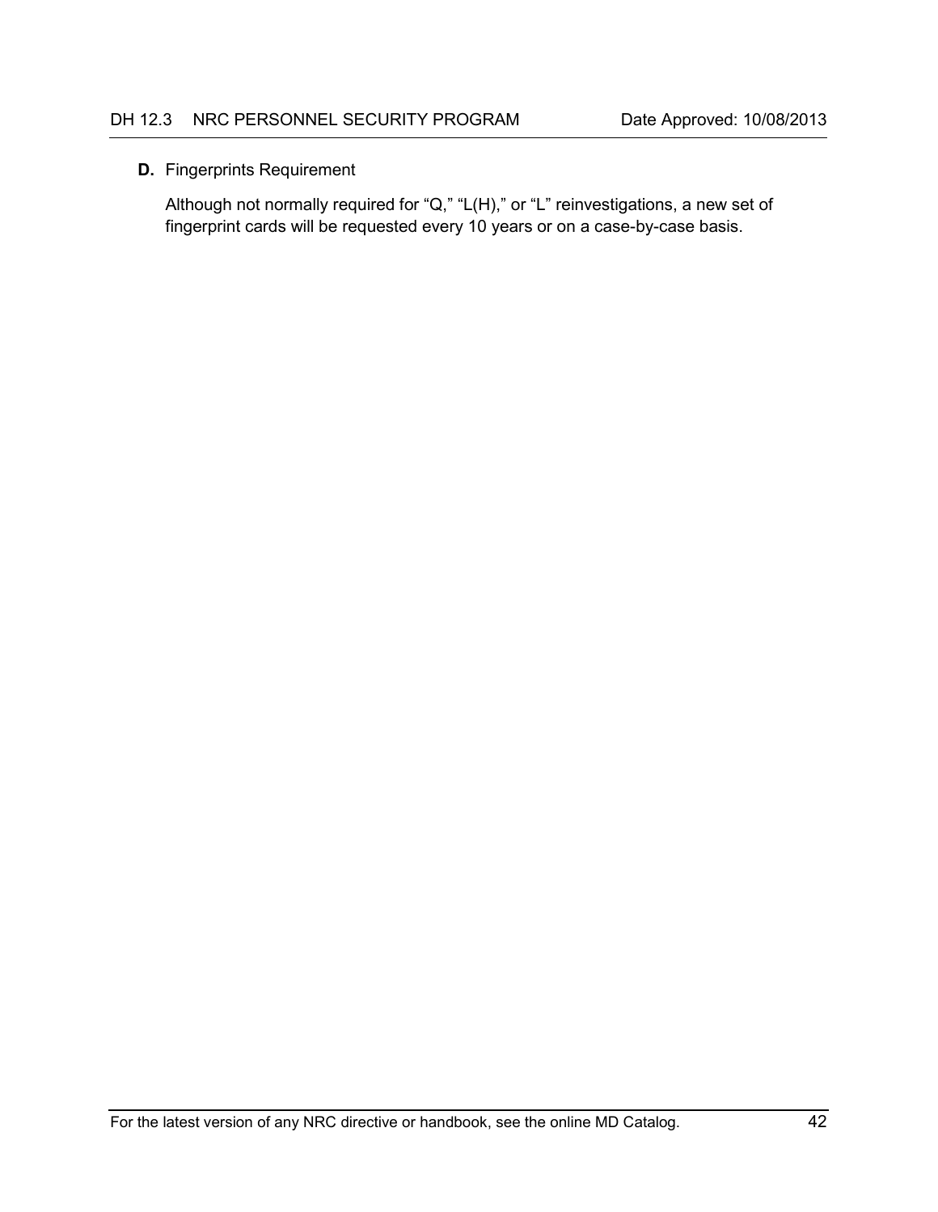**D.** Fingerprints Requirement

Although not normally required for “Q,” “L(H),” or “L” reinvestigations, a new set of fingerprint cards will be requested every 10 years or on a case-by-case basis.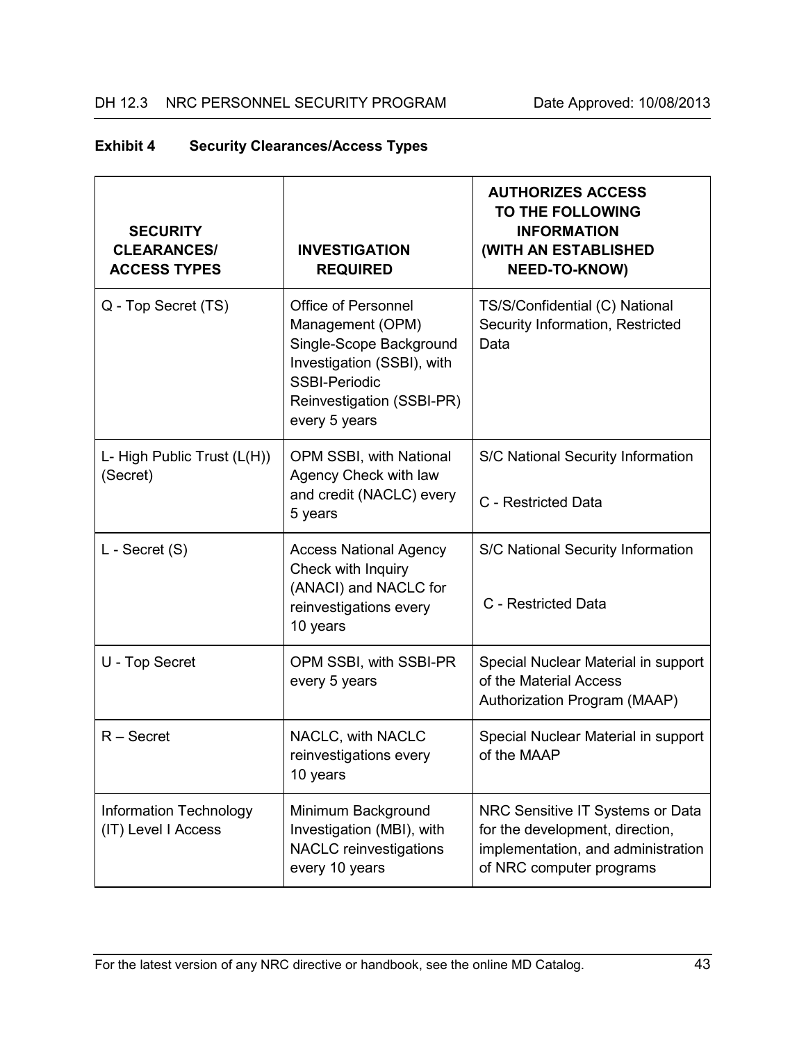**Exhibit 4 Security Clearances/Access Types**

| SECURITY CLEARANCES/ ACCESS TYPES | INVESTIGATION REQUIRED | AUTHORIZES ACCESS TO THE FOLLOWING INFORMATION (WITH AN ESTABLISHED NEED-TO-KNOW) |
|---|---|---|
| Q - Top Secret (TS) | Office of Personnel Management (OPM) Single-Scope Background Investigation (SSBI), with SSBI-Periodic Reinvestigation (SSBI-PR) every 5 years | TS/S/Confidential (C) National Security Information, Restricted Data |
| L- High Public Trust (L(H)) (Secret) | OPM SSBI, with National Agency Check with law and credit (NACLC) every 5 years | S/C National Security Information<br><br>C - Restricted Data |
| L - Secret (S) | Access National Agency Check with Inquiry (ANACI) and NACLC for reinvestigations every 10 years | S/C National Security Information<br><br>C - Restricted Data |
| U - Top Secret | OPM SSBI, with SSBI-PR every 5 years | Special Nuclear Material in support of the Material Access Authorization Program (MAAP) |
| R – Secret | NACLC, with NACLC reinvestigations every 10 years | Special Nuclear Material in support of the MAAP |
| Information Technology (IT) Level I Access | Minimum Background Investigation (MBI), with NACLC reinvestigations every 10 years | NRC Sensitive IT Systems or Data for the development, direction, implementation, and administration of NRC computer programs |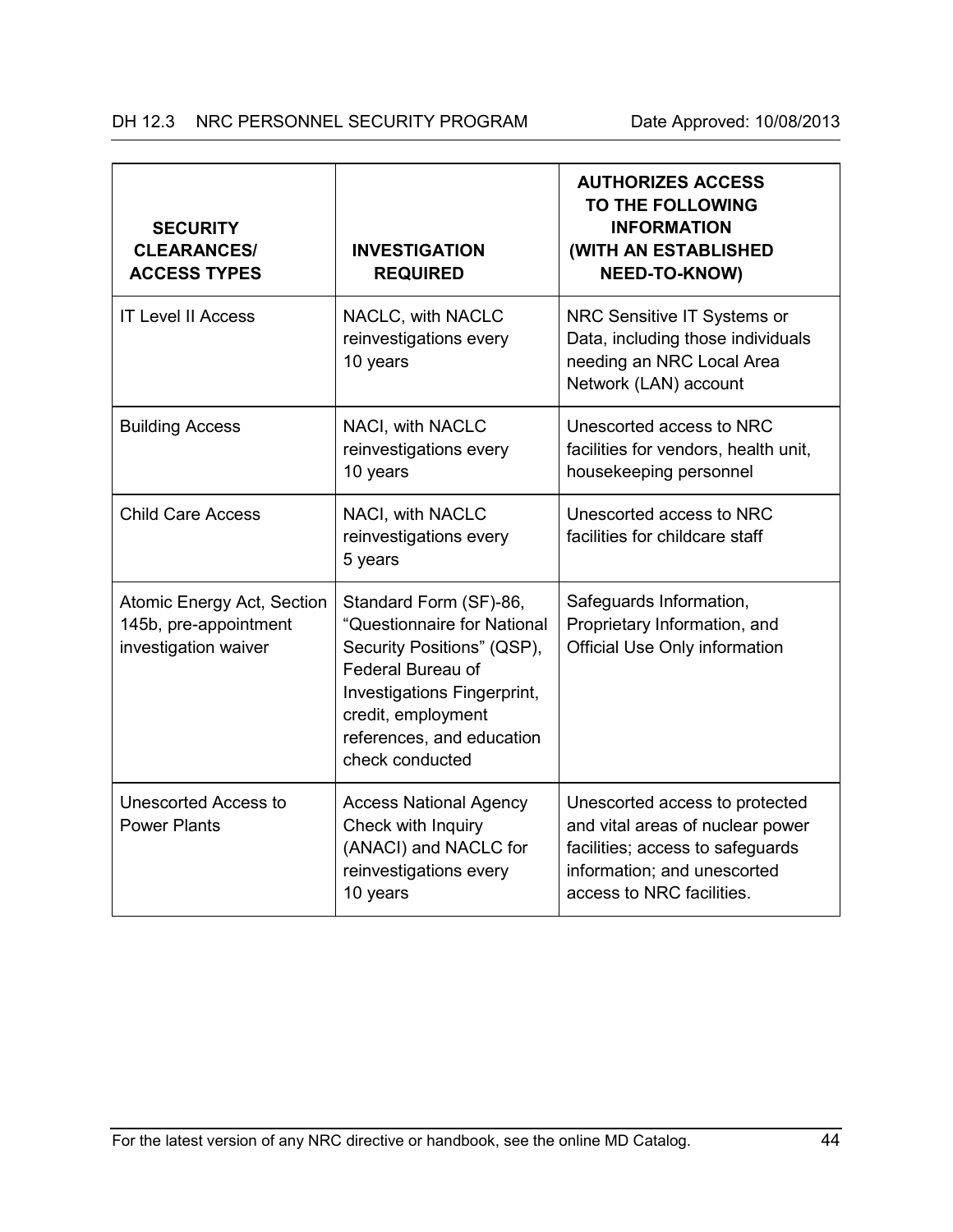| SECURITY CLEARANCES/ ACCESS TYPES | INVESTIGATION REQUIRED | AUTHORIZES ACCESS TO THE FOLLOWING INFORMATION (WITH AN ESTABLISHED NEED-TO-KNOW) |
|---|---|---|
| IT Level II Access | NACLC, with NACLC reinvestigations every 10 years | NRC Sensitive IT Systems or Data, including those individuals needing an NRC Local Area Network (LAN) account |
| Building Access | NACI, with NACLC reinvestigations every 10 years | Unescorted access to NRC facilities for vendors, health unit, housekeeping personnel |
| Child Care Access | NACI, with NACLC reinvestigations every 5 years | Unescorted access to NRC facilities for childcare staff |
| Atomic Energy Act, Section 145b, pre-appointment investigation waiver | Standard Form (SF)-86, "Questionnaire for National Security Positions" (QSP), Federal Bureau of Investigations Fingerprint, credit, employment references, and education check conducted | Safeguards Information, Proprietary Information, and Official Use Only information |
| Unescorted Access to Power Plants | Access National Agency Check with Inquiry (ANACI) and NACLC for reinvestigations every 10 years | Unescorted access to protected and vital areas of nuclear power facilities; access to safeguards information; and unescorted access to NRC facilities. |